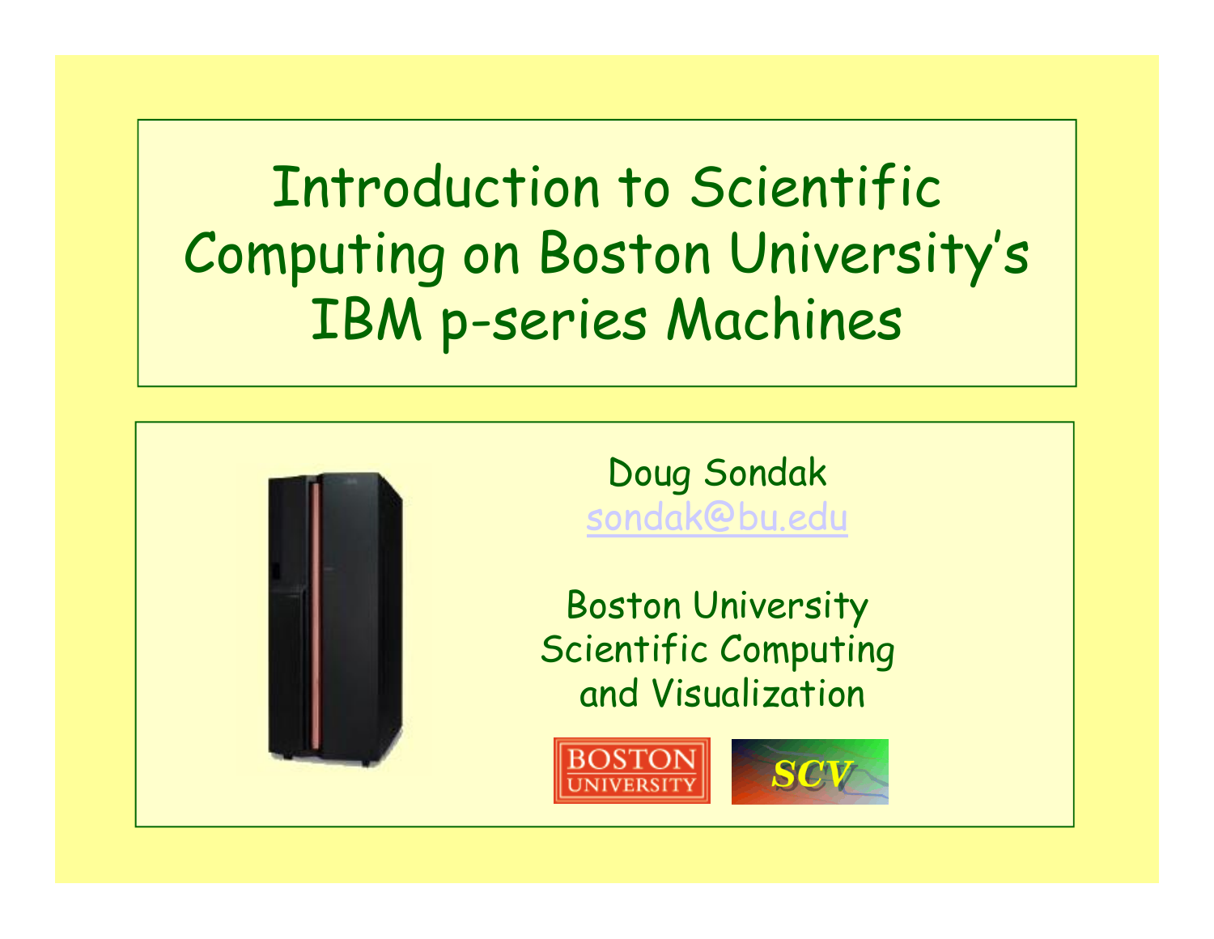# Introduction to Scientific Computing on Boston University's IBM p-series Machines

Doug Sondak

sondak@bu.edu

Boston University
Scientific Computing
and Visualization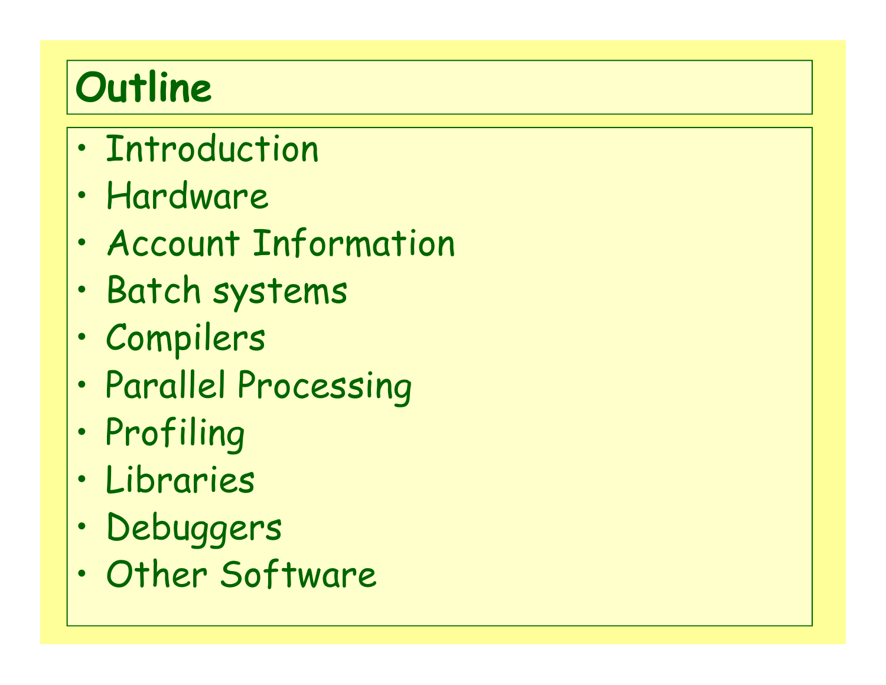# Outline

- Introduction
- Hardware
- Account Information
- Batch systems
- Compilers
- Parallel Processing
- Profiling
- Libraries
- Debuggers
- Other Software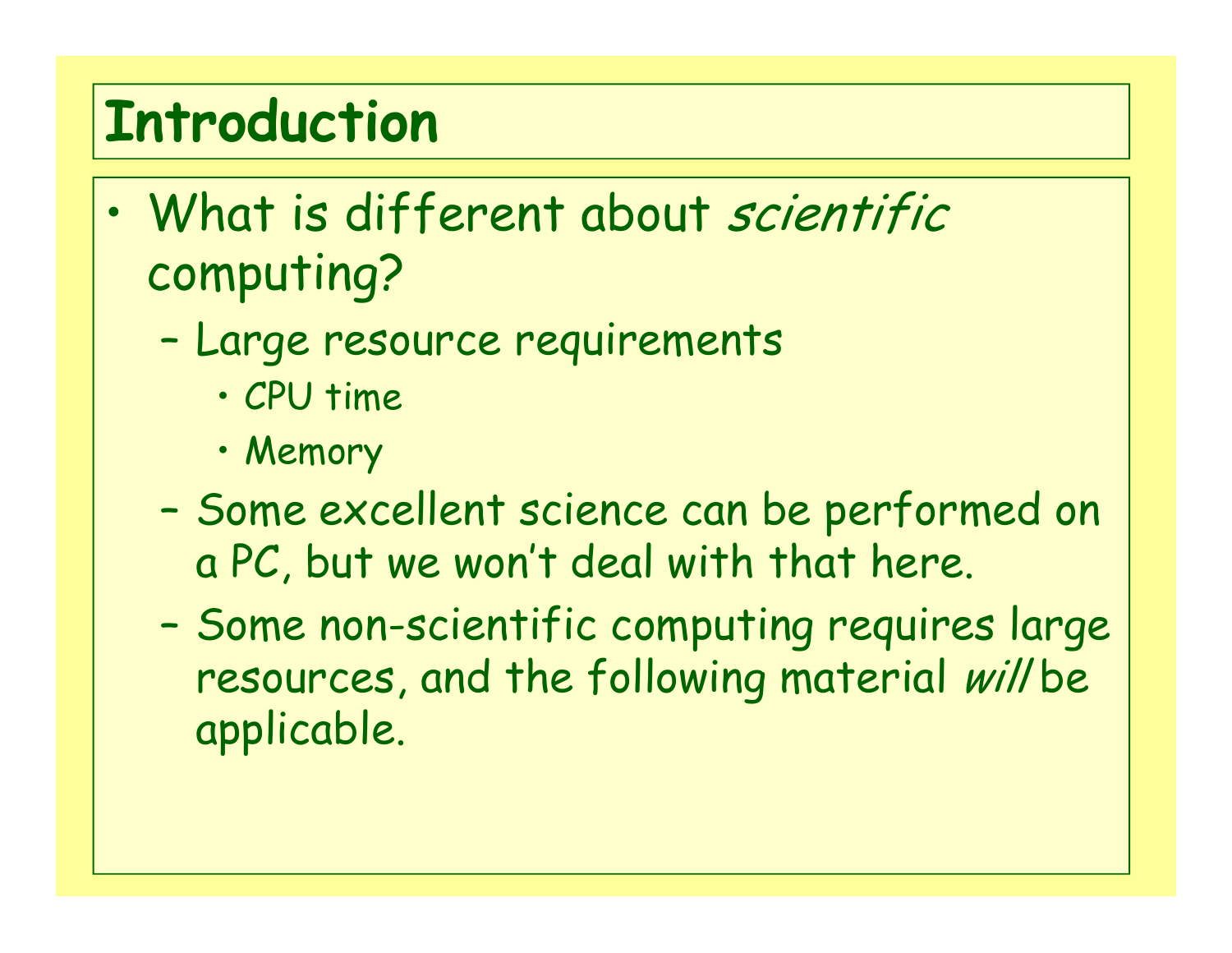# Introduction

- What is different about *scientific* computing?
  - Large resource requirements
    - CPU time
    - Memory
  - Some excellent science can be performed on a PC, but we won't deal with that here.
  - Some non-scientific computing requires large resources, and the following material *will* be applicable.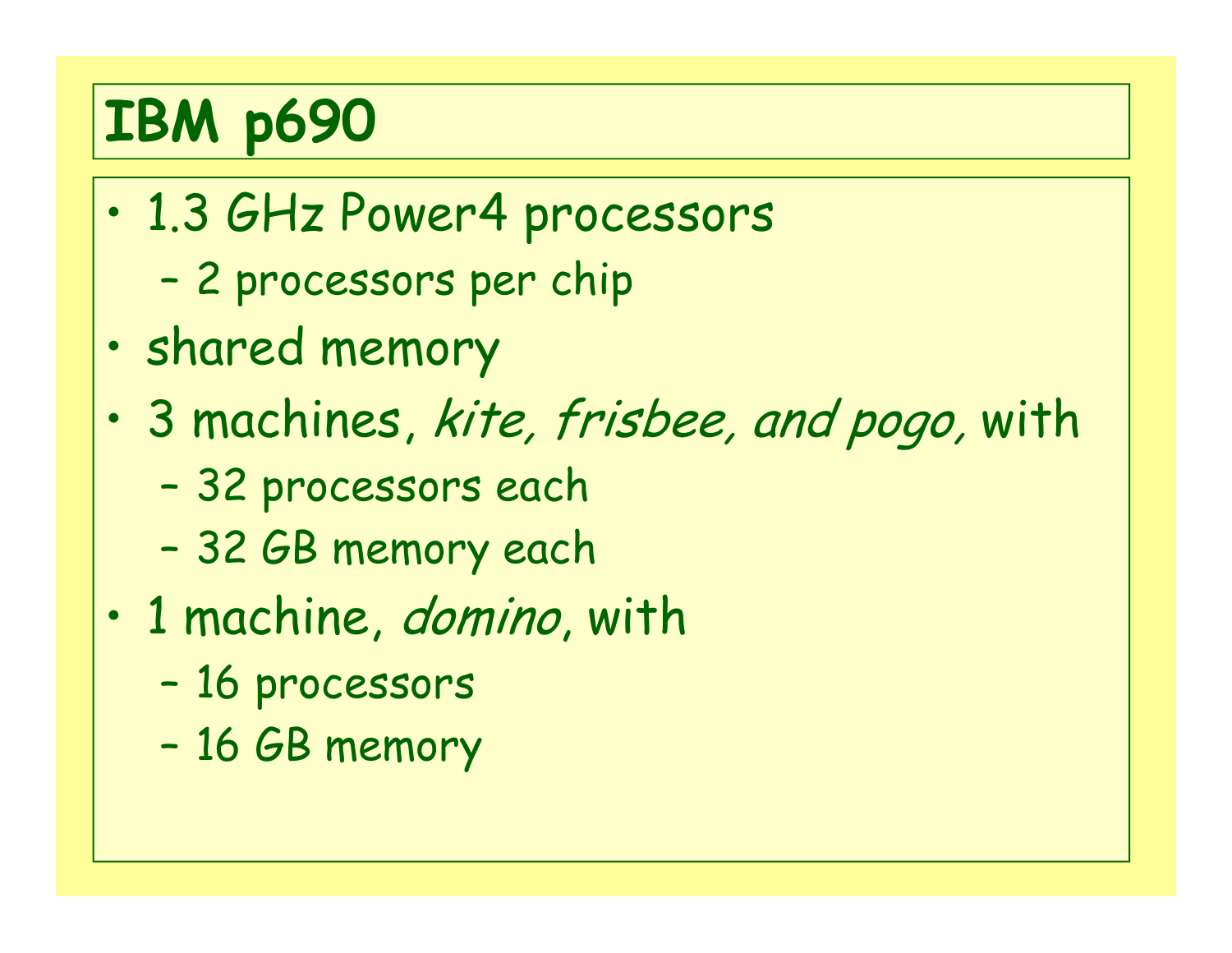# IBM p690

- 1.3 GHz Power4 processors
  - 2 processors per chip
- shared memory
- 3 machines, *kite, frisbee, and pogo,* with
  - 32 processors each
  - 32 GB memory each
- 1 machine, *domino*, with
  - 16 processors
  - 16 GB memory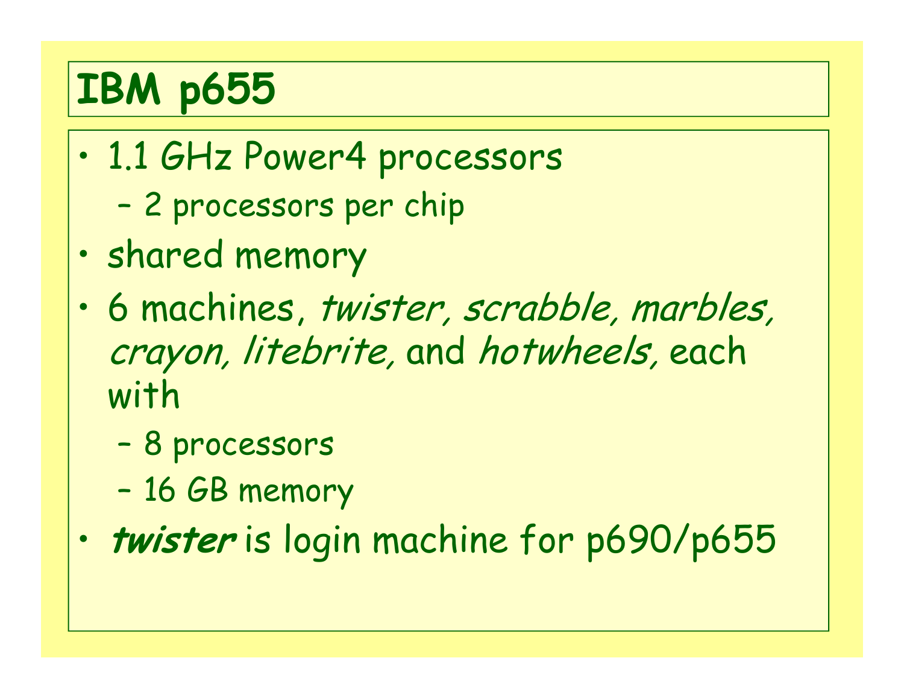# IBM p655

- 1.1 GHz Power4 processors
  - 2 processors per chip
- shared memory
- 6 machines, *twister, scrabble, marbles, crayon, litebrite,* and *hotwheels,* each with
  - 8 processors
  - 16 GB memory
- ***twister*** is login machine for p690/p655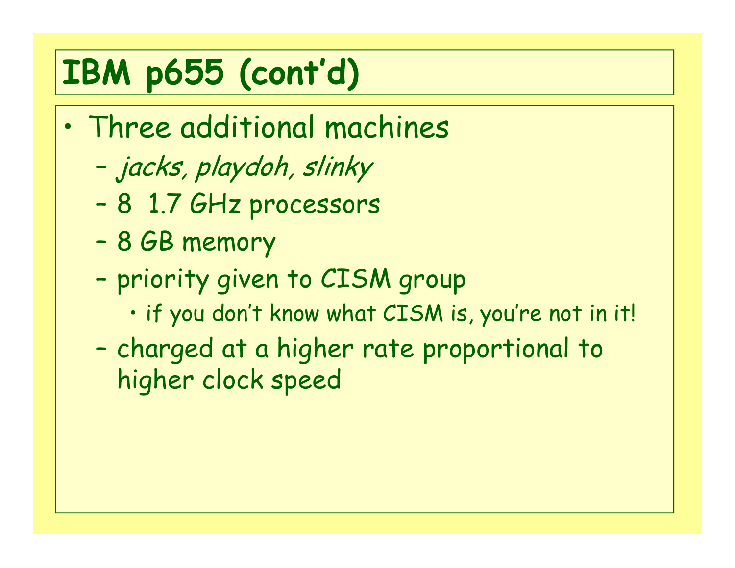# IBM p655 (cont'd)

- Three additional machines
  - *jacks, playdoh, slinky*
  - 8 1.7 GHz processors
  - 8 GB memory
  - priority given to CISM group
    - if you don't know what CISM is, you're not in it!
  - charged at a higher rate proportional to higher clock speed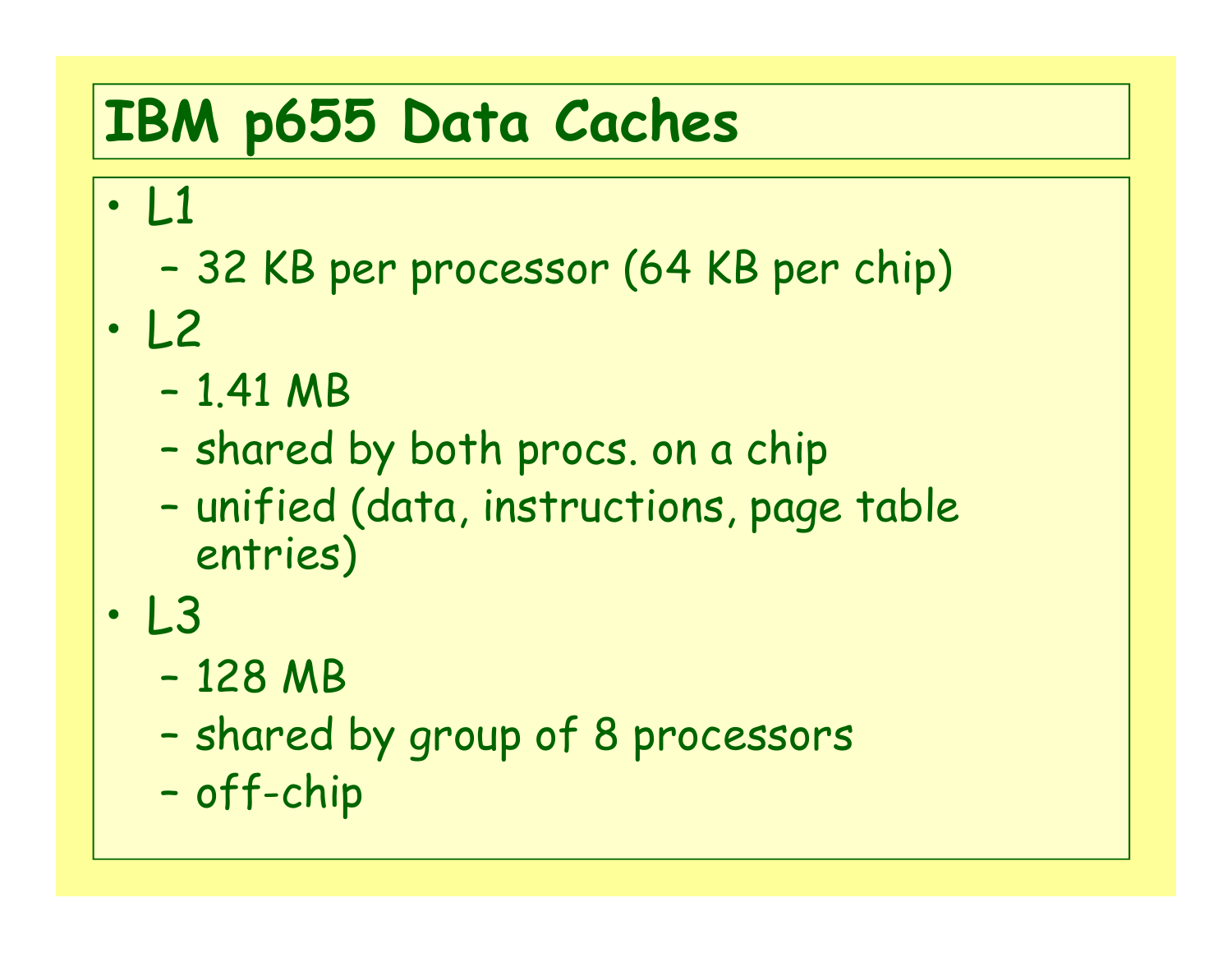# IBM p655 Data Caches

- L1
  - 32 KB per processor (64 KB per chip)
- L2
  - 1.41 MB
  - shared by both procs. on a chip
  - unified (data, instructions, page table entries)
- L3
  - 128 MB
  - shared by group of 8 processors
  - off-chip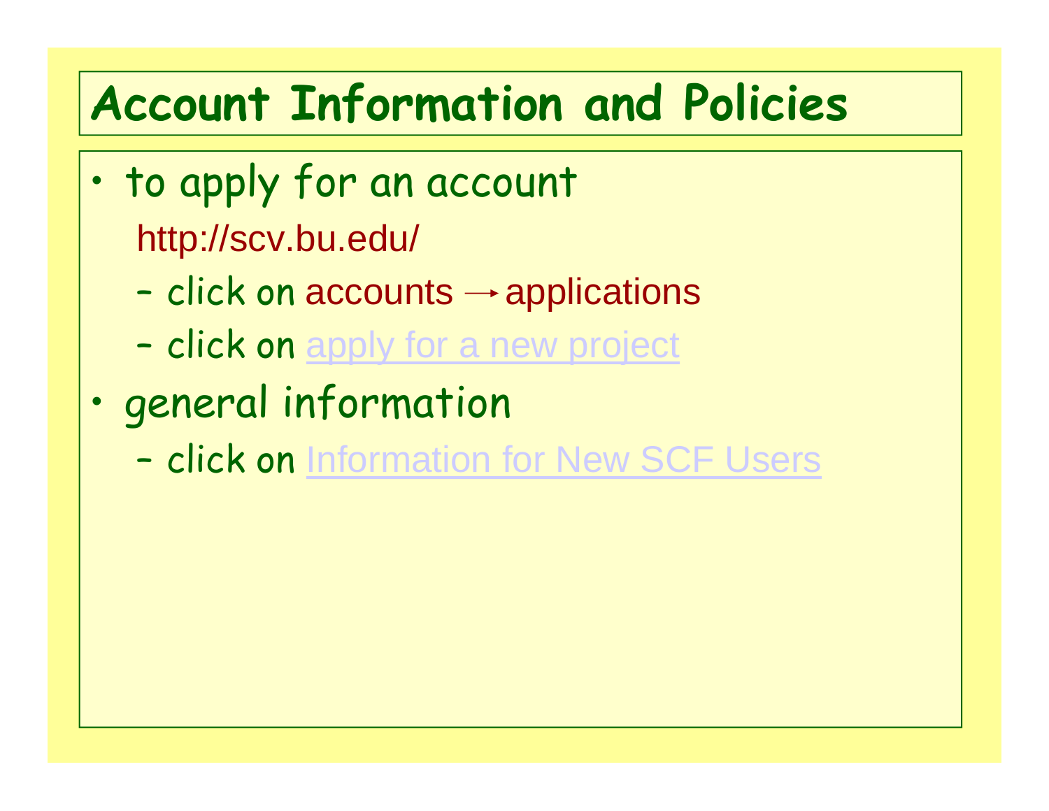# Account Information and Policies

- to apply for an account
  http://scv.bu.edu/
  - click on accounts → applications
  - click on apply for a new project
- general information
  - click on Information for New SCF Users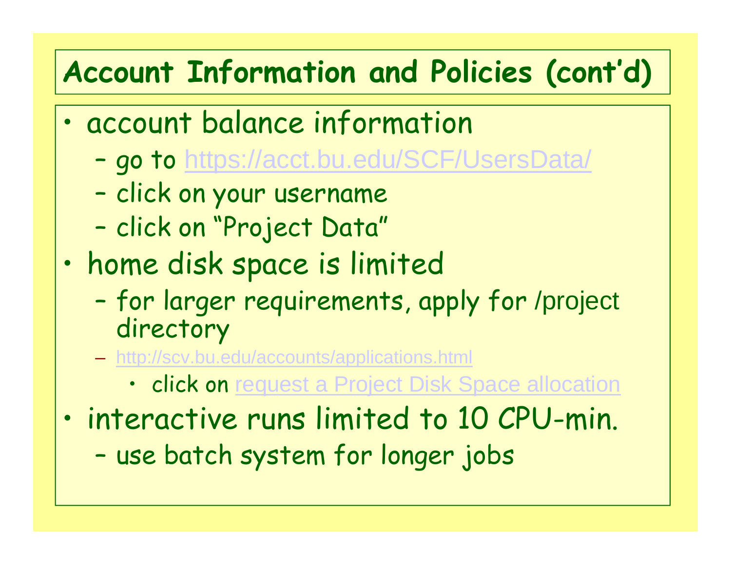# Account Information and Policies (cont'd)

- account balance information
  - go to https://acct.bu.edu/SCF/UsersData/
  - click on your username
  - click on "Project Data"
- home disk space is limited
  - for larger requirements, apply for /project directory
  - http://scv.bu.edu/accounts/applications.html
    - click on request a Project Disk Space allocation
- interactive runs limited to 10 CPU-min.
  - use batch system for longer jobs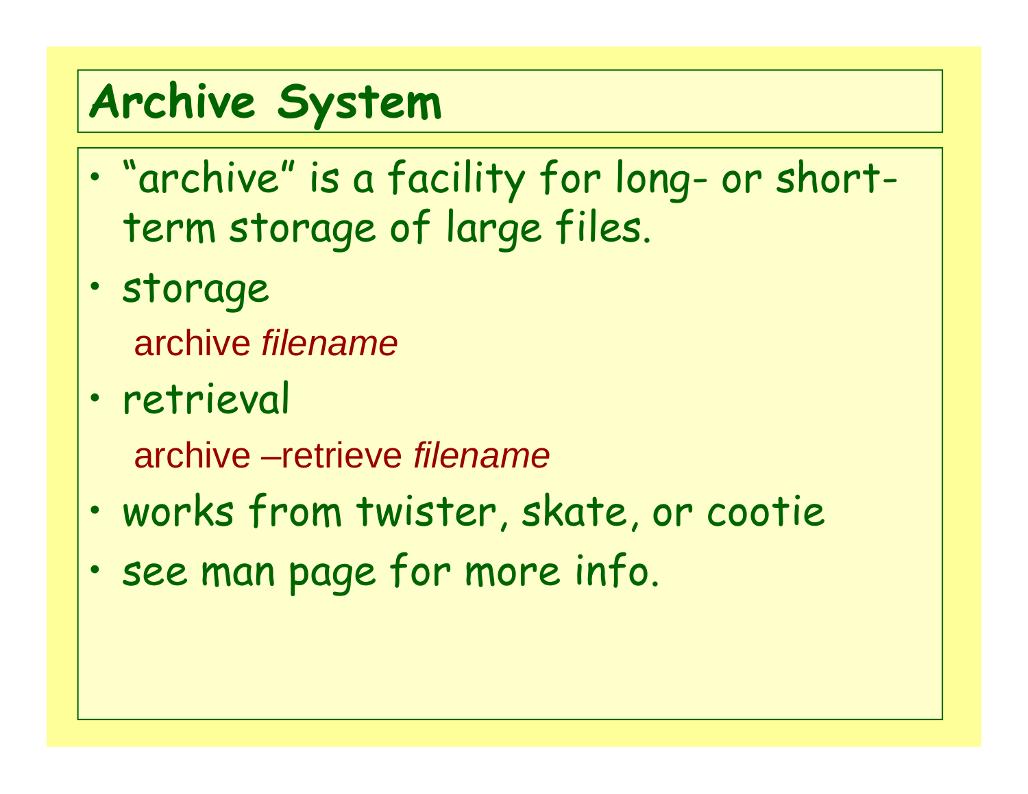# Archive System

- "archive" is a facility for long- or short-term storage of large files.
- storage

  archive *filename*

- retrieval

  archive –retrieve *filename*

- works from twister, skate, or cootie
- see man page for more info.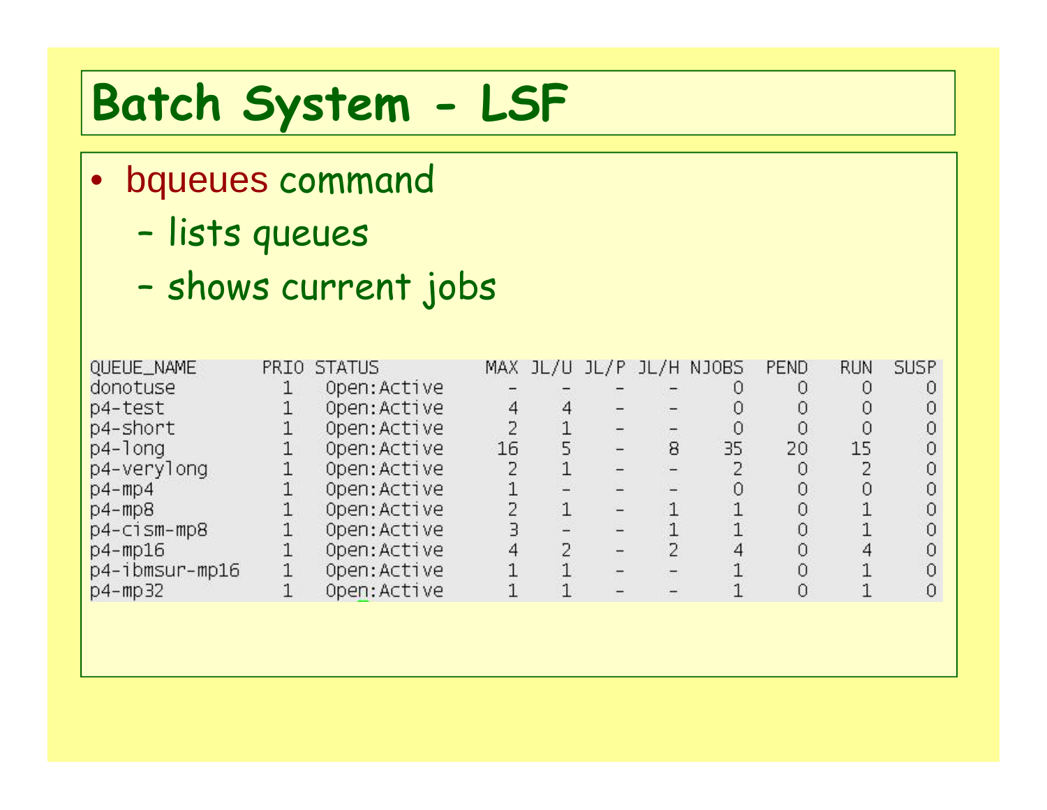# Batch System - LSF

- bqueues command
  - lists queues
  - shows current jobs

| QUEUE_NAME | PRIO | STATUS | MAX | JL/U | JL/P | JL/H | NJOBS | PEND | RUN | SUSP |
|---|---|---|---|---|---|---|---|---|---|---|
| donotuse | 1 | Open:Active | - | - | - | - | 0 | 0 | 0 | 0 |
| p4-test | 1 | Open:Active | 4 | 4 | - | - | 0 | 0 | 0 | 0 |
| p4-short | 1 | Open:Active | 2 | 1 | - | - | 0 | 0 | 0 | 0 |
| p4-long | 1 | Open:Active | 16 | 5 | - | 8 | 35 | 20 | 15 | 0 |
| p4-verylong | 1 | Open:Active | 2 | 1 | - | - | 2 | 0 | 2 | 0 |
| p4-mp4 | 1 | Open:Active | 1 | - | - | - | 0 | 0 | 0 | 0 |
| p4-mp8 | 1 | Open:Active | 2 | 1 | - | 1 | 1 | 0 | 1 | 0 |
| p4-cism-mp8 | 1 | Open:Active | 3 | - | - | 1 | 1 | 0 | 1 | 0 |
| p4-mp16 | 1 | Open:Active | 4 | 2 | - | 2 | 4 | 0 | 4 | 0 |
| p4-ibmsur-mp16 | 1 | Open:Active | 1 | 1 | - | - | 1 | 0 | 1 | 0 |
| p4-mp32 | 1 | Open:Active | 1 | 1 | - | - | 1 | 0 | 1 | 0 |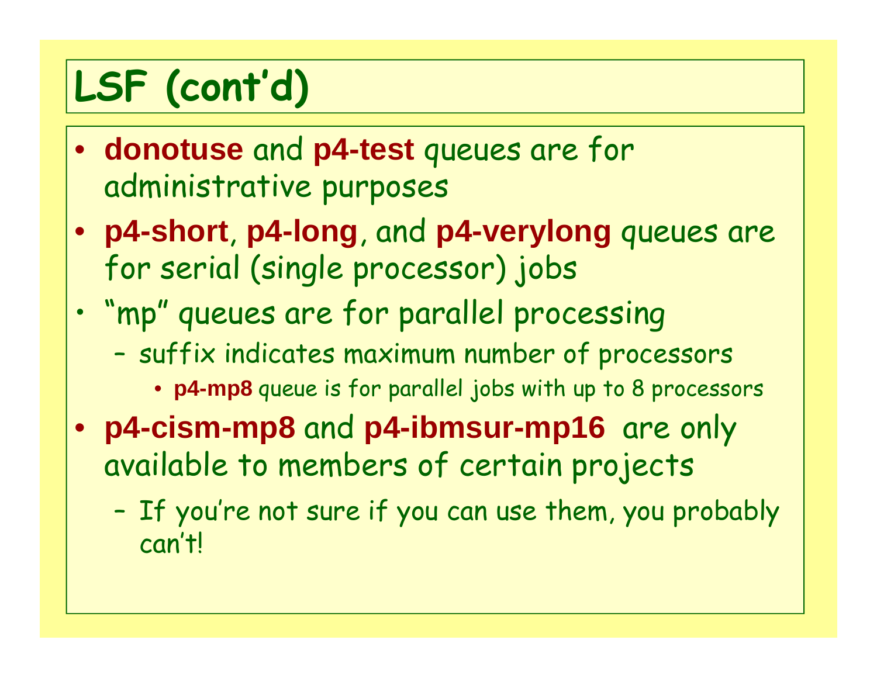# LSF (cont'd)

- **donotuse** and **p4-test** queues are for administrative purposes
- **p4-short**, **p4-long**, and **p4-verylong** queues are for serial (single processor) jobs
- "mp" queues are for parallel processing
  - suffix indicates maximum number of processors
    - **p4-mp8** queue is for parallel jobs with up to 8 processors
- **p4-cism-mp8** and **p4-ibmsur-mp16** are only available to members of certain projects
  - If you're not sure if you can use them, you probably can't!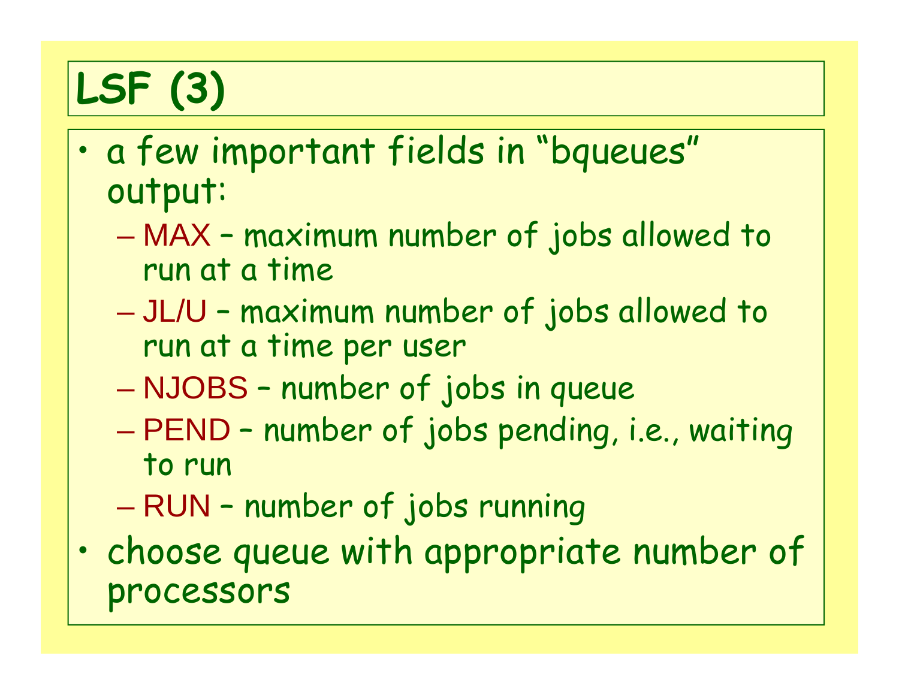# LSF (3)

- a few important fields in "bqueues" output:
  - MAX – maximum number of jobs allowed to run at a time
  - JL/U – maximum number of jobs allowed to run at a time per user
  - NJOBS – number of jobs in queue
  - PEND – number of jobs pending, i.e., waiting to run
  - RUN – number of jobs running
- choose queue with appropriate number of processors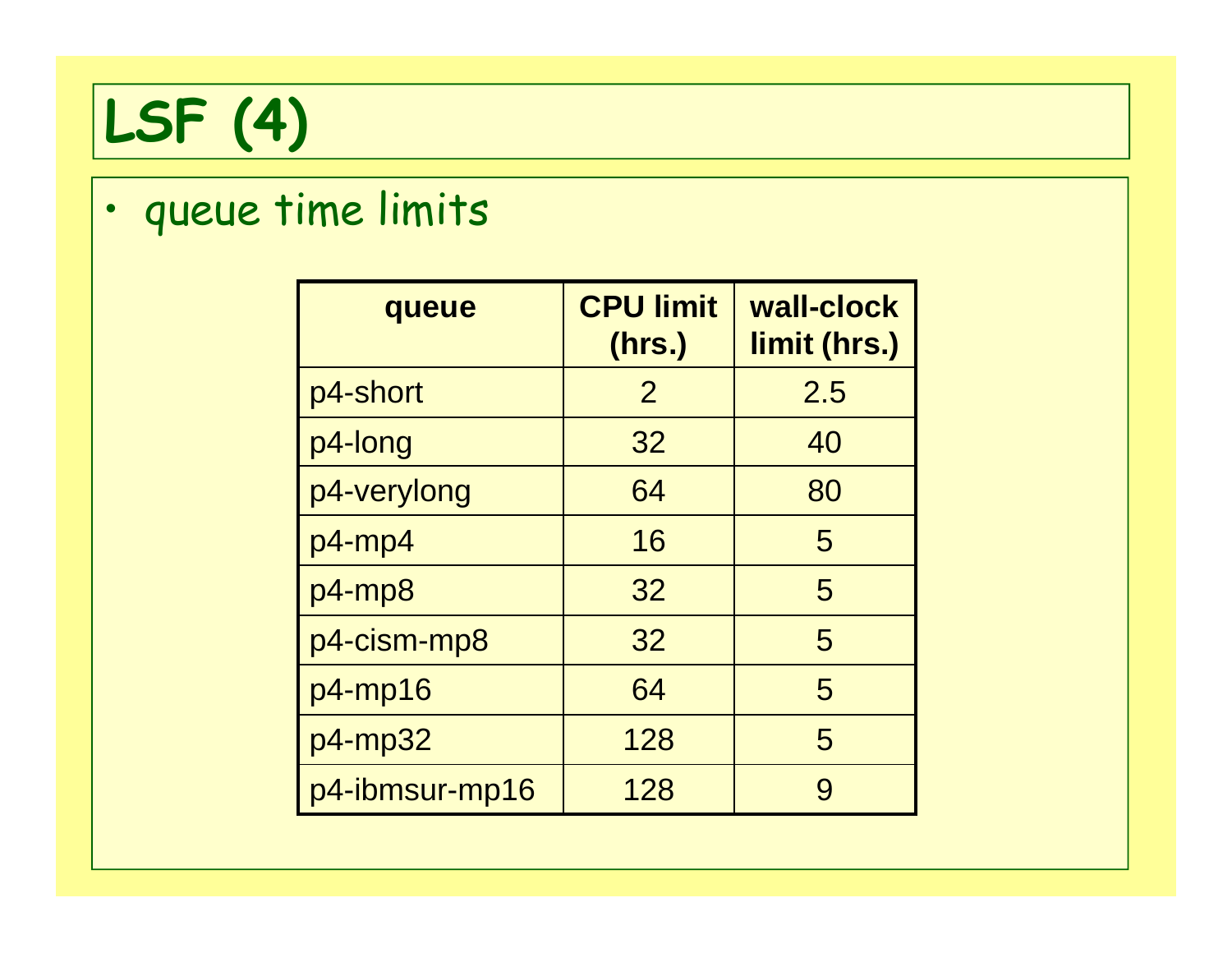# LSF (4)

- queue time limits

| queue | CPU limit (hrs.) | wall-clock limit (hrs.) |
|---|---|---|
| p4-short | 2 | 2.5 |
| p4-long | 32 | 40 |
| p4-verylong | 64 | 80 |
| p4-mp4 | 16 | 5 |
| p4-mp8 | 32 | 5 |
| p4-cism-mp8 | 32 | 5 |
| p4-mp16 | 64 | 5 |
| p4-mp32 | 128 | 5 |
| p4-ibmsur-mp16 | 128 | 9 |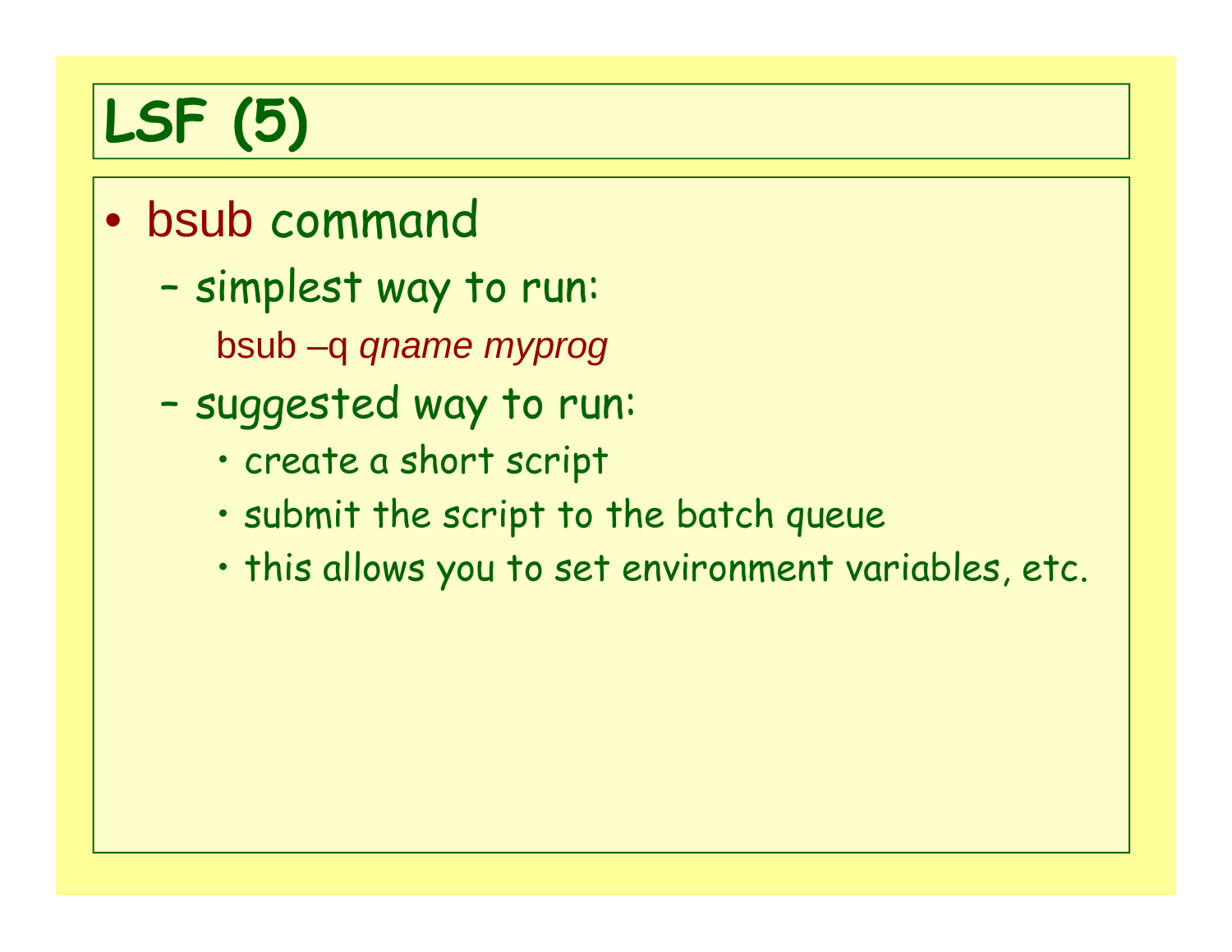# LSF (5)

- bsub command
  - simplest way to run:

    bsub –q *qname myprog*

  - suggested way to run:
    - create a short script
    - submit the script to the batch queue
    - this allows you to set environment variables, etc.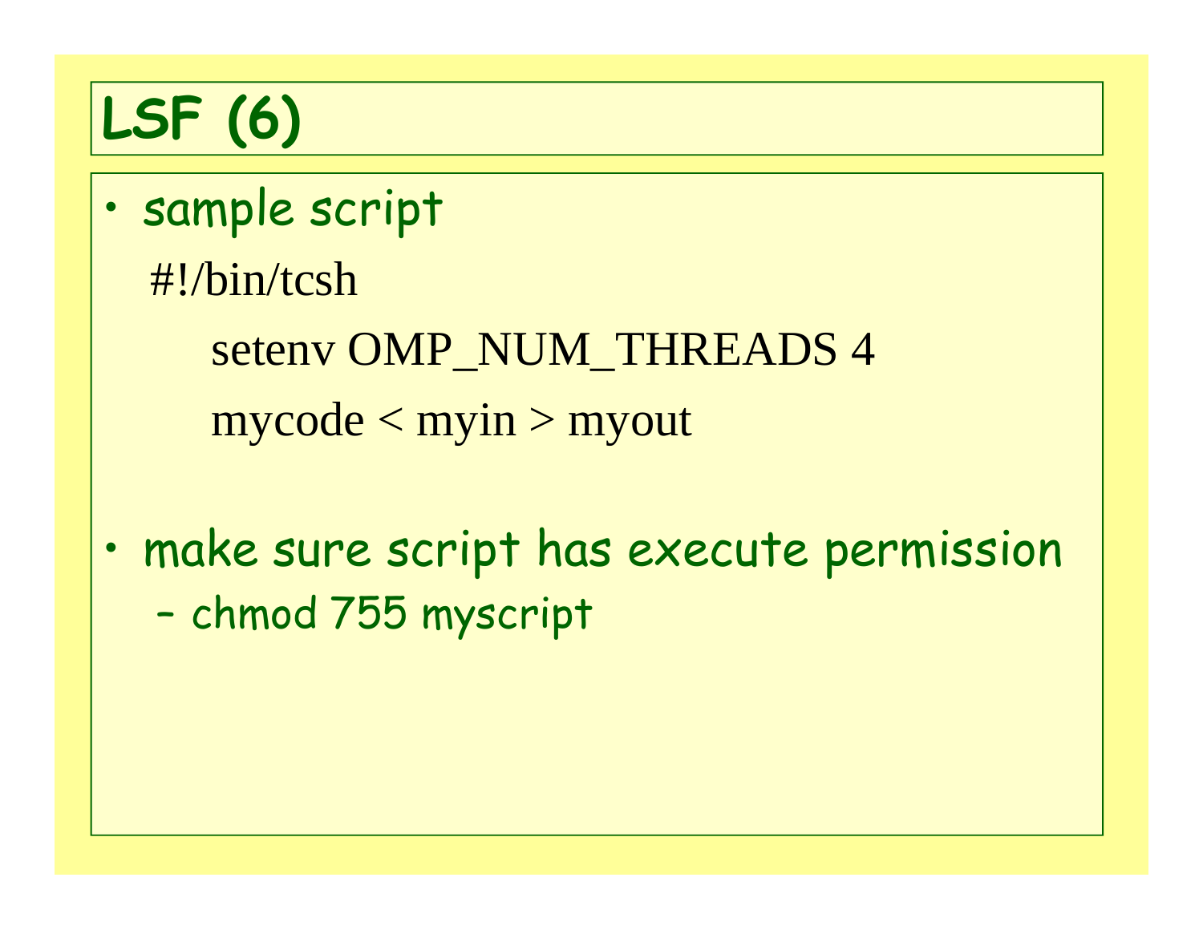# LSF (6)

- sample script

```
#!/bin/tcsh
    setenv OMP_NUM_THREADS 4
    mycode < myin > myout
```

- make sure script has execute permission
  - chmod 755 myscript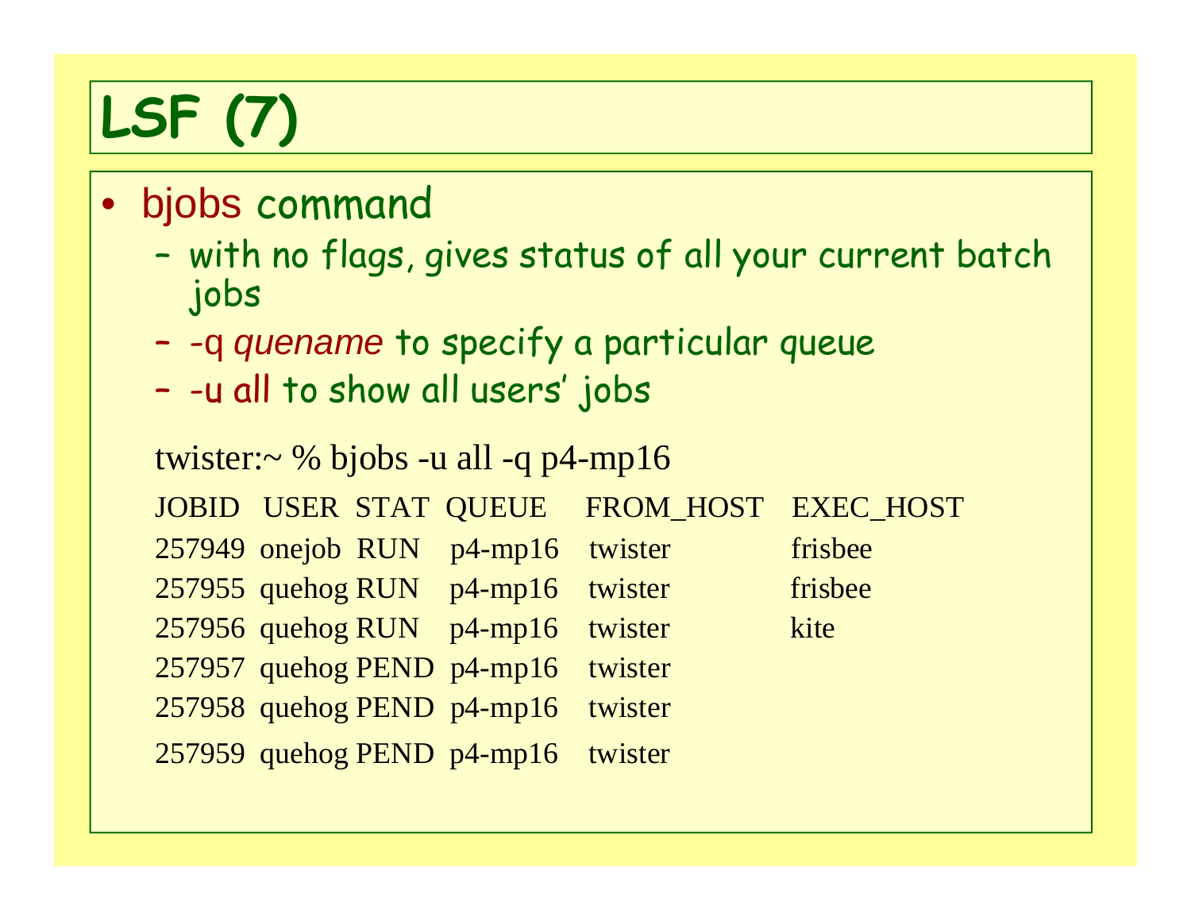# LSF (7)

- bjobs command
  - with no flags, gives status of all your current batch jobs
  - -q *quename* to specify a particular queue
  - -u all to show all users' jobs

```
twister:~ % bjobs -u all -q p4-mp16
JOBID   USER   STAT  QUEUE    FROM_HOST  EXEC_HOST
257949  onejob RUN   p4-mp16  twister    frisbee
257955  quehog RUN   p4-mp16  twister    frisbee
257956  quehog RUN   p4-mp16  twister    kite
257957  quehog PEND  p4-mp16  twister
257958  quehog PEND  p4-mp16  twister
257959  quehog PEND  p4-mp16  twister
```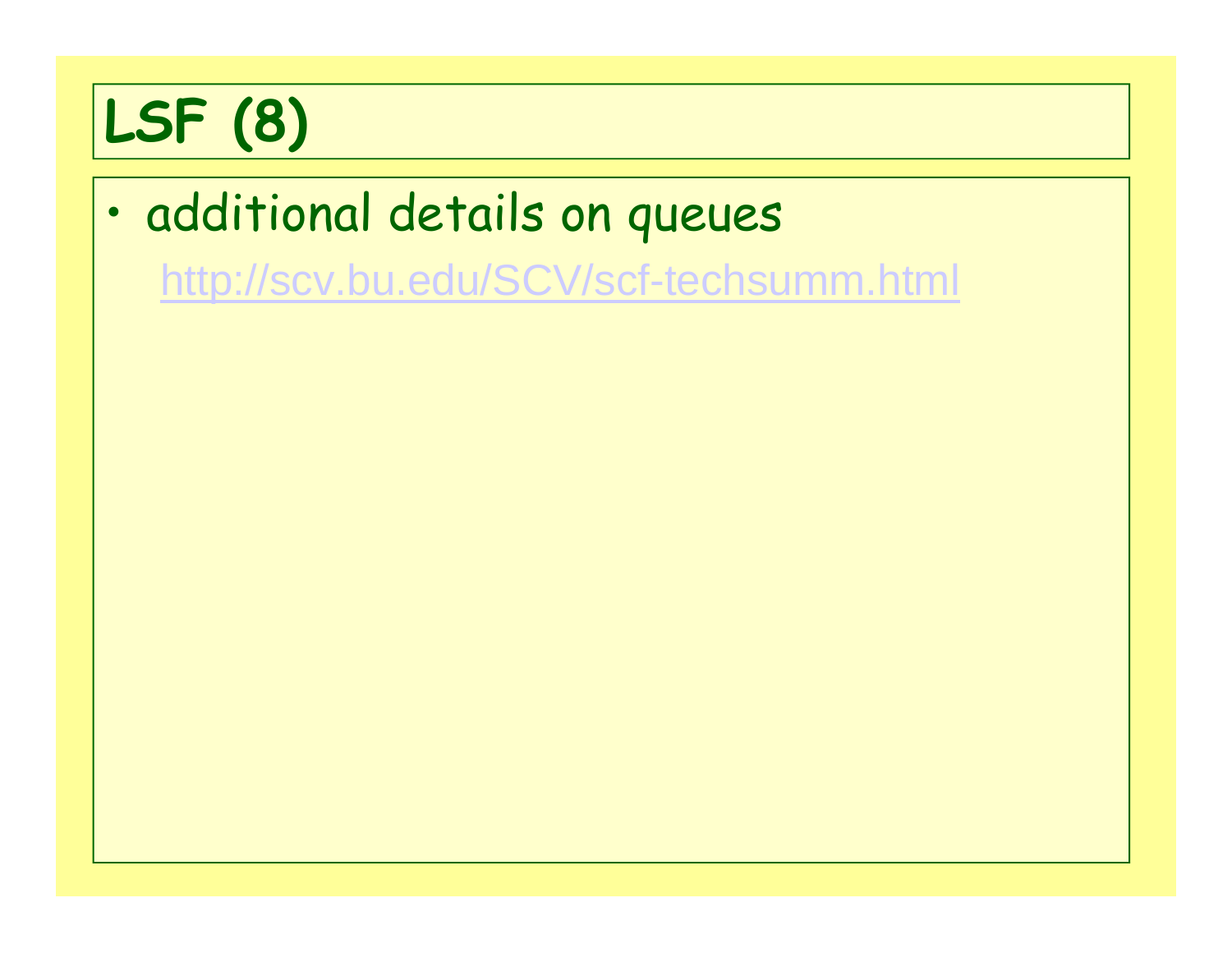# LSF (8)

- additional details on queues

  http://scv.bu.edu/SCV/scf-techsumm.html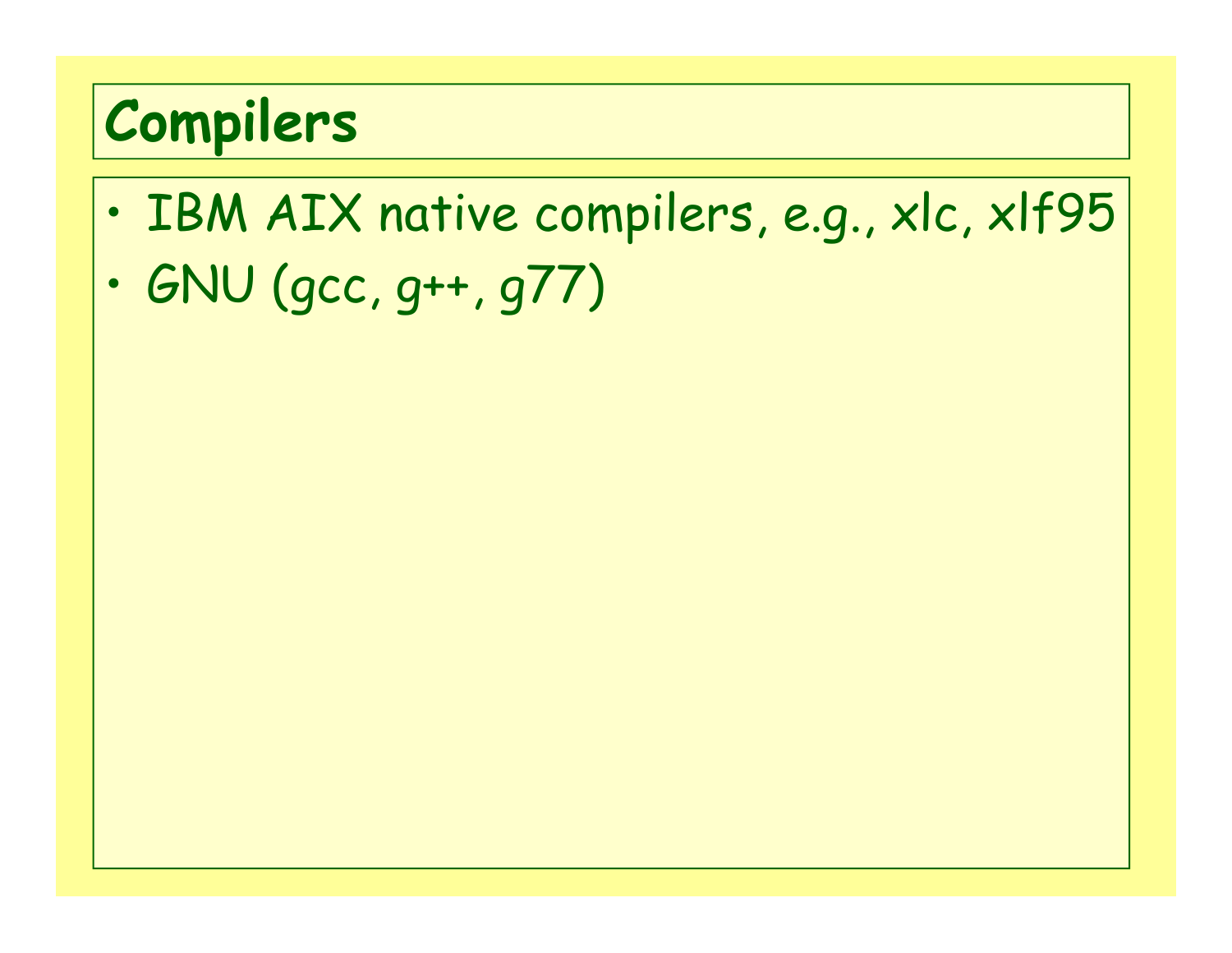# Compilers

- IBM AIX native compilers, e.g., xlc, xlf95
- GNU (gcc, g++, g77)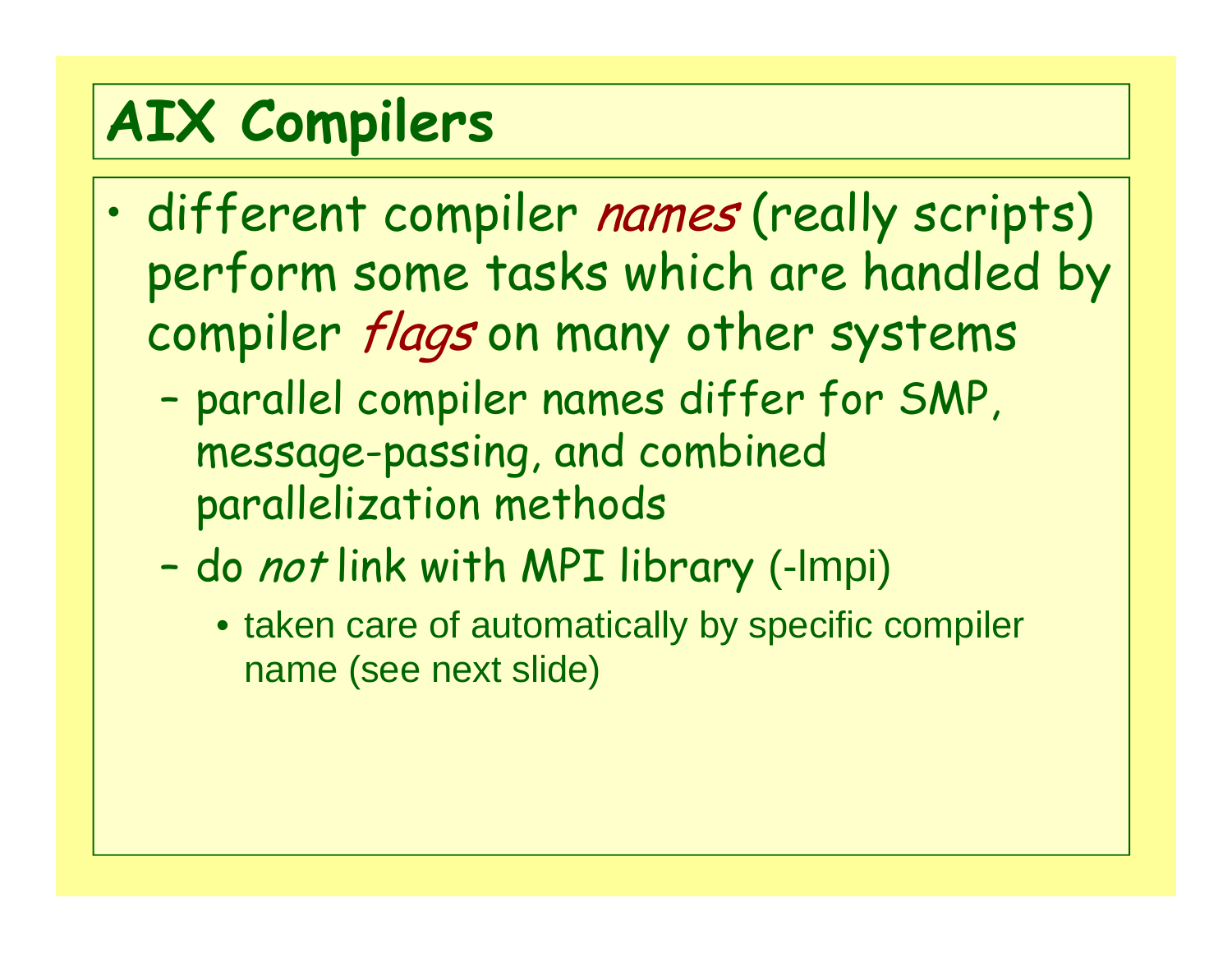# AIX Compilers

- different compiler *names* (really scripts) perform some tasks which are handled by compiler *flags* on many other systems
  - parallel compiler names differ for SMP, message-passing, and combined parallelization methods
  - do *not* link with MPI library (-lmpi)
    - taken care of automatically by specific compiler name (see next slide)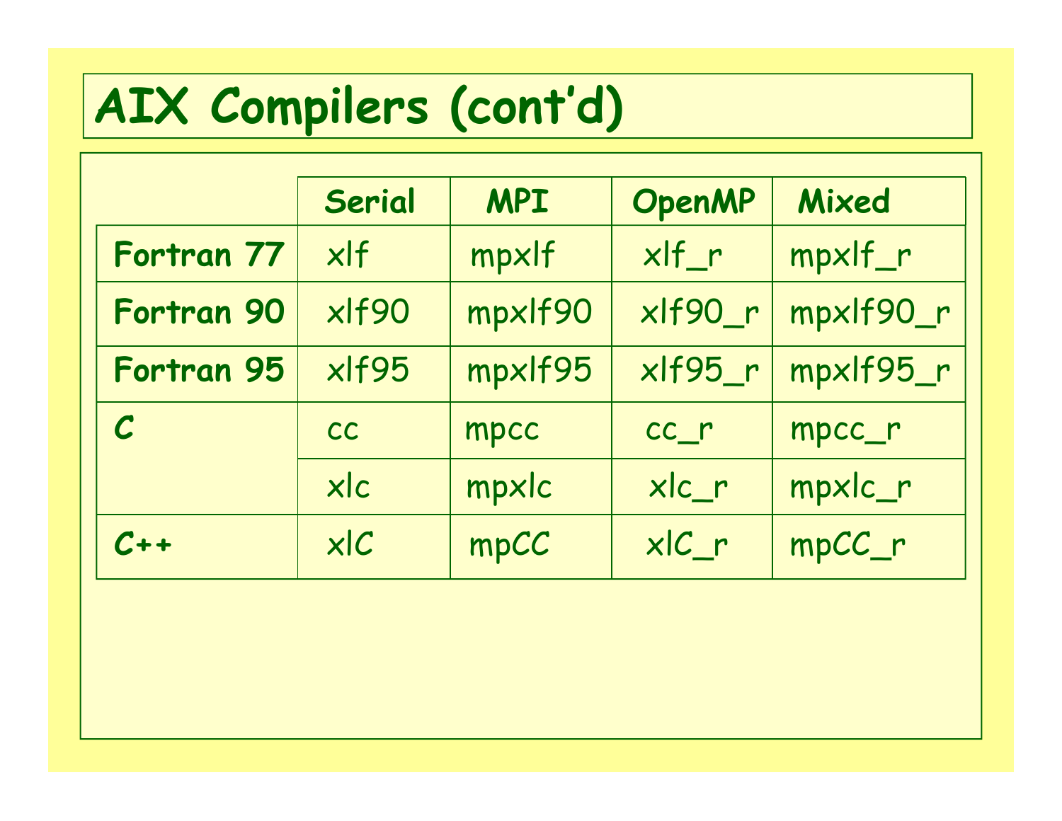# AIX Compilers (cont'd)

| | Serial | MPI | OpenMP | Mixed |
|---|---|---|---|---|
| **Fortran 77** | xlf | mpxlf | xlf_r | mpxlf_r |
| **Fortran 90** | xlf90 | mpxlf90 | xlf90_r | mpxlf90_r |
| **Fortran 95** | xlf95 | mpxlf95 | xlf95_r | mpxlf95_r |
| **C** | cc | mpcc | cc_r | mpcc_r |
| | xlc | mpxlc | xlc_r | mpxlc_r |
| **C++** | xlC | mpCC | xlC_r | mpCC_r |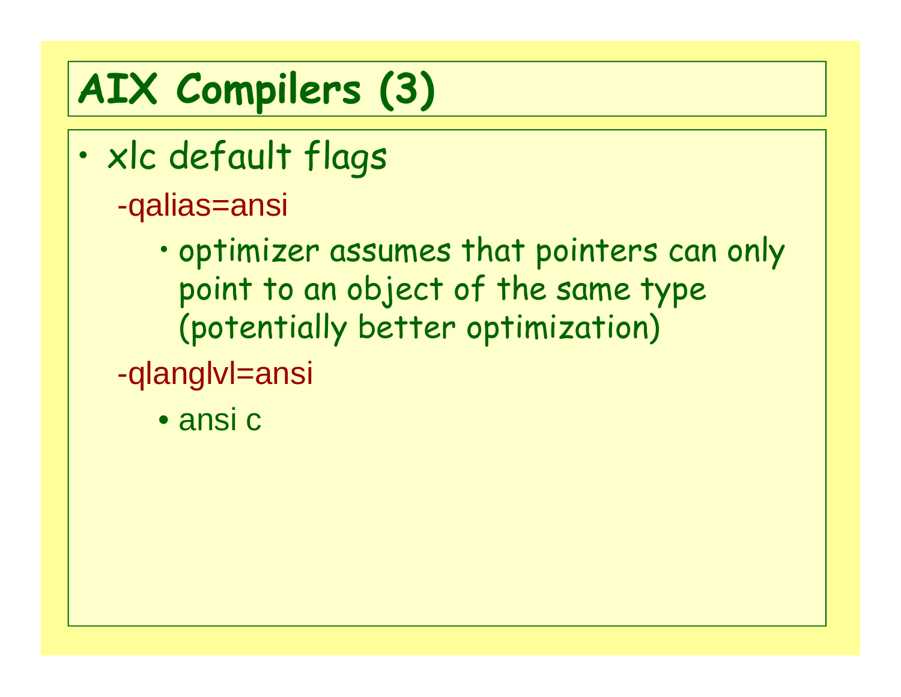# AIX Compilers (3)

- xlc default flags
  - -qalias=ansi
    - optimizer assumes that pointers can only point to an object of the same type (potentially better optimization)
  - -qlanglvl=ansi
    - ansi c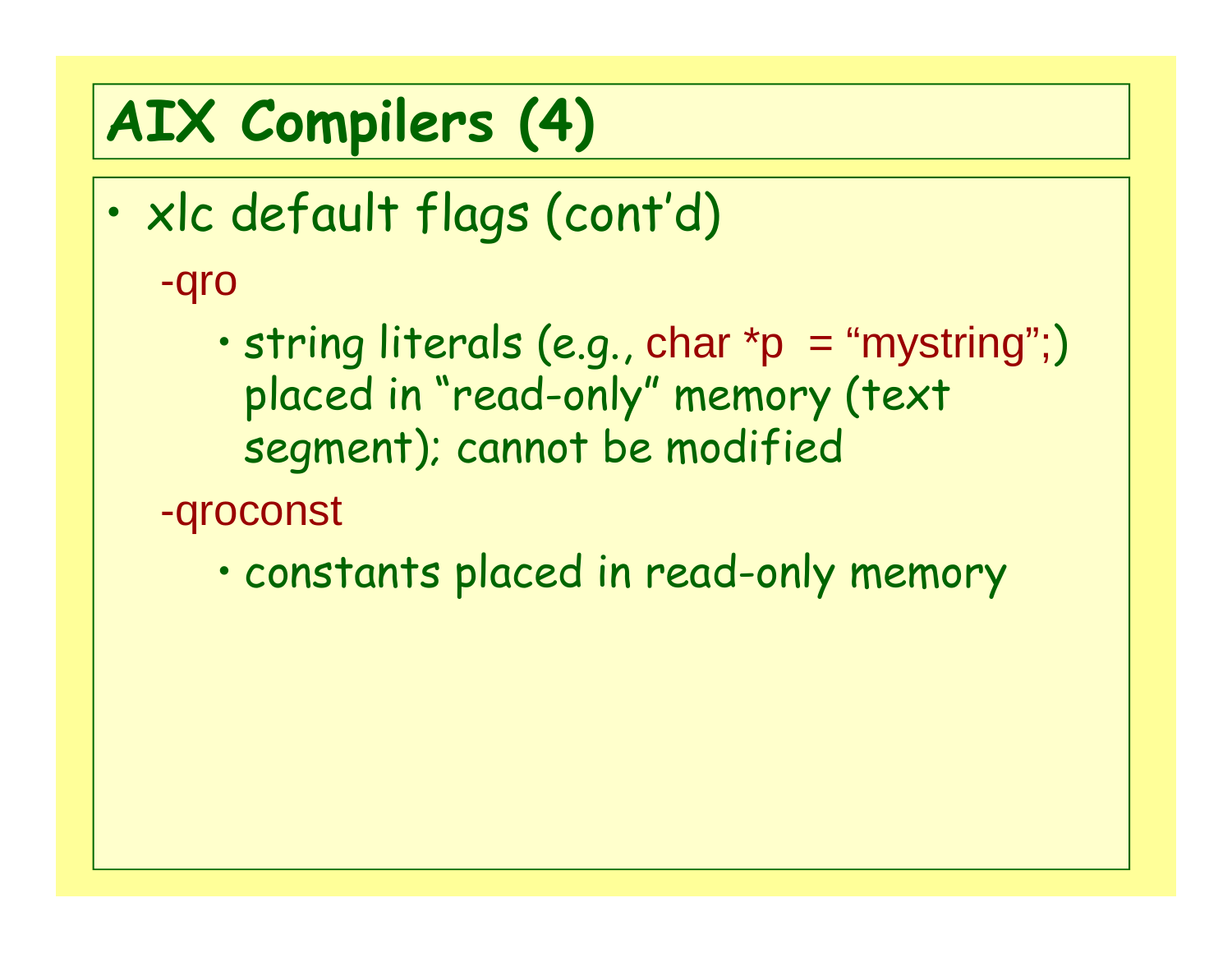# AIX Compilers (4)

- xlc default flags (cont'd)
  - -qro
    - string literals (e.g., char *p  = "mystring";) placed in "read-only" memory (text segment); cannot be modified
  - -qroconst
    - constants placed in read-only memory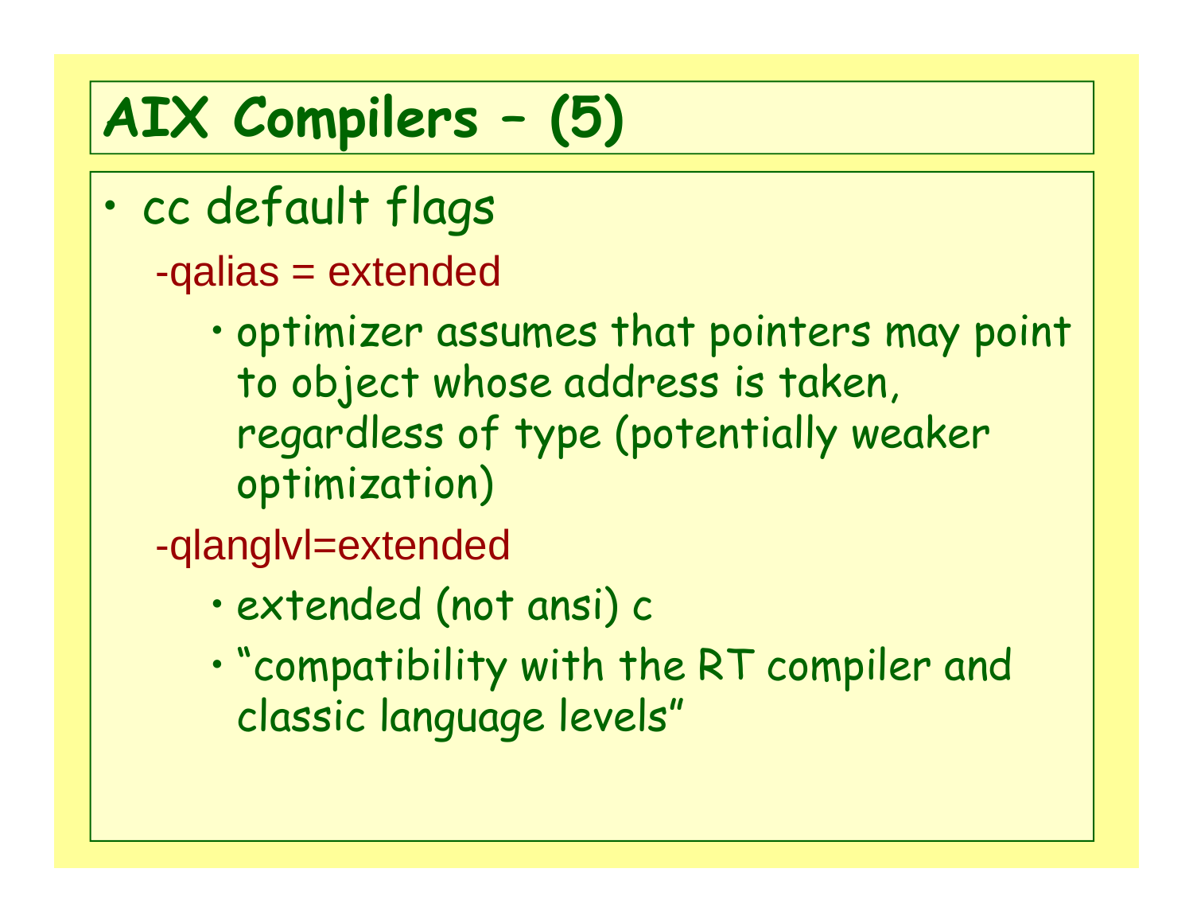# AIX Compilers – (5)

- cc default flags
  - -qalias = extended
    - optimizer assumes that pointers may point to object whose address is taken, regardless of type (potentially weaker optimization)
  - -qlanglvl=extended
    - extended (not ansi) c
    - “compatibility with the RT compiler and classic language levels”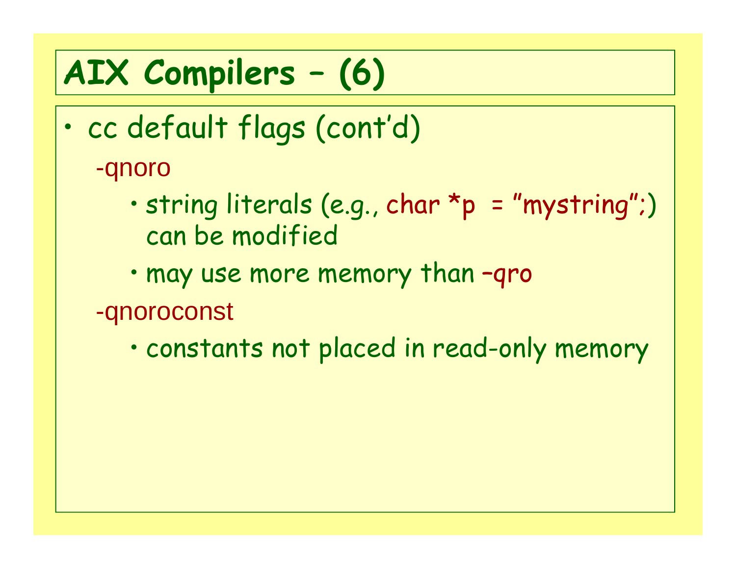# AIX Compilers – (6)

- cc default flags (cont'd)
  - -qnoro
    - string literals (e.g., char *p = "mystring";) can be modified
    - may use more memory than –qro
  - -qnoroconst
    - constants not placed in read-only memory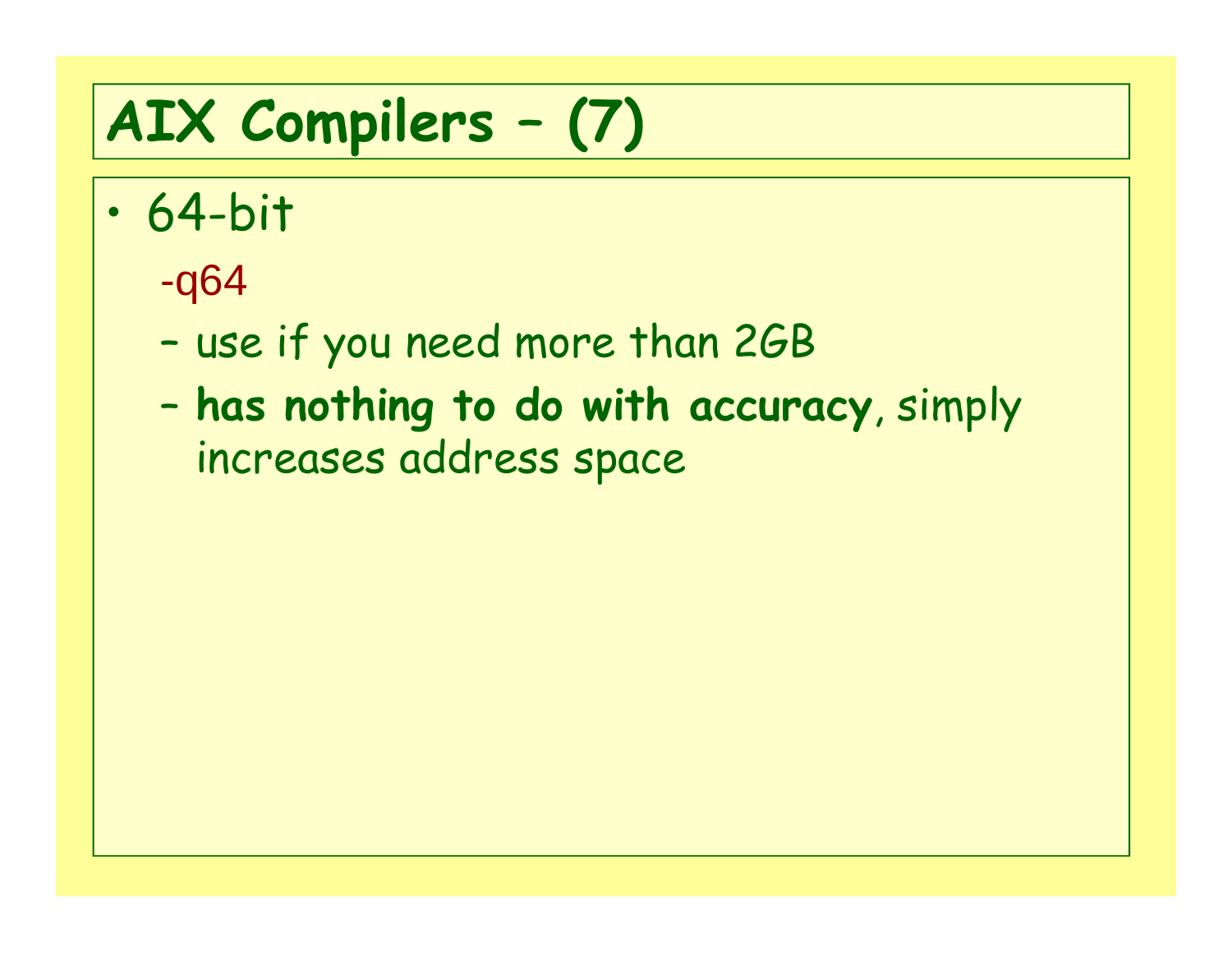# AIX Compilers – (7)

- 64-bit

  -q64

  - use if you need more than 2GB
  - **has nothing to do with accuracy**, simply increases address space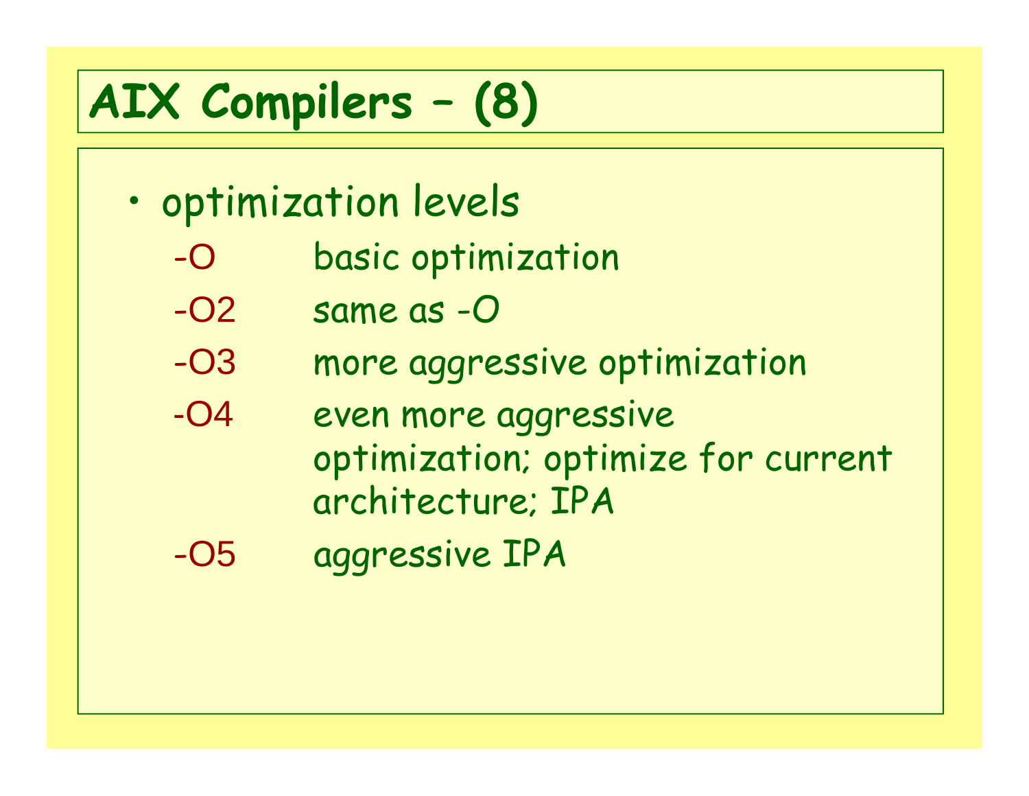# AIX Compilers – (8)

- optimization levels

| | |
|---|---|
| -O | basic optimization |
| -O2 | same as -O |
| -O3 | more aggressive optimization |
| -O4 | even more aggressive optimization; optimize for current architecture; IPA |
| -O5 | aggressive IPA |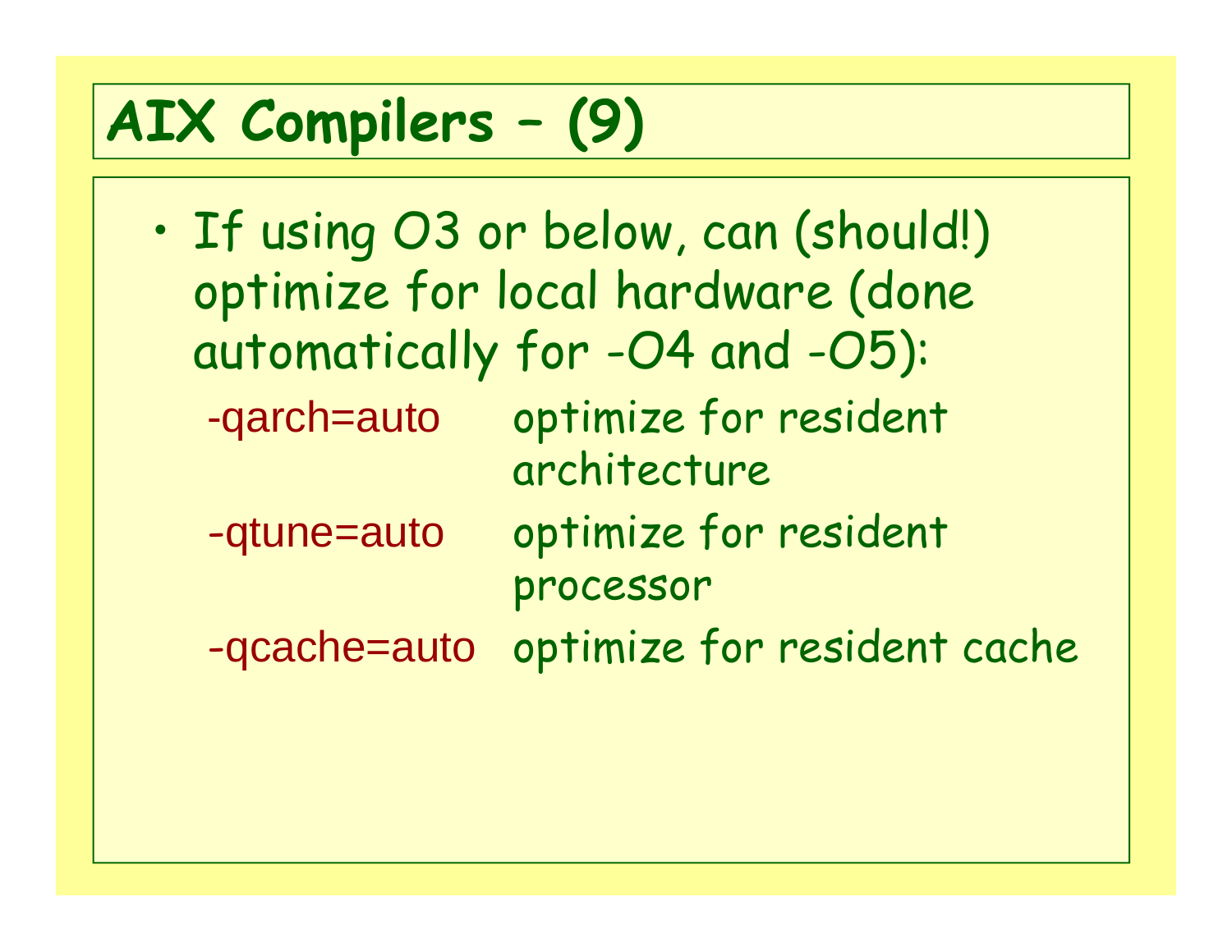# AIX Compilers – (9)

- If using O3 or below, can (should!) optimize for local hardware (done automatically for -O4 and -O5):

| | |
|---|---|
| -qarch=auto | optimize for resident architecture |
| -qtune=auto | optimize for resident processor |
| -qcache=auto | optimize for resident cache |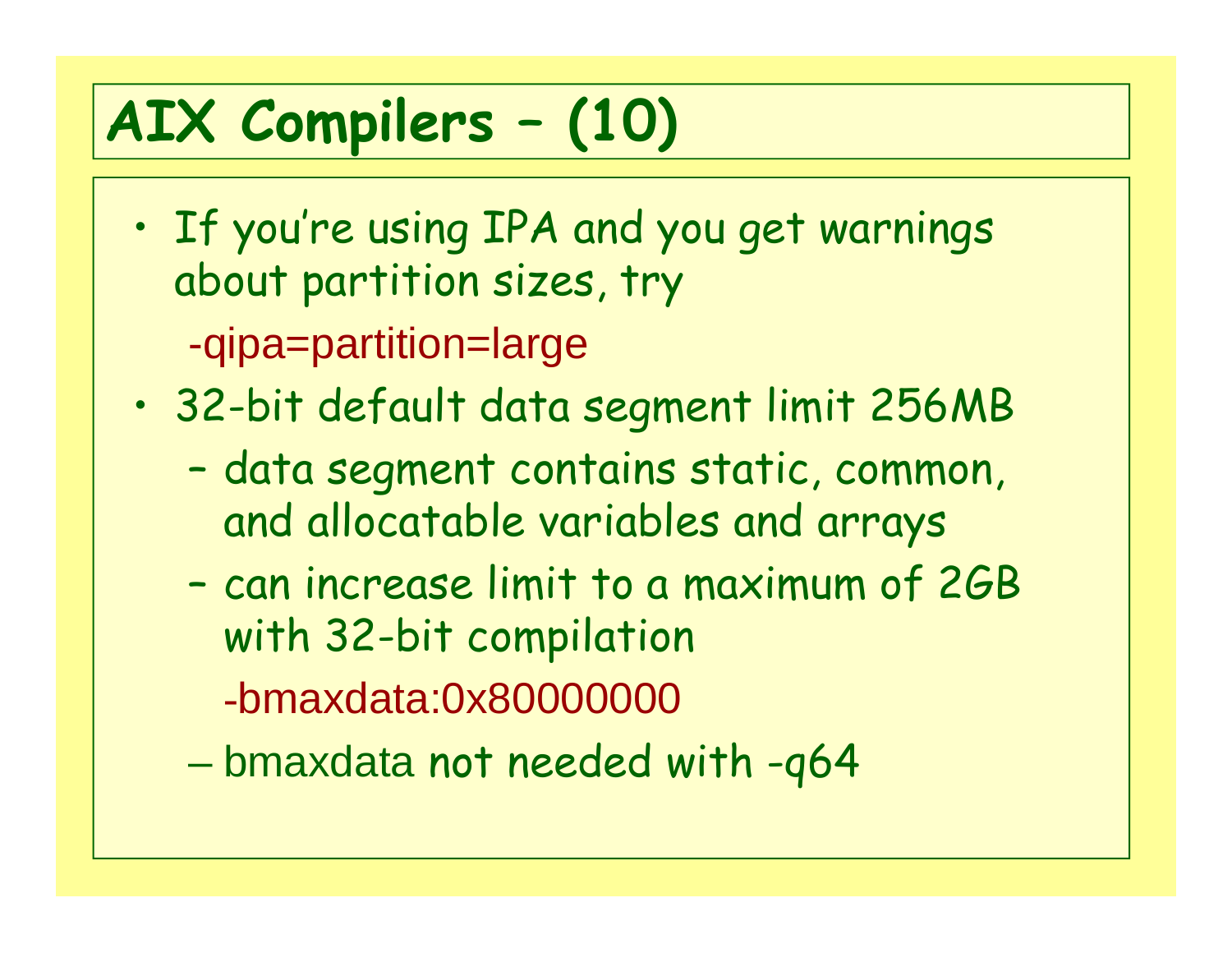# AIX Compilers – (10)

- If you're using IPA and you get warnings about partition sizes, try

  -qipa=partition=large

- 32-bit default data segment limit 256MB
  - data segment contains static, common, and allocatable variables and arrays
  - can increase limit to a maximum of 2GB with 32-bit compilation

    -bmaxdata:0x80000000

  - bmaxdata not needed with -q64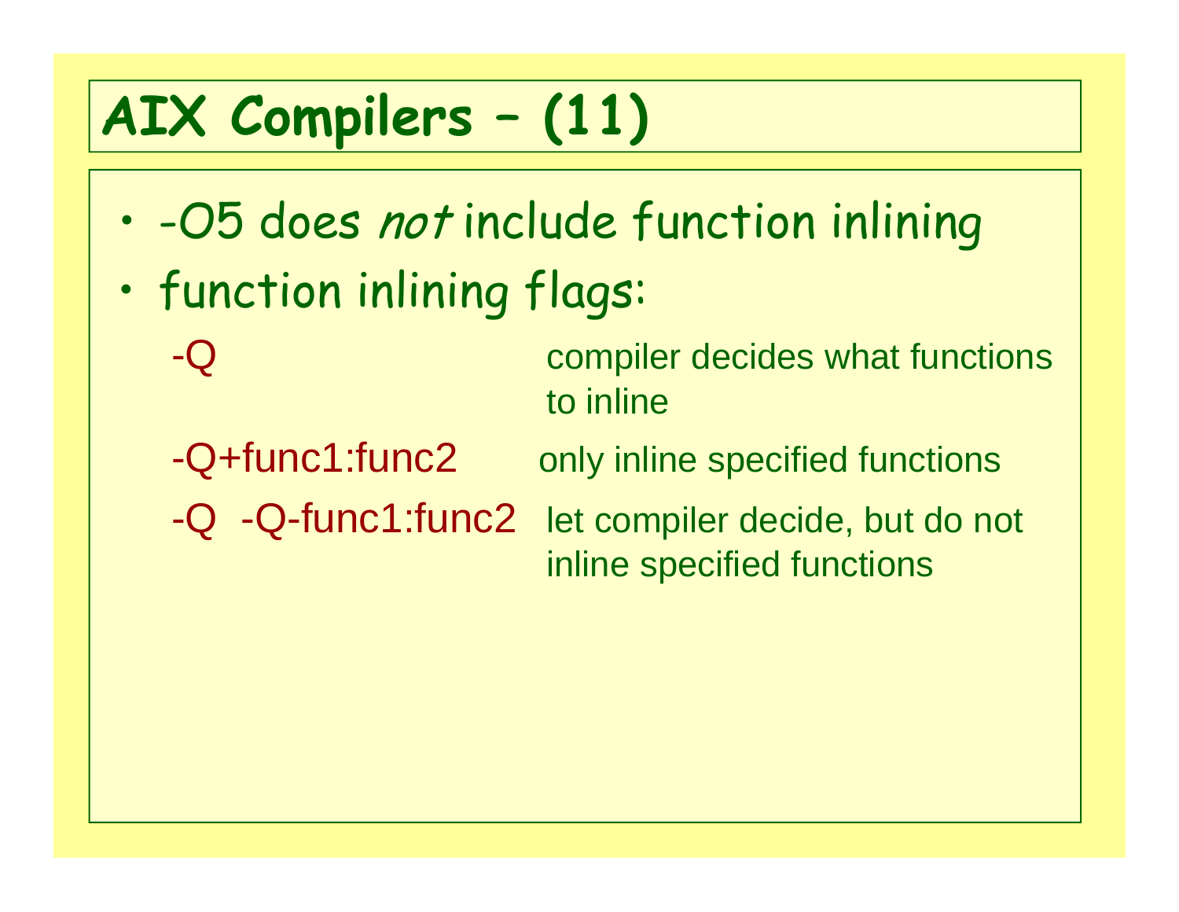# AIX Compilers – (11)

- -O5 does *not* include function inlining
- function inlining flags:

| | |
|---|---|
| -Q | compiler decides what functions to inline |
| -Q+func1:func2 | only inline specified functions |
| -Q -Q-func1:func2 | let compiler decide, but do not inline specified functions |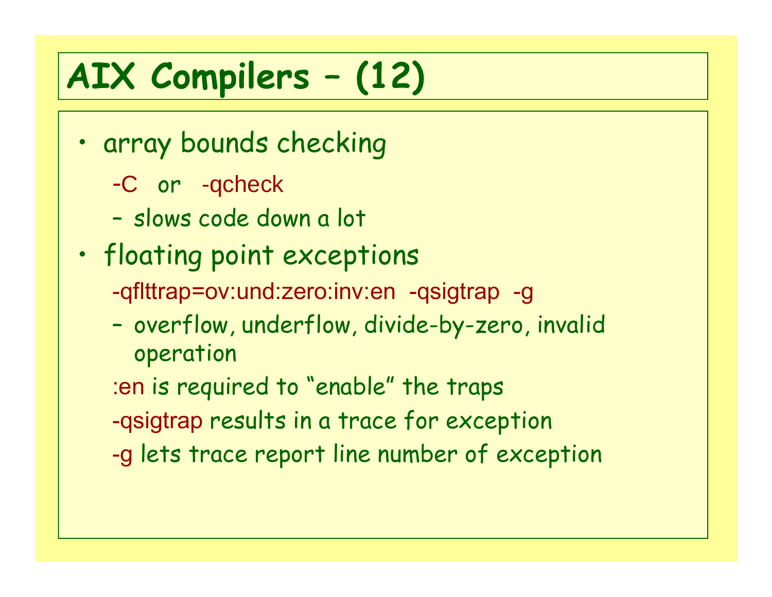# AIX Compilers – (12)

- array bounds checking
  - -C or -qcheck
  - – slows code down a lot
- floating point exceptions
  - -qflttrap=ov:und:zero:inv:en -qsigtrap -g
  - – overflow, underflow, divide-by-zero, invalid operation
  - :en is required to "enable" the traps
  - -qsigtrap results in a trace for exception
  - -g lets trace report line number of exception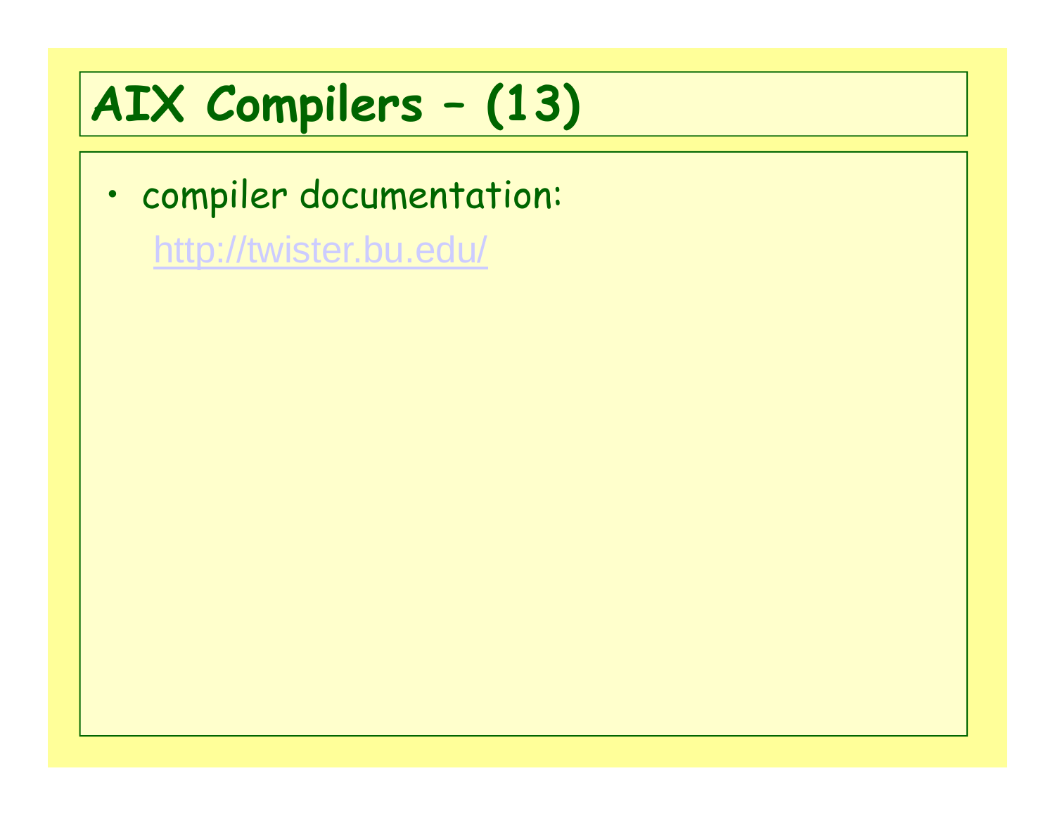# AIX Compilers – (13)

- compiler documentation:

  http://twister.bu.edu/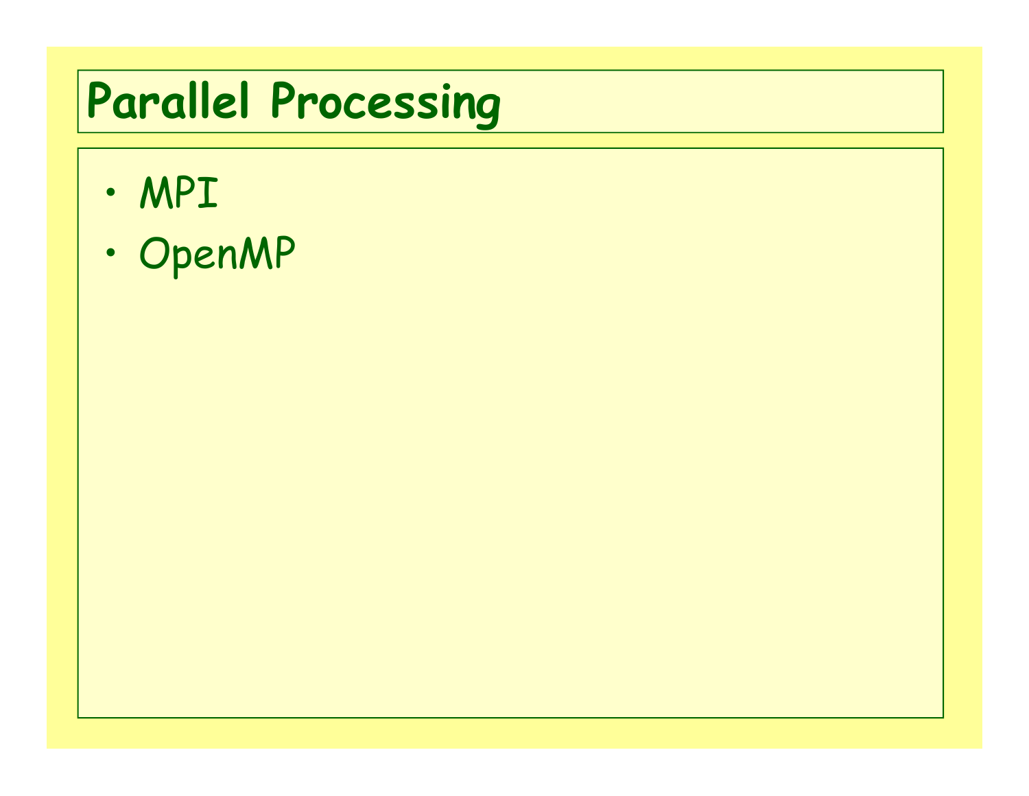# Parallel Processing

- MPI
- OpenMP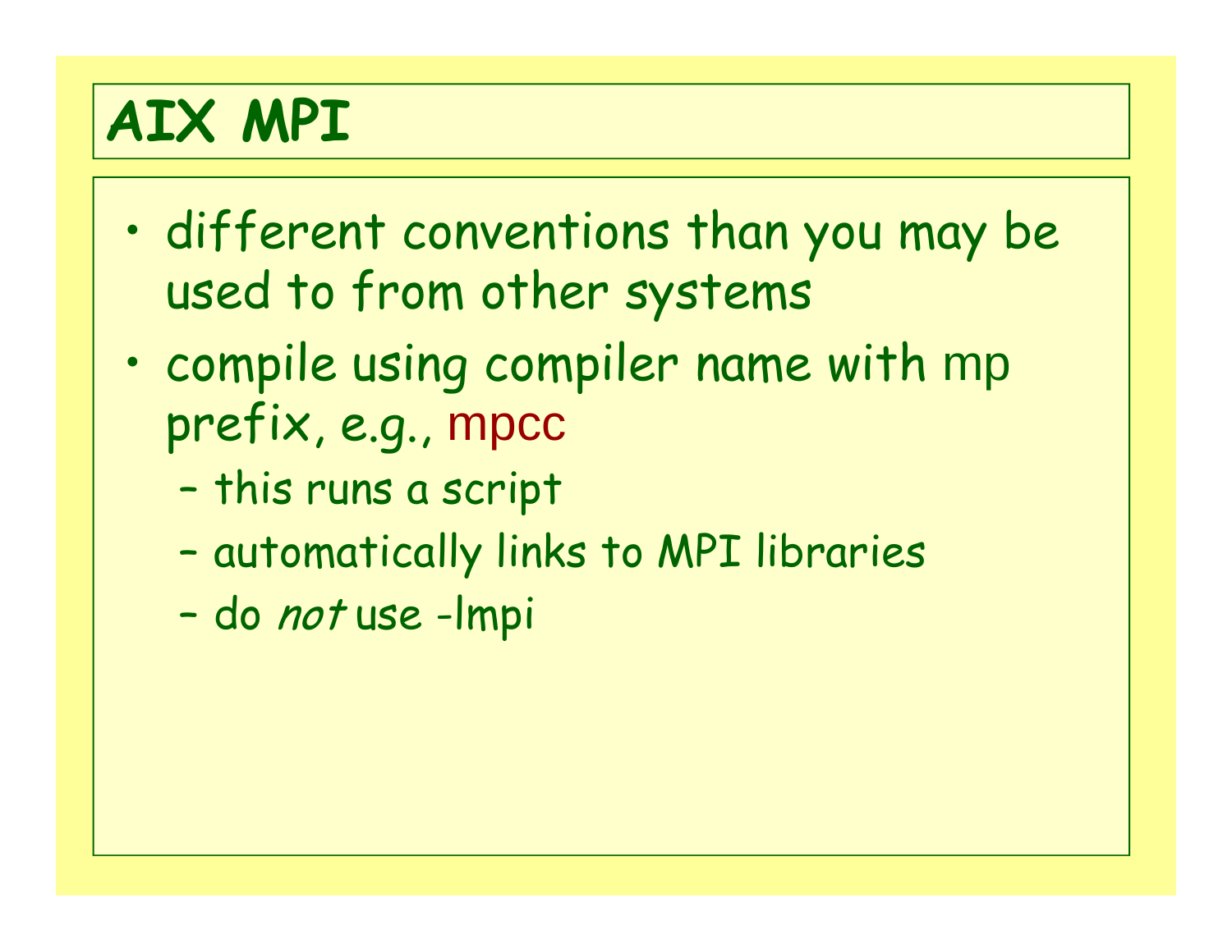# AIX MPI

- different conventions than you may be used to from other systems
- compile using compiler name with mp prefix, e.g., mpcc
  - this runs a script
  - automatically links to MPI libraries
  - do *not* use -lmpi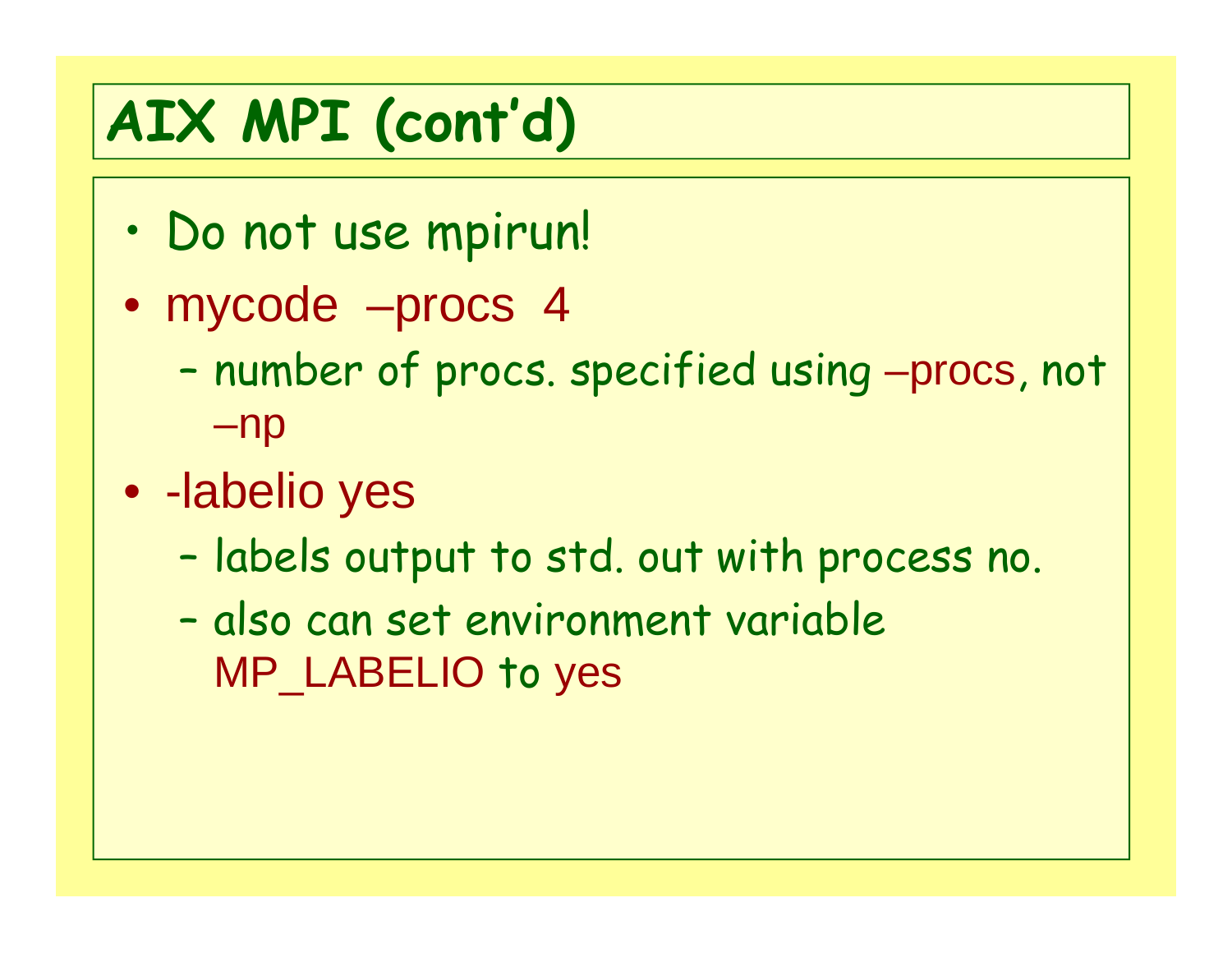# AIX MPI (cont'd)

- Do not use mpirun!
- mycode –procs 4
  - number of procs. specified using –procs, not –np
- -labelio yes
  - labels output to std. out with process no.
  - also can set environment variable MP_LABELIO to yes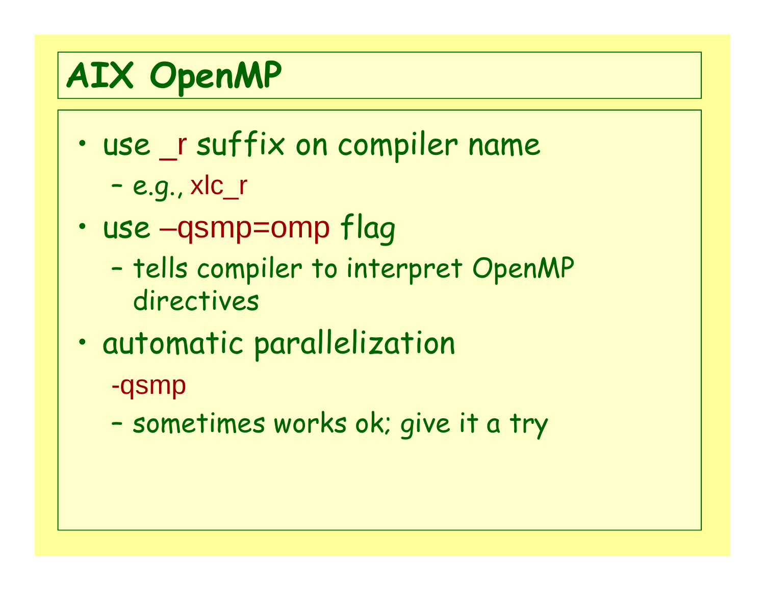# AIX OpenMP

- use _r suffix on compiler name
  - e.g., xlc_r
- use –qsmp=omp flag
  - tells compiler to interpret OpenMP directives
- automatic parallelization

  -qsmp

  - sometimes works ok; give it a try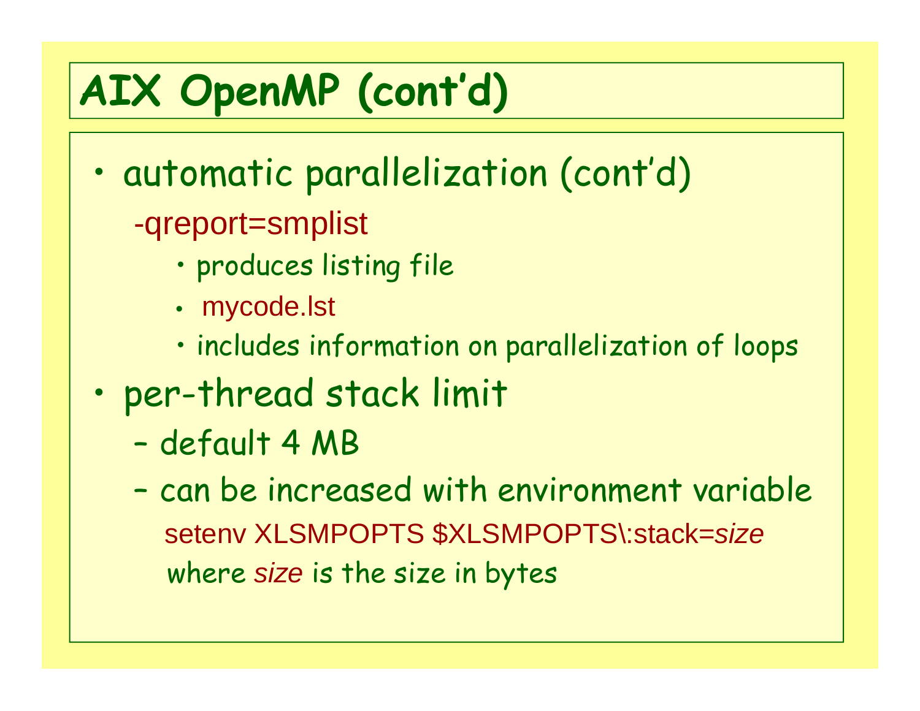# AIX OpenMP (cont'd)

- automatic parallelization (cont'd)

  -qreport=smplist

  - produces listing file
  - mycode.lst
  - includes information on parallelization of loops

- per-thread stack limit
  - default 4 MB
  - can be increased with environment variable

    ```
    setenv XLSMPOPTS $XLSMPOPTS\:stack=size
    ```

    where *size* is the size in bytes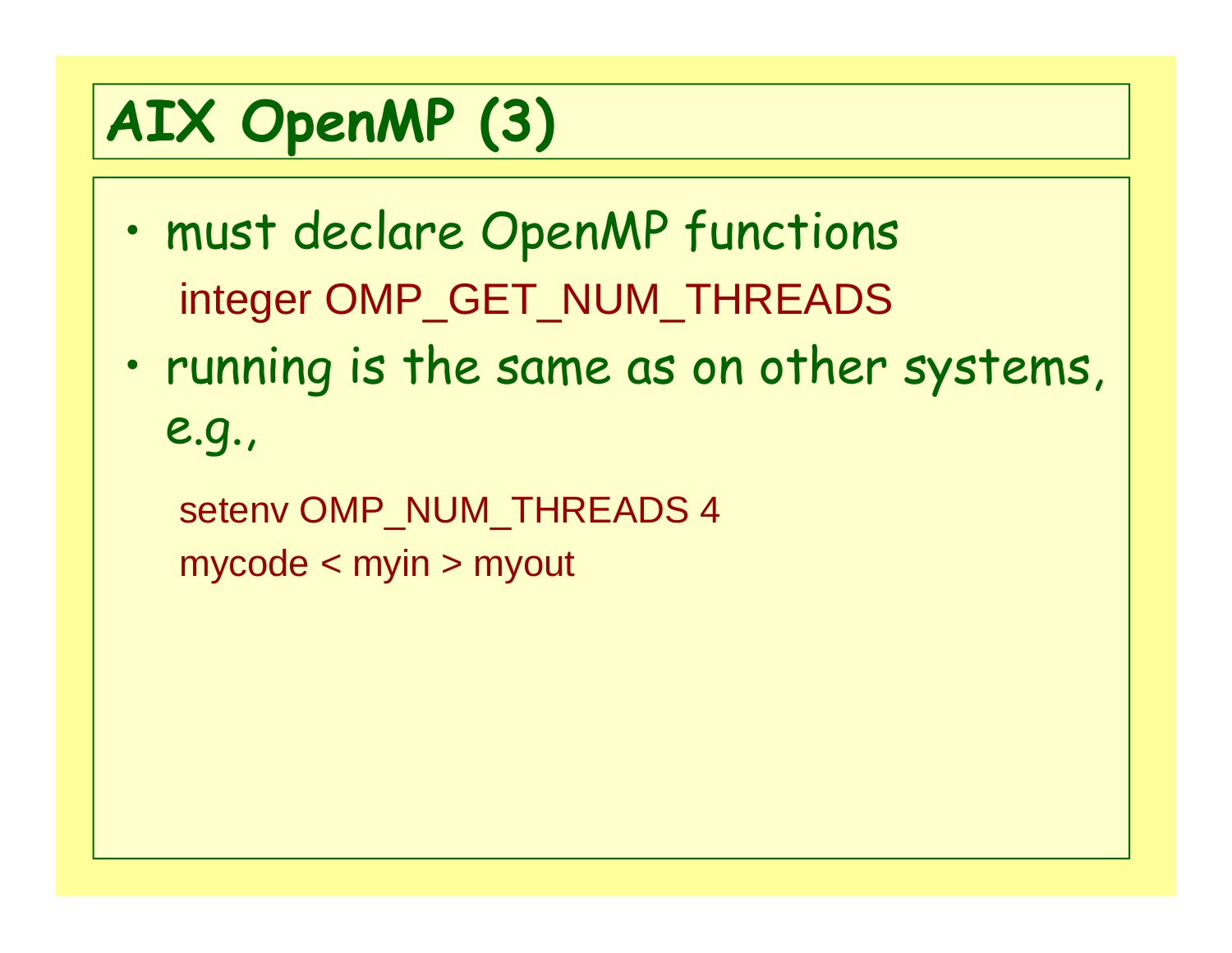# AIX OpenMP (3)

- must declare OpenMP functions

```
integer OMP_GET_NUM_THREADS
```

- running is the same as on other systems, e.g.,

```
setenv OMP_NUM_THREADS 4
mycode < myin > myout
```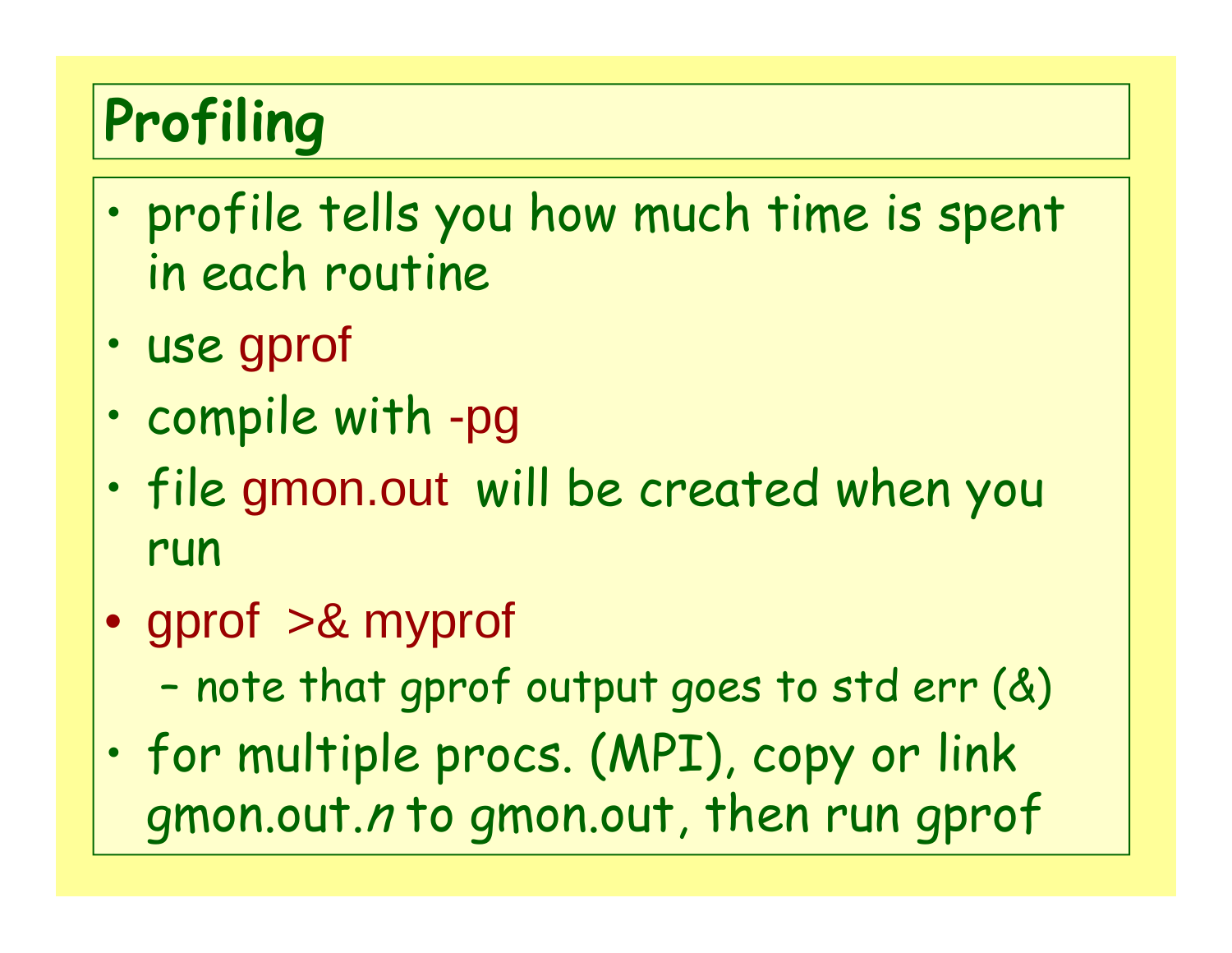# Profiling

- profile tells you how much time is spent in each routine
- use gprof
- compile with -pg
- file gmon.out will be created when you run
- gprof >& myprof
  - note that gprof output goes to std err (&)
- for multiple procs. (MPI), copy or link gmon.out.*n* to gmon.out, then run gprof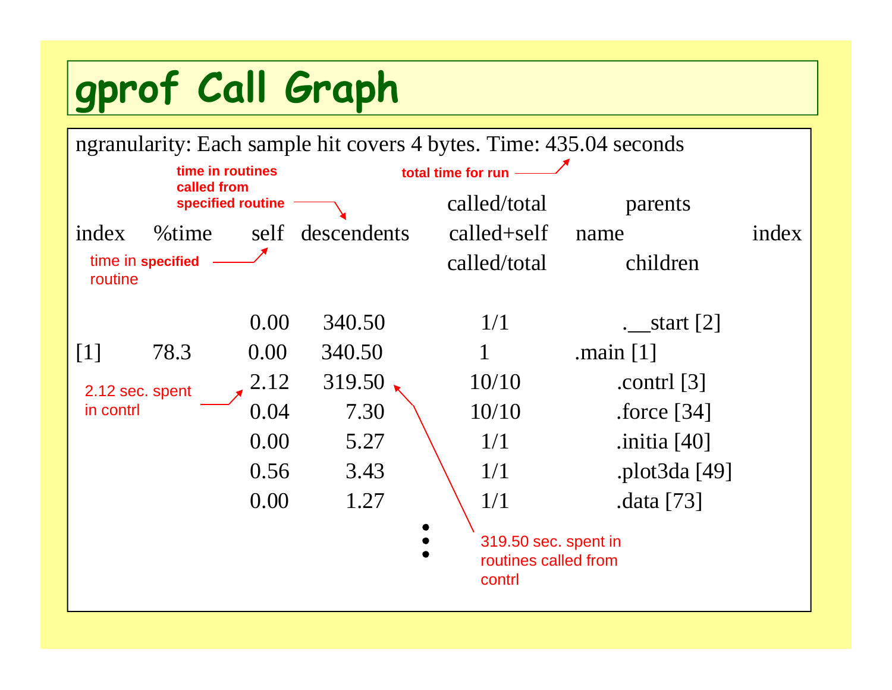# gprof Call Graph

ngranularity: Each sample hit covers 4 bytes. Time: 435.04 seconds

*total time for run*

*time in routines called from specified routine* (descendents)

*time in specified routine* (self)

| index | %time | self | descendents | called/total<br>called+self<br>called/total | parents<br>name<br>children | index |
|---|---|---|---|---|---|---|
| | | 0.00 | 340.50 | 1/1 | .__start [2] | |
| [1] | 78.3 | 0.00 | 340.50 | 1 | .main [1] | |
| | | 2.12 | 319.50 | 10/10 | .contrl [3] | |
| | | 0.04 | 7.30 | 10/10 | .force [34] | |
| | | 0.00 | 5.27 | 1/1 | .initia [40] | |
| | | 0.56 | 3.43 | 1/1 | .plot3da [49] | |
| | | 0.00 | 1.27 | 1/1 | .data [73] | |

•
•
•

*2.12 sec. spent in contrl*

*319.50 sec. spent in routines called from contrl*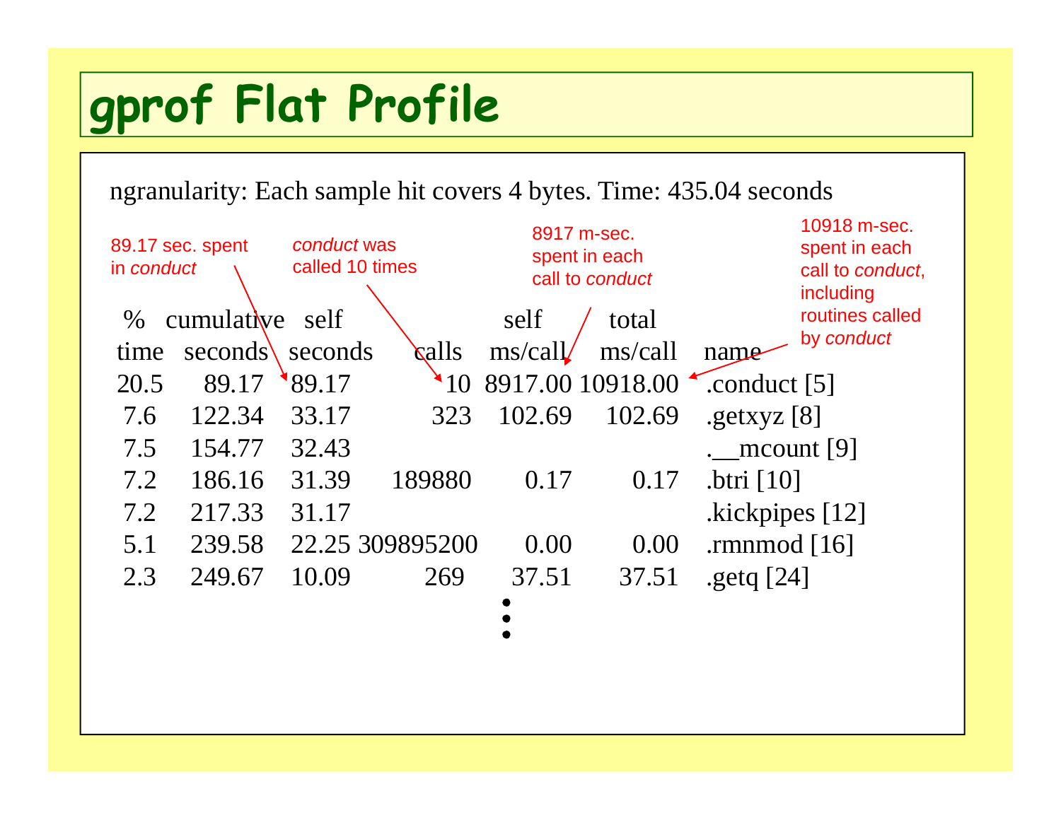# gprof Flat Profile

ngranularity: Each sample hit covers 4 bytes. Time: 435.04 seconds

89.17 sec. spent in *conduct*

*conduct* was called 10 times

8917 m-sec. spent in each call to *conduct*

10918 m-sec. spent in each call to *conduct*, including routines called by *conduct*

| % time | cumulative seconds | self seconds | calls | self ms/call | total ms/call | name |
|---|---|---|---|---|---|---|
| 20.5 | 89.17 | 89.17 | 10 | 8917.00 | 10918.00 | .conduct [5] |
| 7.6 | 122.34 | 33.17 | 323 | 102.69 | 102.69 | .getxyz [8] |
| 7.5 | 154.77 | 32.43 | | | | .__mcount [9] |
| 7.2 | 186.16 | 31.39 | 189880 | 0.17 | 0.17 | .btri [10] |
| 7.2 | 217.33 | 31.17 | | | | .kickpipes [12] |
| 5.1 | 239.58 | 22.25 | 309895200 | 0.00 | 0.00 | .rmnmod [16] |
| 2.3 | 249.67 | 10.09 | 269 | 37.51 | 37.51 | .getq [24] |

⋮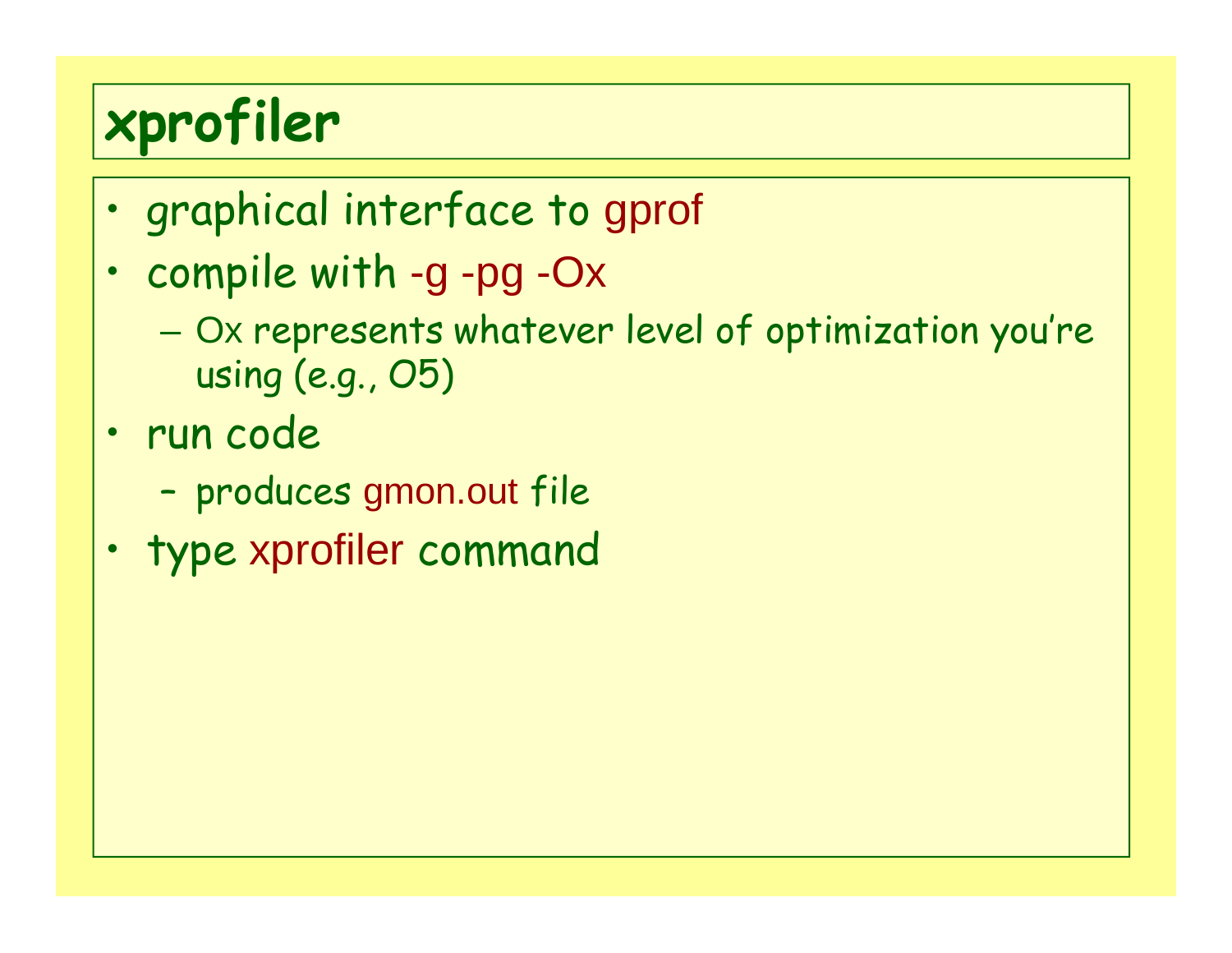# xprofiler

- graphical interface to gprof
- compile with -g -pg -Ox
  - Ox represents whatever level of optimization you're using (e.g., O5)
- run code
  - produces gmon.out file
- type xprofiler command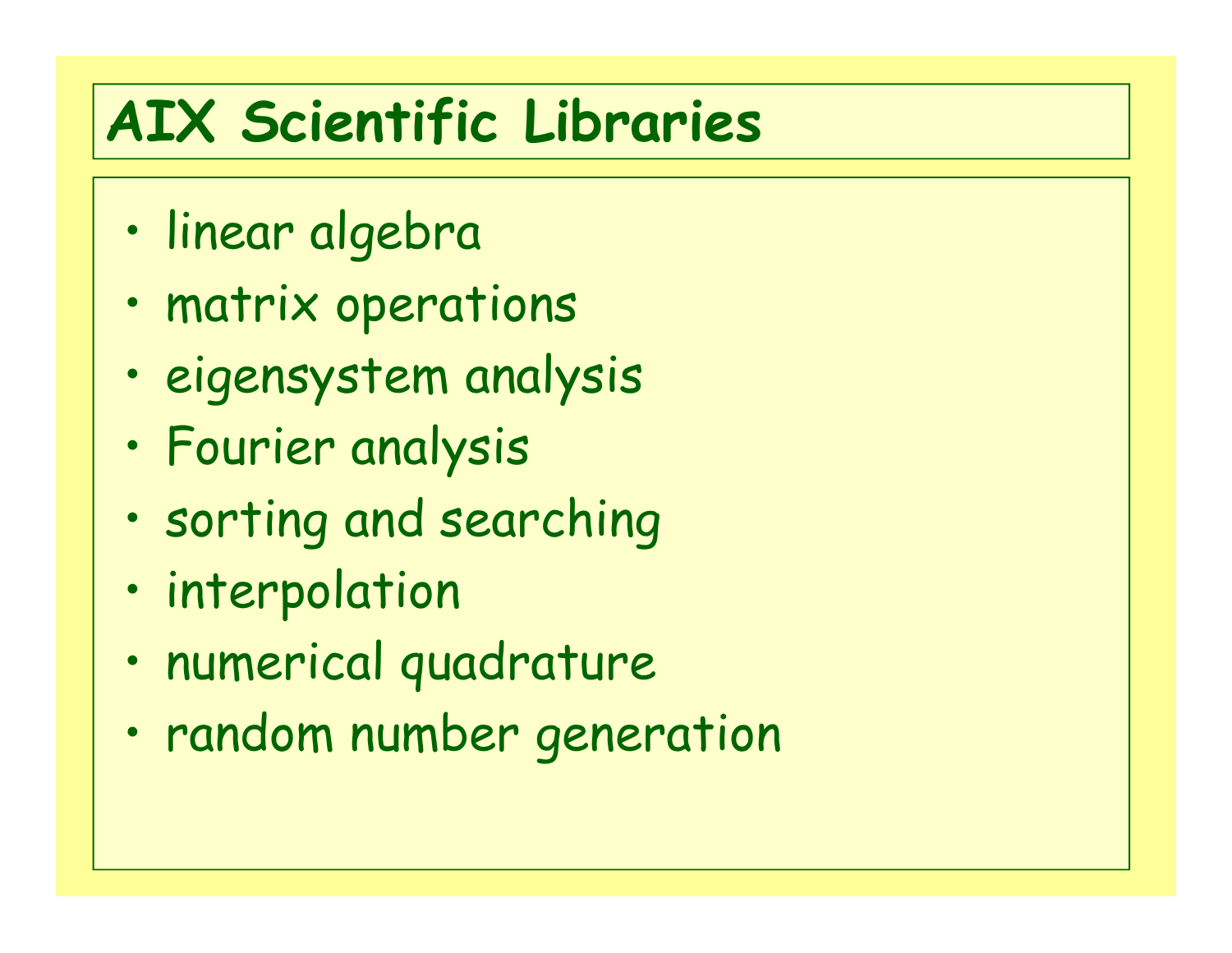# AIX Scientific Libraries

- linear algebra
- matrix operations
- eigensystem analysis
- Fourier analysis
- sorting and searching
- interpolation
- numerical quadrature
- random number generation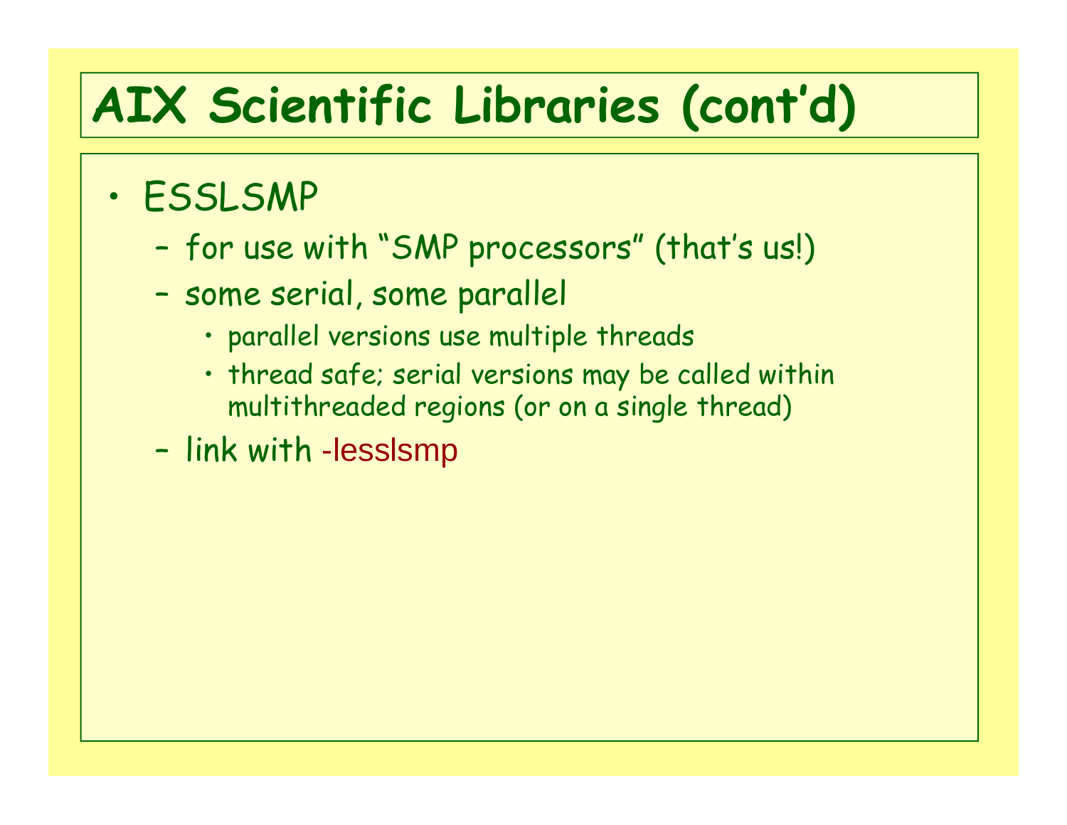# AIX Scientific Libraries (cont'd)

- ESSLSMP
  - for use with "SMP processors" (that's us!)
  - some serial, some parallel
    - parallel versions use multiple threads
    - thread safe; serial versions may be called within multithreaded regions (or on a single thread)
  - link with -lesslsmp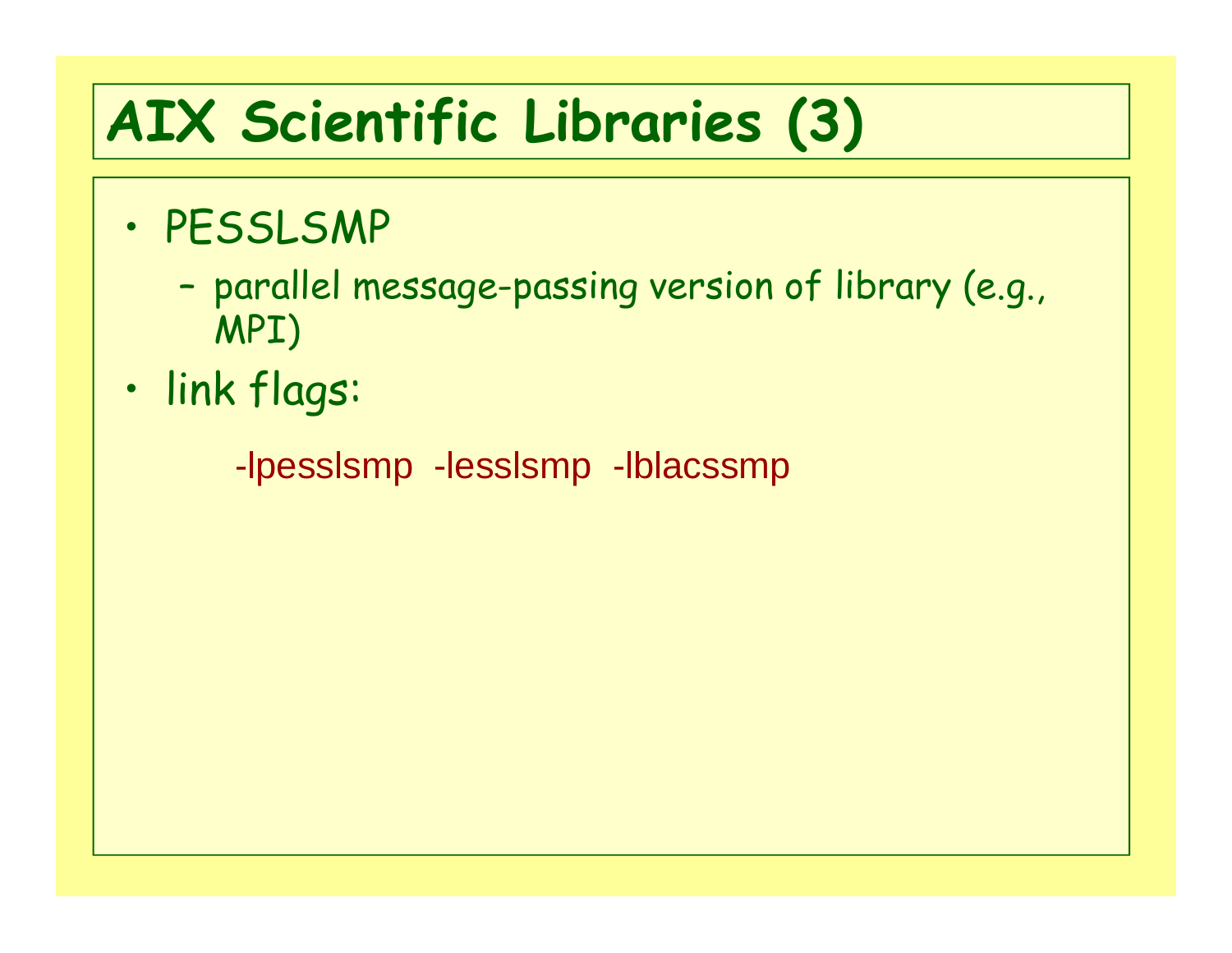# AIX Scientific Libraries (3)

- PESSLSMP
  - parallel message-passing version of library (e.g., MPI)
- link flags:

```
-lpesslsmp  -lesslsmp  -lblacssmp
```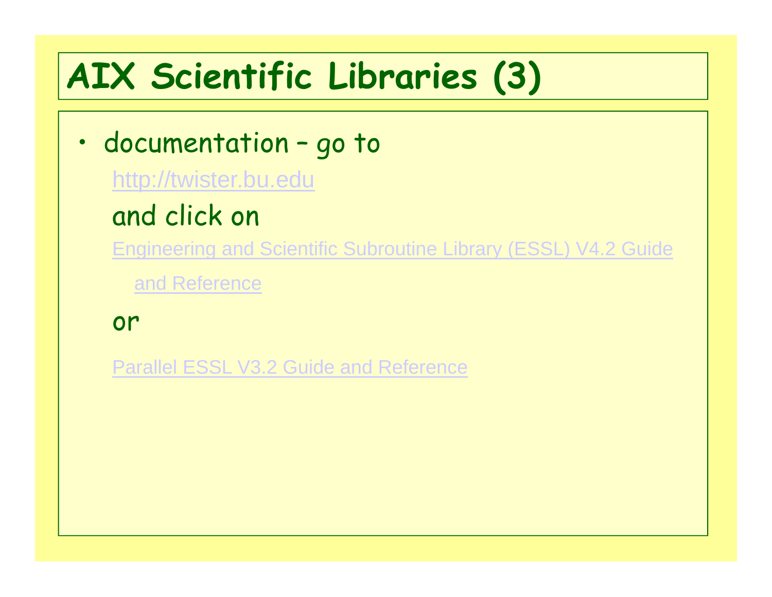# AIX Scientific Libraries (3)

- documentation – go to

  http://twister.bu.edu

  and click on

  Engineering and Scientific Subroutine Library (ESSL) V4.2 Guide and Reference

  or

  Parallel ESSL V3.2 Guide and Reference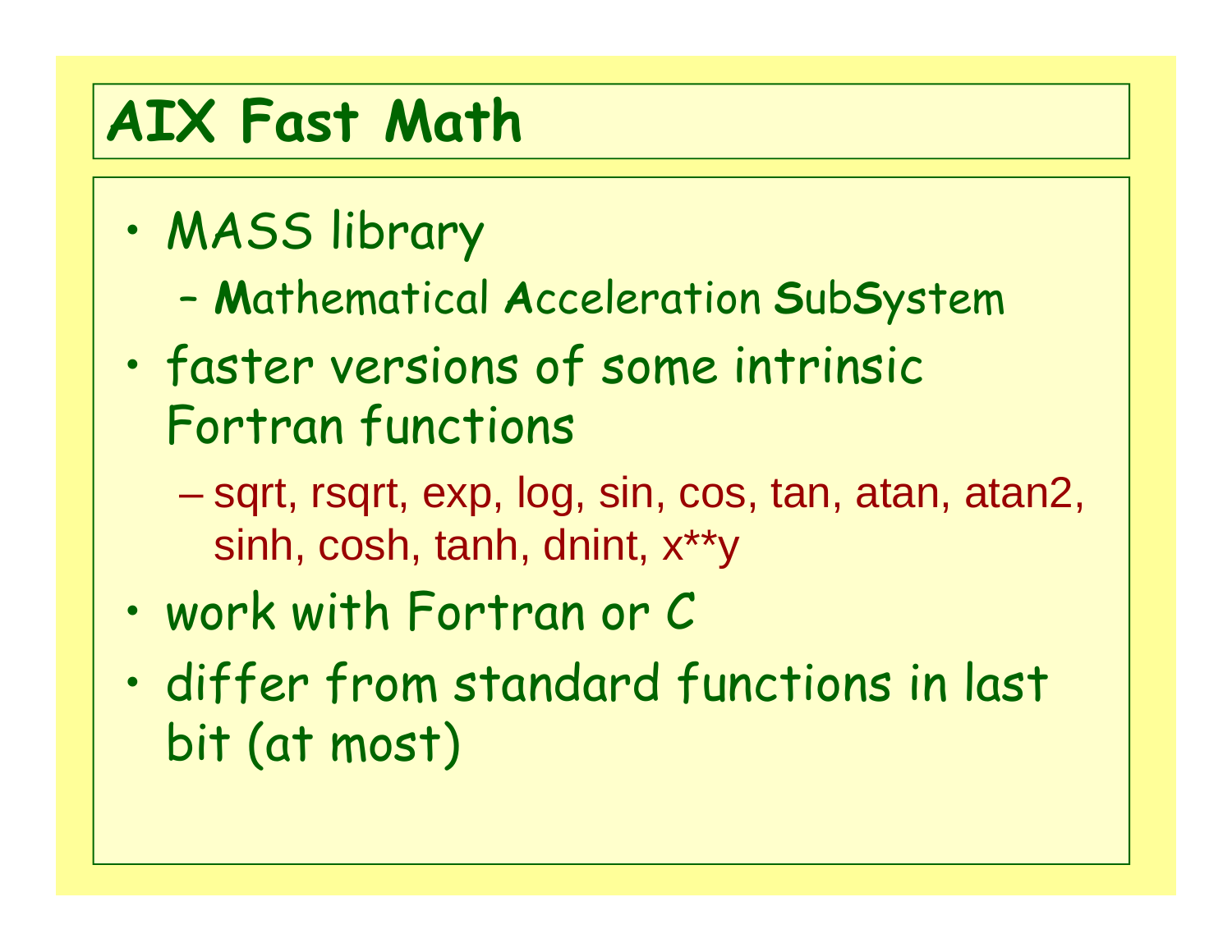# AIX Fast Math

- MASS library
  - **M**athematical **A**cceleration **S**ub**S**ystem
- faster versions of some intrinsic Fortran functions
  - sqrt, rsqrt, exp, log, sin, cos, tan, atan, atan2, sinh, cosh, tanh, dnint, x**y
- work with Fortran or C
- differ from standard functions in last bit (at most)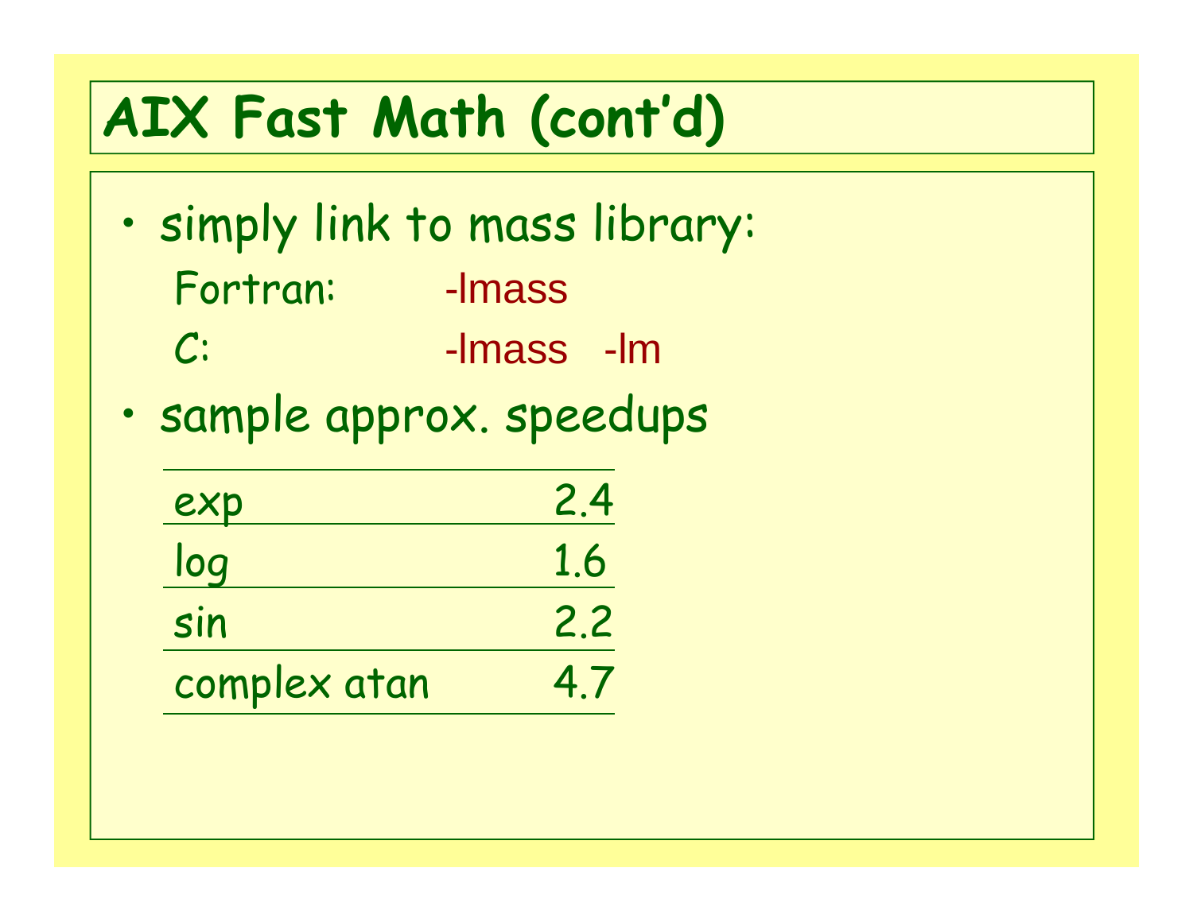# AIX Fast Math (cont'd)

- simply link to mass library:

  Fortran: `-lmass`

  C: `-lmass -lm`

- sample approx. speedups

| | |
|---|---|
| exp | 2.4 |
| log | 1.6 |
| sin | 2.2 |
| complex atan | 4.7 |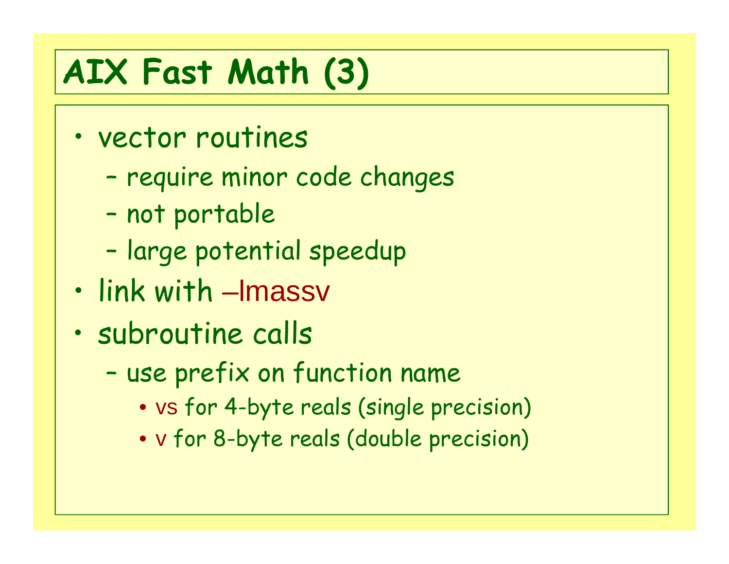# AIX Fast Math (3)

- vector routines
  - require minor code changes
  - not portable
  - large potential speedup
- link with –lmassv
- subroutine calls
  - use prefix on function name
    - vs for 4-byte reals (single precision)
    - v for 8-byte reals (double precision)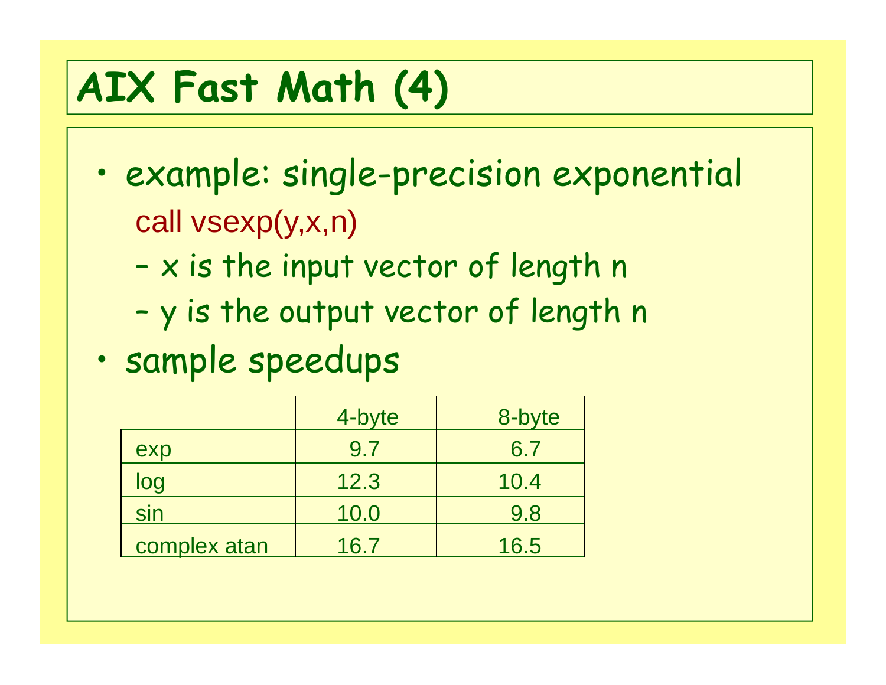# AIX Fast Math (4)

- example: single-precision exponential

  ```
  call vsexp(y,x,n)
  ```

  - x is the input vector of length n
  - y is the output vector of length n

- sample speedups

| | 4-byte | 8-byte |
|---|---|---|
| exp | 9.7 | 6.7 |
| log | 12.3 | 10.4 |
| sin | 10.0 | 9.8 |
| complex atan | 16.7 | 16.5 |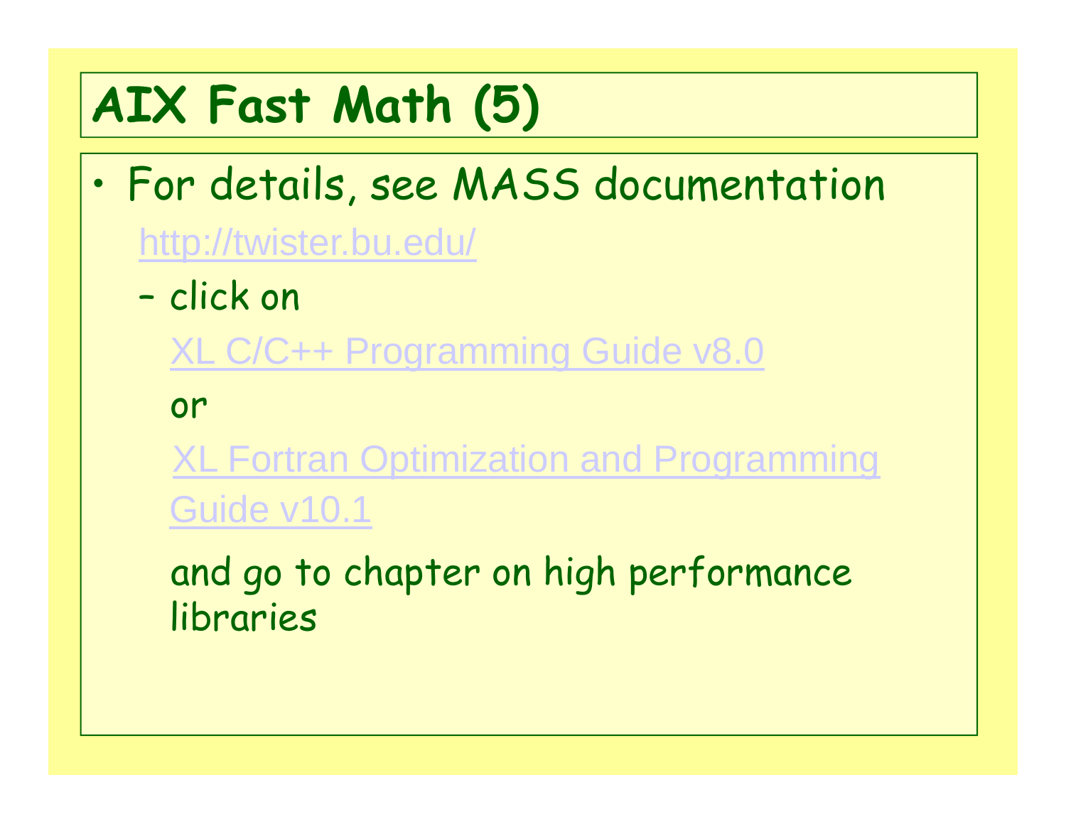# AIX Fast Math (5)

- For details, see MASS documentation

  http://twister.bu.edu/

  - click on

    XL C/C++ Programming Guide v8.0

    or

    XL Fortran Optimization and Programming Guide v10.1

    and go to chapter on high performance libraries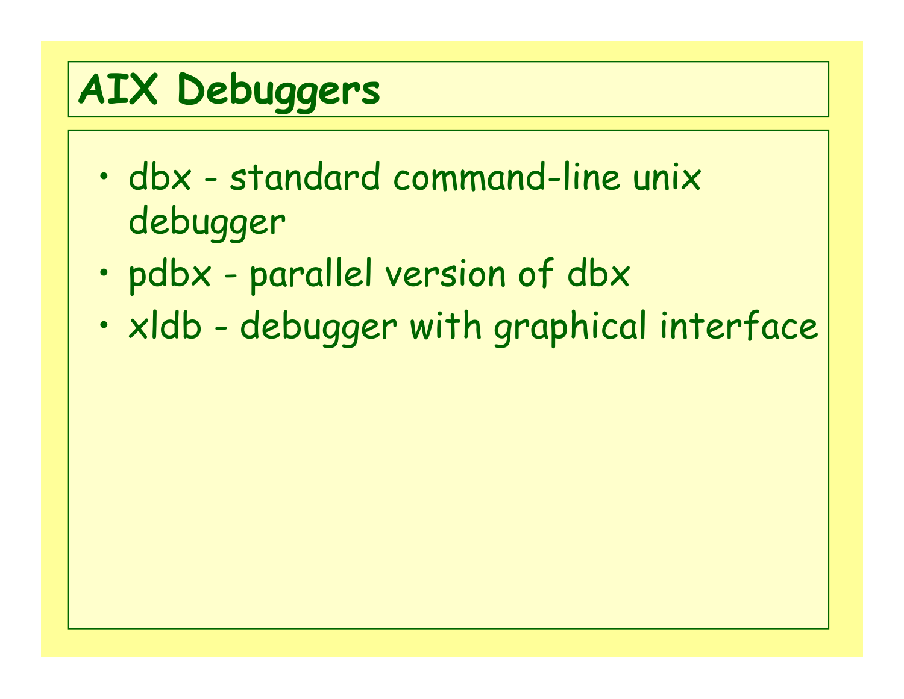# AIX Debuggers

- dbx - standard command-line unix debugger
- pdbx - parallel version of dbx
- xldb - debugger with graphical interface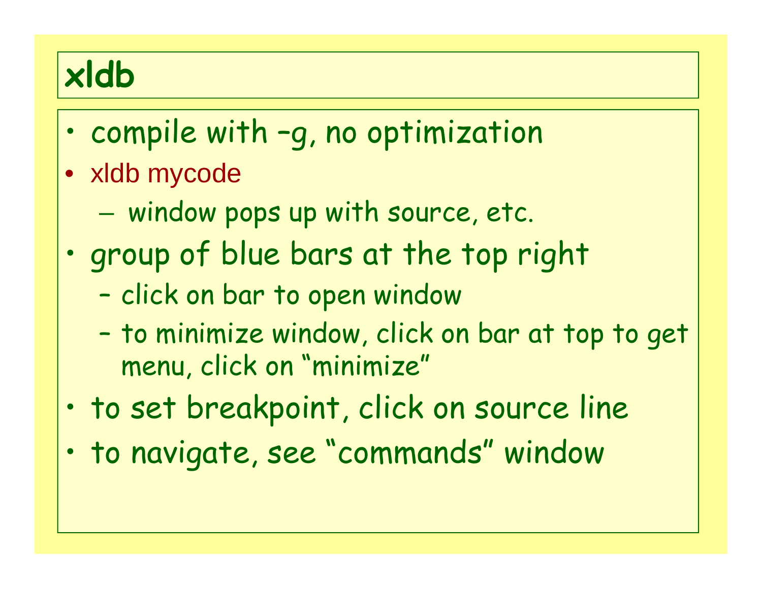# xldb

- compile with –g, no optimization
- xldb mycode
  - window pops up with source, etc.
- group of blue bars at the top right
  - click on bar to open window
  - to minimize window, click on bar at top to get menu, click on "minimize"
- to set breakpoint, click on source line
- to navigate, see "commands" window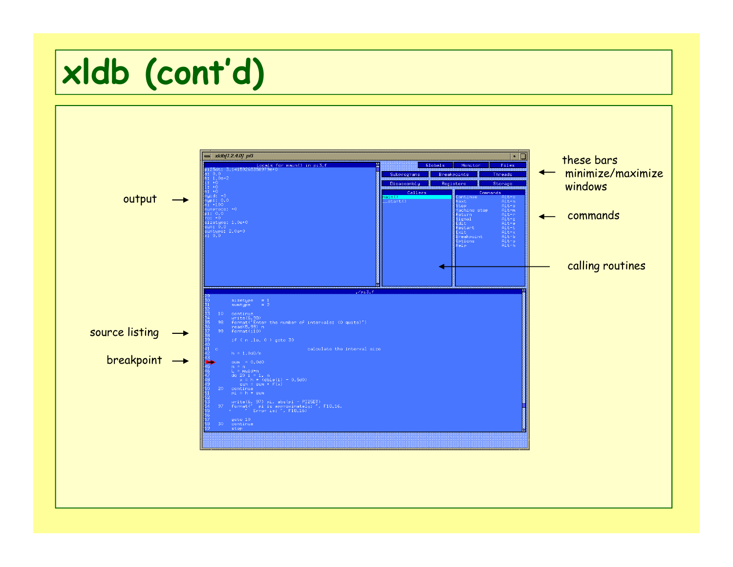# xldb (cont'd)

output

source listing

breakpoint

these bars minimize/maximize windows

commands

calling routines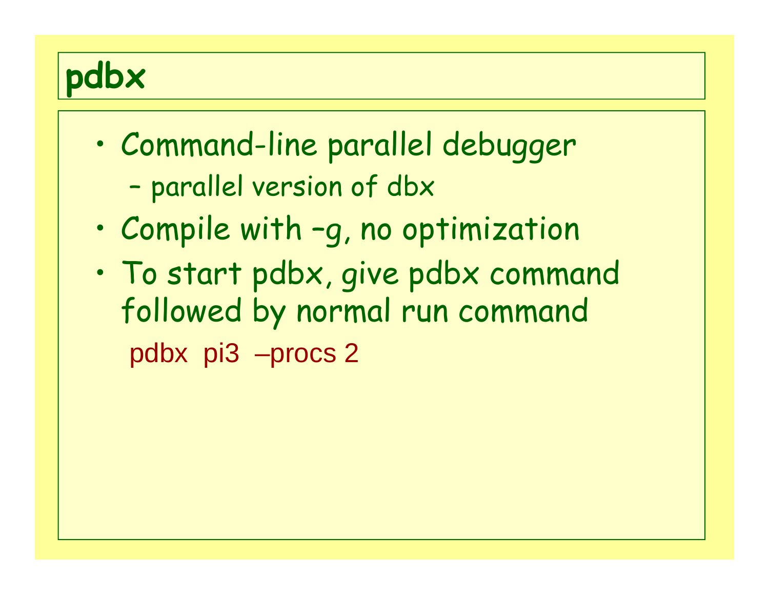# pdbx

- Command-line parallel debugger
  - parallel version of dbx
- Compile with –g, no optimization
- To start pdbx, give pdbx command followed by normal run command

```
pdbx  pi3  –procs 2
```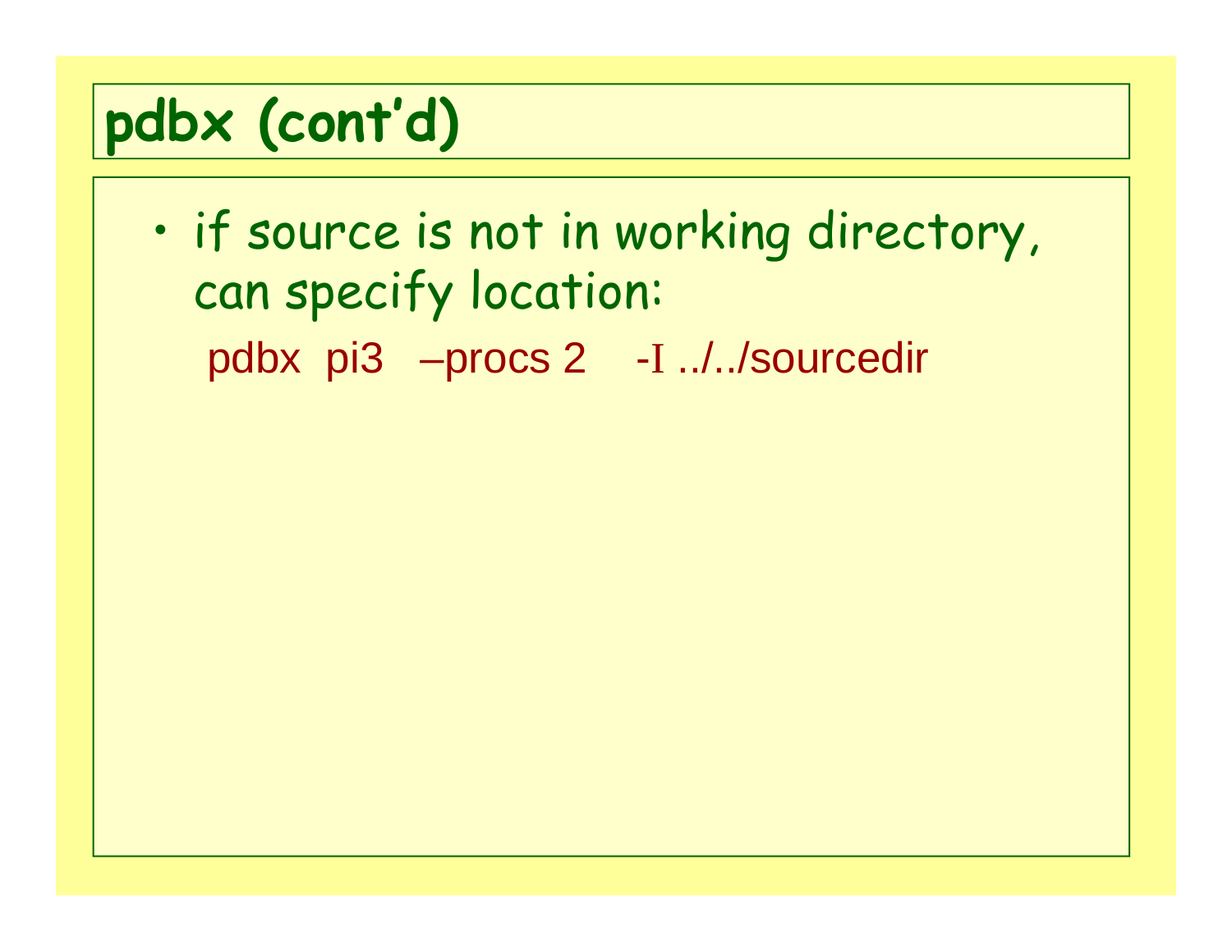# pdbx (cont'd)

- if source is not in working directory, can specify location:

```
pdbx  pi3   –procs 2    -I ../../sourcedir
```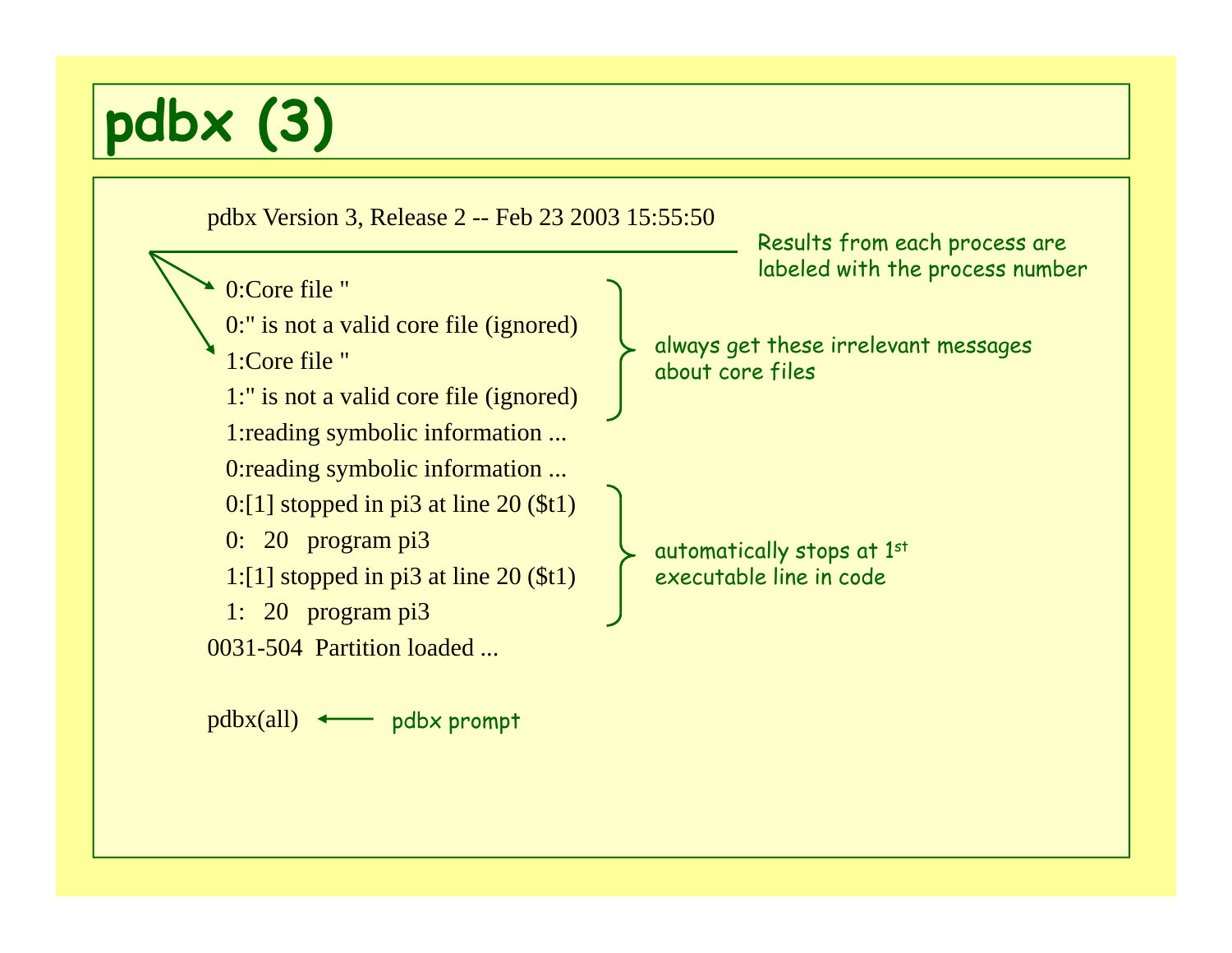# pdbx (3)

```
pdbx Version 3, Release 2 -- Feb 23 2003 15:55:50

  0:Core file "
  0:" is not a valid core file (ignored)
  1:Core file "
  1:" is not a valid core file (ignored)
  1:reading symbolic information ...
  0:reading symbolic information ...
  0:[1] stopped in pi3 at line 20 ($t1)
  0:   20   program pi3
  1:[1] stopped in pi3 at line 20 ($t1)
  1:   20   program pi3
0031-504  Partition loaded ...

pdbx(all)
```

- Results from each process are labeled with the process number
- always get these irrelevant messages about core files
- automatically stops at 1st executable line in code
- pdbx prompt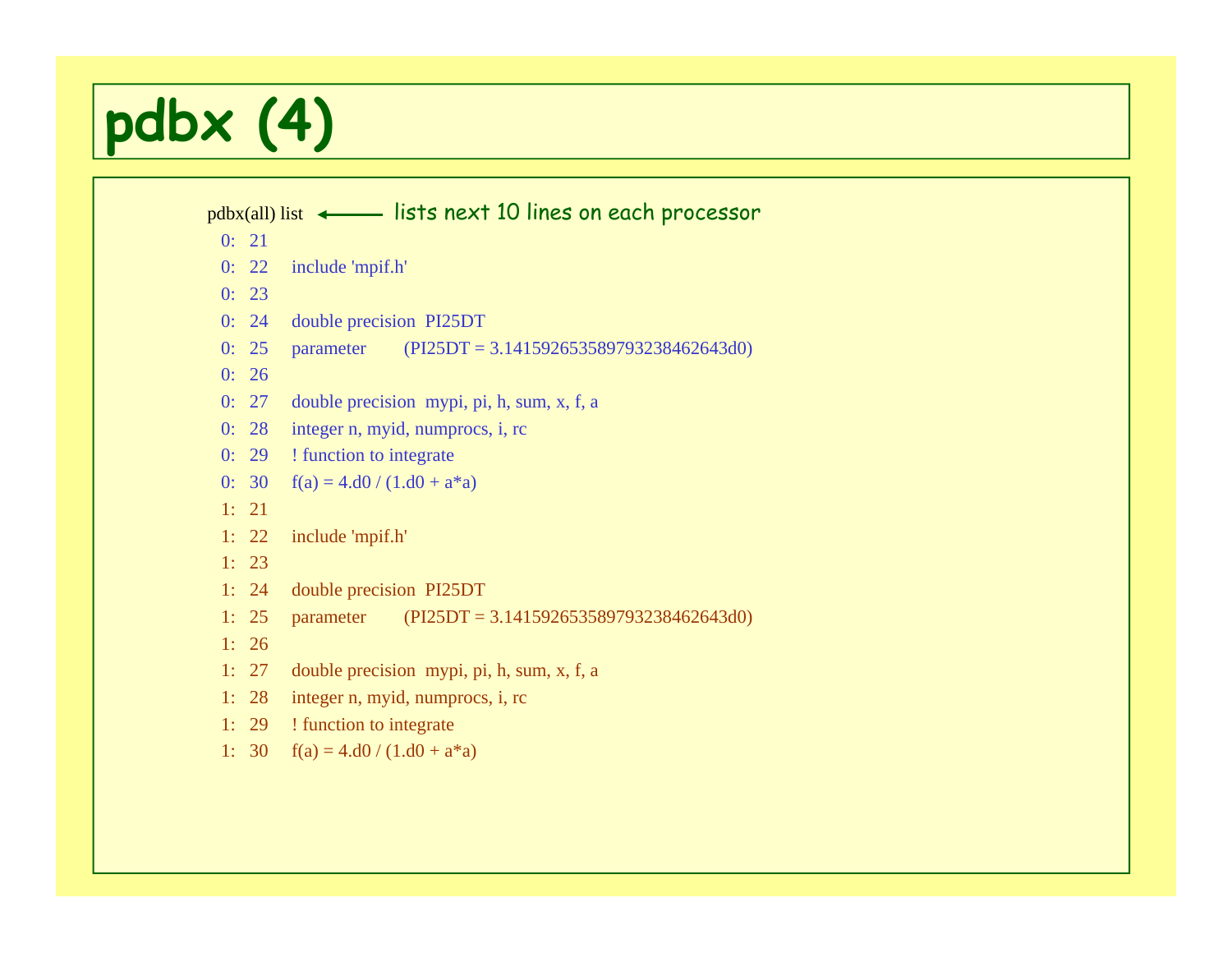# pdbx (4)

pdbx(all) list ← lists next 10 lines on each processor

```
0:  21
0:  22    include 'mpif.h'
0:  23
0:  24    double precision  PI25DT
0:  25    parameter        (PI25DT = 3.141592653589793238462643d0)
0:  26
0:  27    double precision  mypi, pi, h, sum, x, f, a
0:  28    integer n, myid, numprocs, i, rc
0:  29    ! function to integrate
0:  30    f(a) = 4.d0 / (1.d0 + a*a)
1:  21
1:  22    include 'mpif.h'
1:  23
1:  24    double precision  PI25DT
1:  25    parameter        (PI25DT = 3.141592653589793238462643d0)
1:  26
1:  27    double precision  mypi, pi, h, sum, x, f, a
1:  28    integer n, myid, numprocs, i, rc
1:  29    ! function to integrate
1:  30    f(a) = 4.d0 / (1.d0 + a*a)
```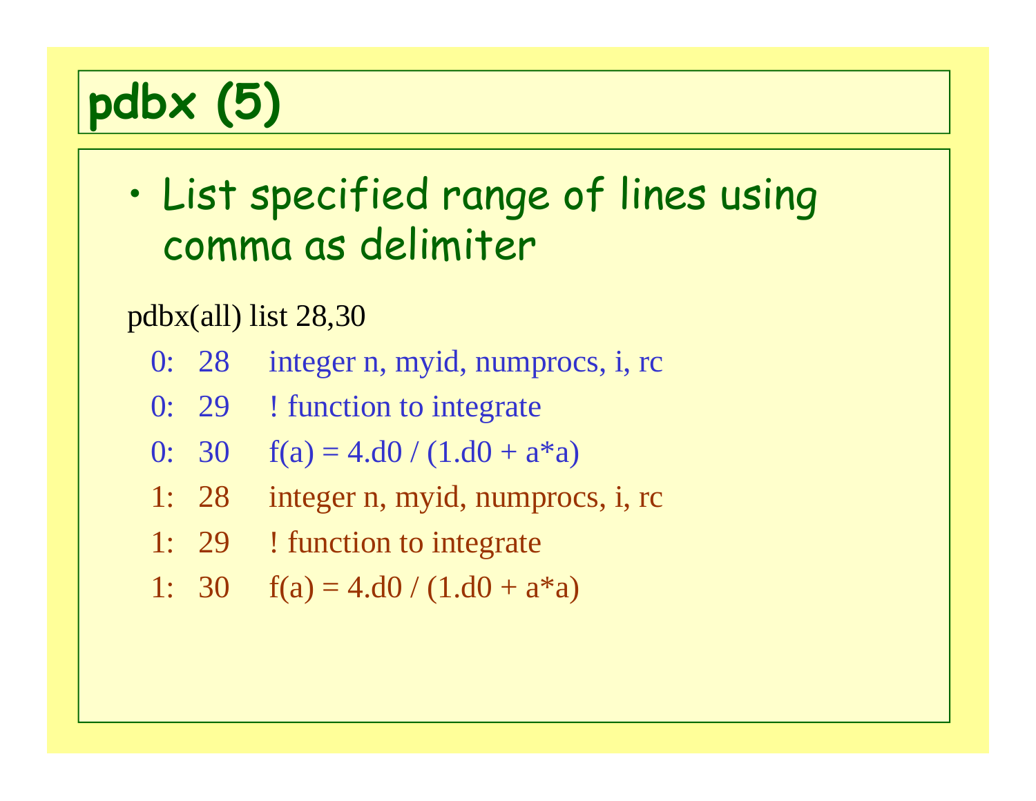# pdbx (5)

- List specified range of lines using comma as delimiter

```
pdbx(all) list 28,30
  0:   28     integer n, myid, numprocs, i, rc
  0:   29     ! function to integrate
  0:   30     f(a) = 4.d0 / (1.d0 + a*a)
  1:   28     integer n, myid, numprocs, i, rc
  1:   29     ! function to integrate
  1:   30     f(a) = 4.d0 / (1.d0 + a*a)
```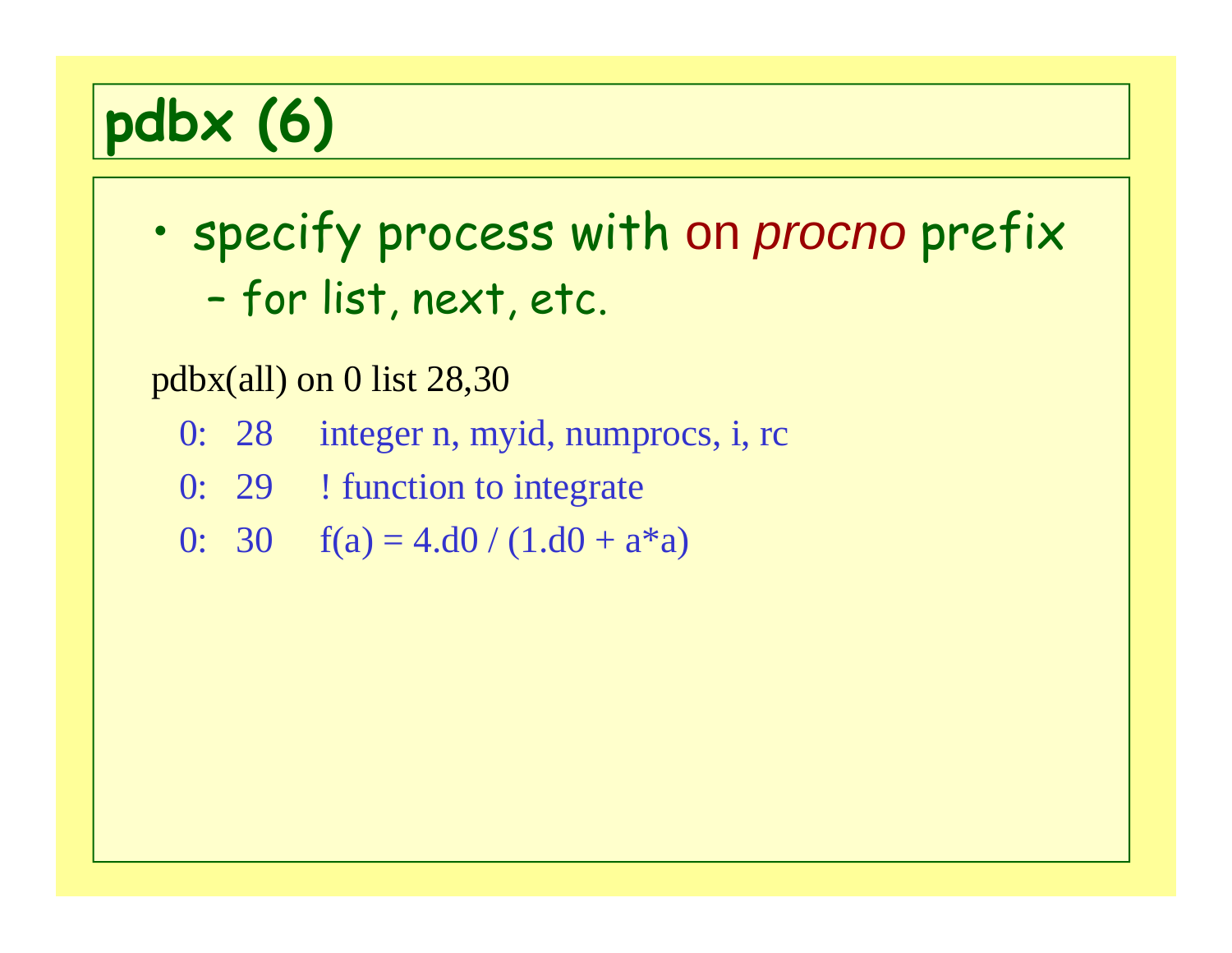# pdbx (6)

- specify process with on *procno* prefix
  - for list, next, etc.

```
pdbx(all) on 0 list 28,30
  0:   28     integer n, myid, numprocs, i, rc
  0:   29     ! function to integrate
  0:   30     f(a) = 4.d0 / (1.d0 + a*a)
```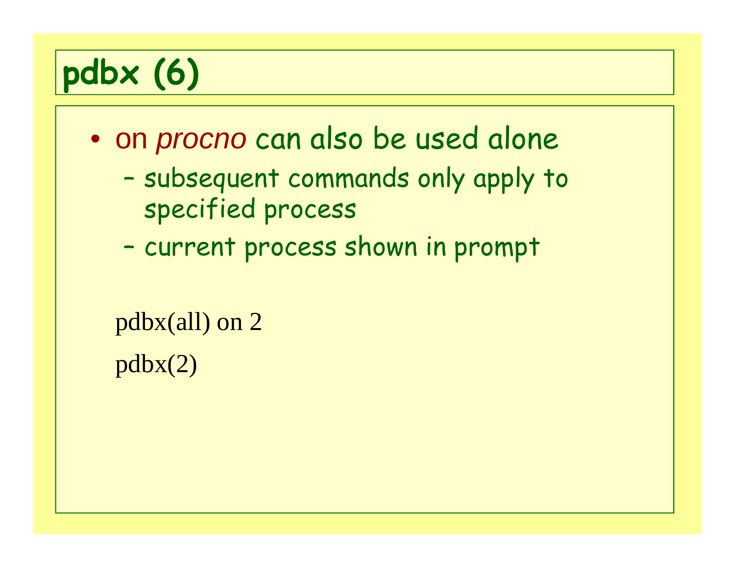# pdbx (6)

- on *procno* can also be used alone
  - subsequent commands only apply to specified process
  - current process shown in prompt

```
pdbx(all) on 2
pdbx(2)
```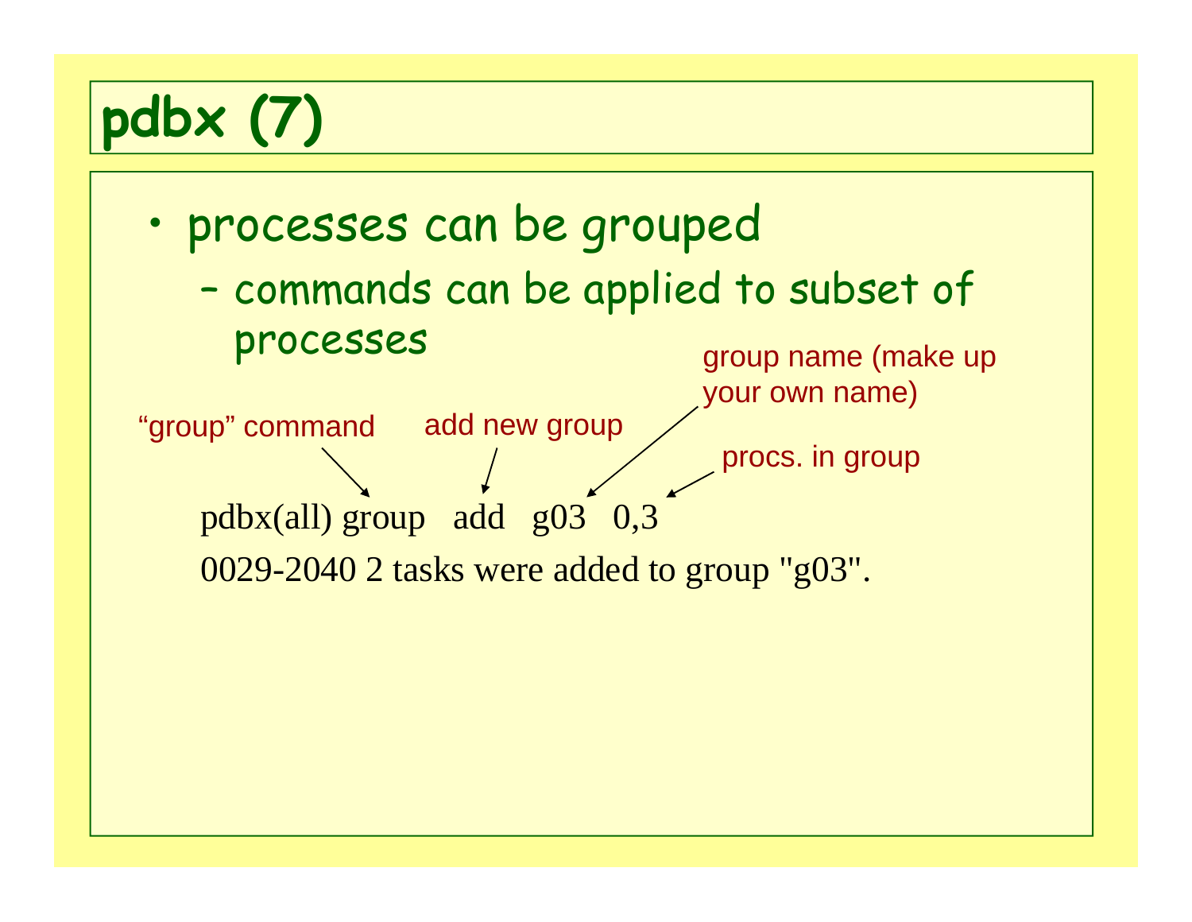# pdbx (7)

- processes can be grouped
  - commands can be applied to subset of processes

"group" command — add new group — group name (make up your own name) — procs. in group

```
pdbx(all) group   add   g03   0,3
0029-2040 2 tasks were added to group "g03".
```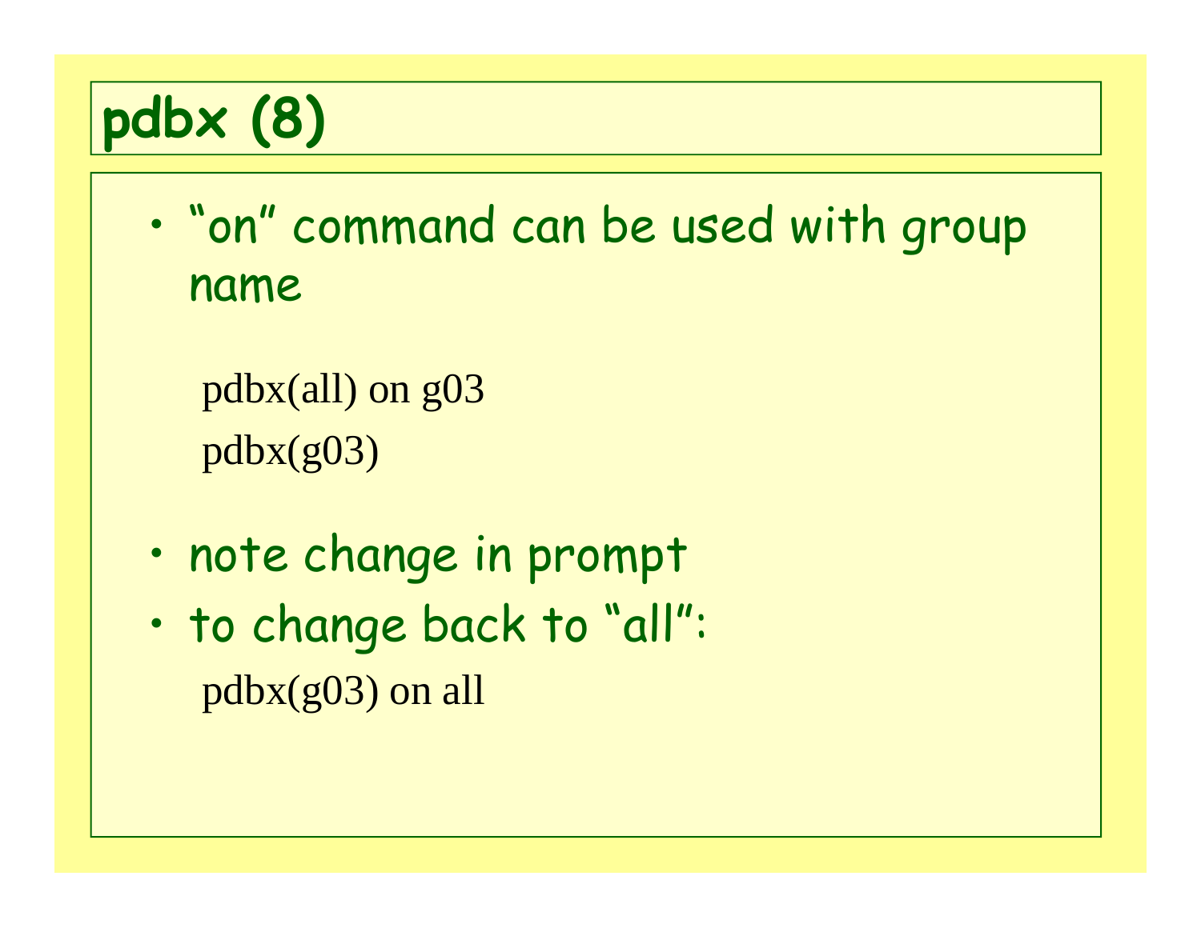# pdbx (8)

- "on" command can be used with group name

```
pdbx(all) on g03
pdbx(g03)
```

- note change in prompt
- to change back to "all":

```
pdbx(g03) on all
```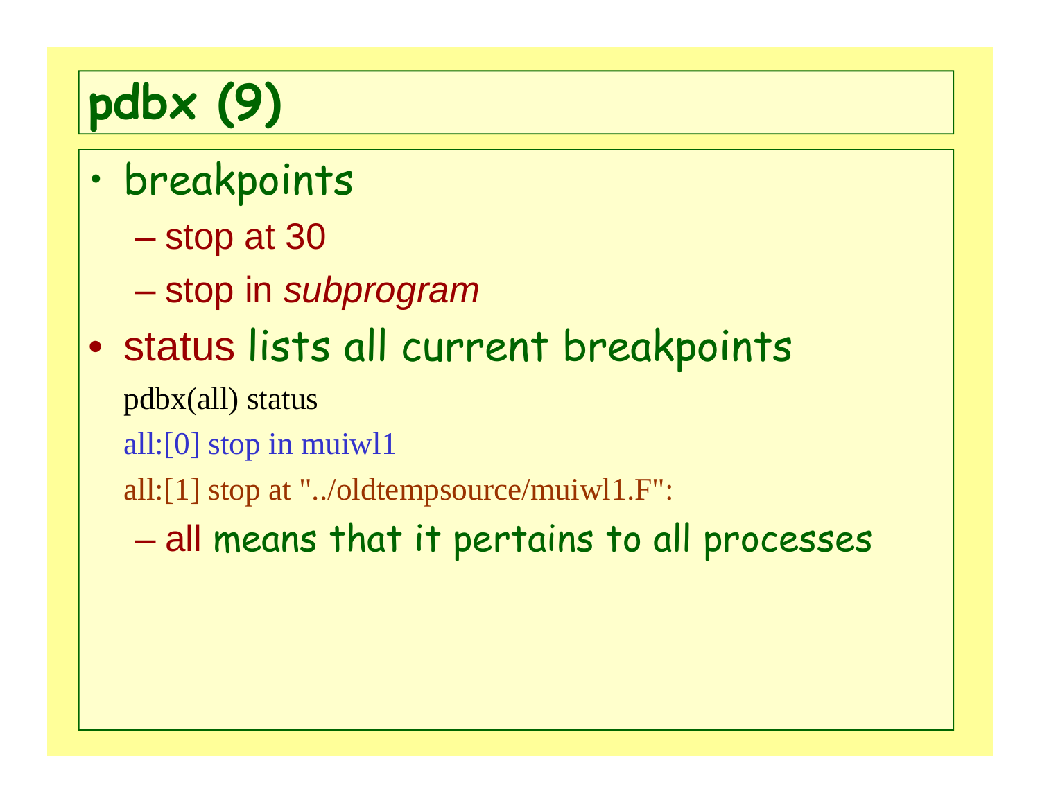# pdbx (9)

- breakpoints
  - stop at 30
  - stop in *subprogram*
- status lists all current breakpoints

```
pdbx(all) status
all:[0] stop in muiwl1
all:[1] stop at "../oldtempsource/muiwl1.F":
```

  - all means that it pertains to all processes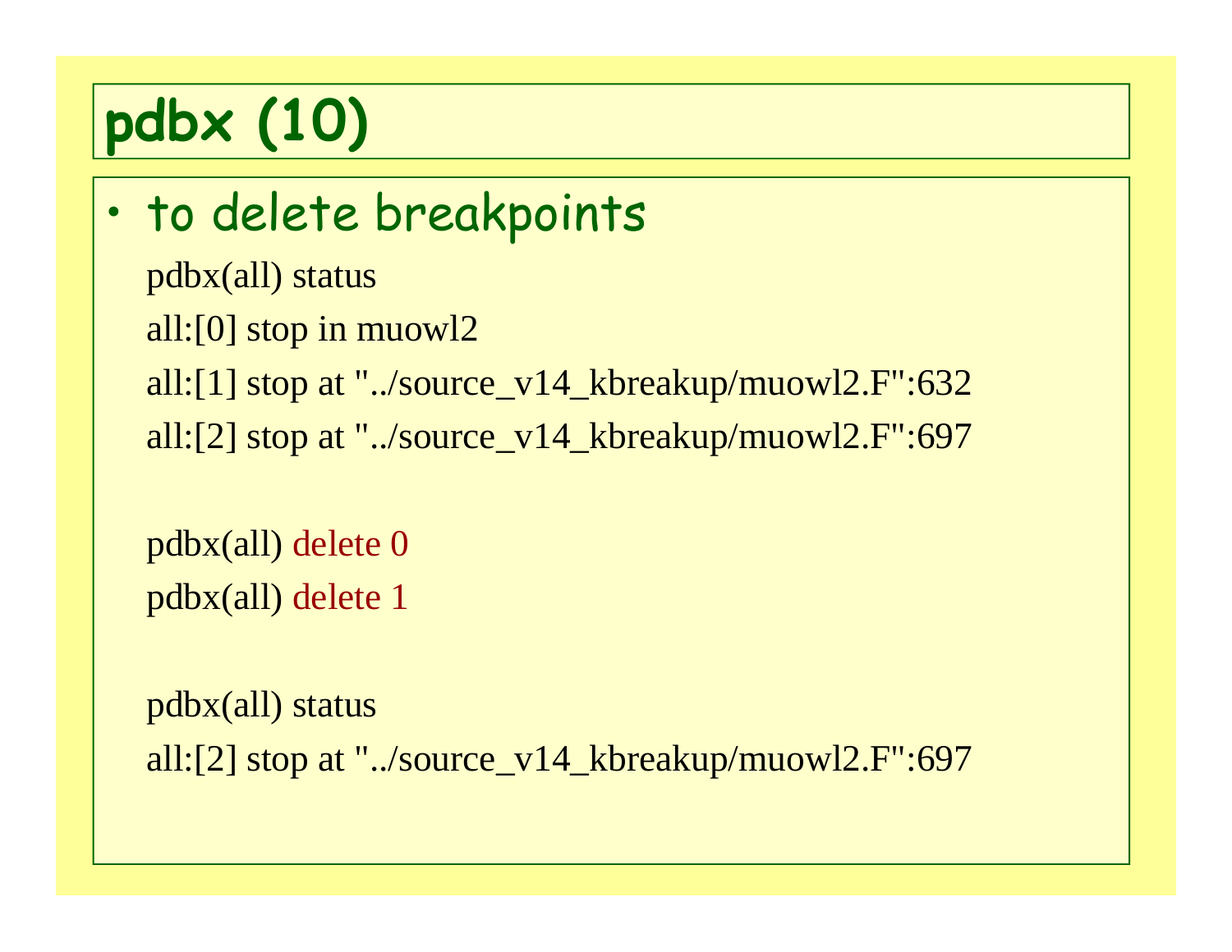# pdbx (10)

- to delete breakpoints

```
pdbx(all) status
all:[0] stop in muowl2
all:[1] stop at "../source_v14_kbreakup/muowl2.F":632
all:[2] stop at "../source_v14_kbreakup/muowl2.F":697

pdbx(all) delete 0
pdbx(all) delete 1

pdbx(all) status
all:[2] stop at "../source_v14_kbreakup/muowl2.F":697
```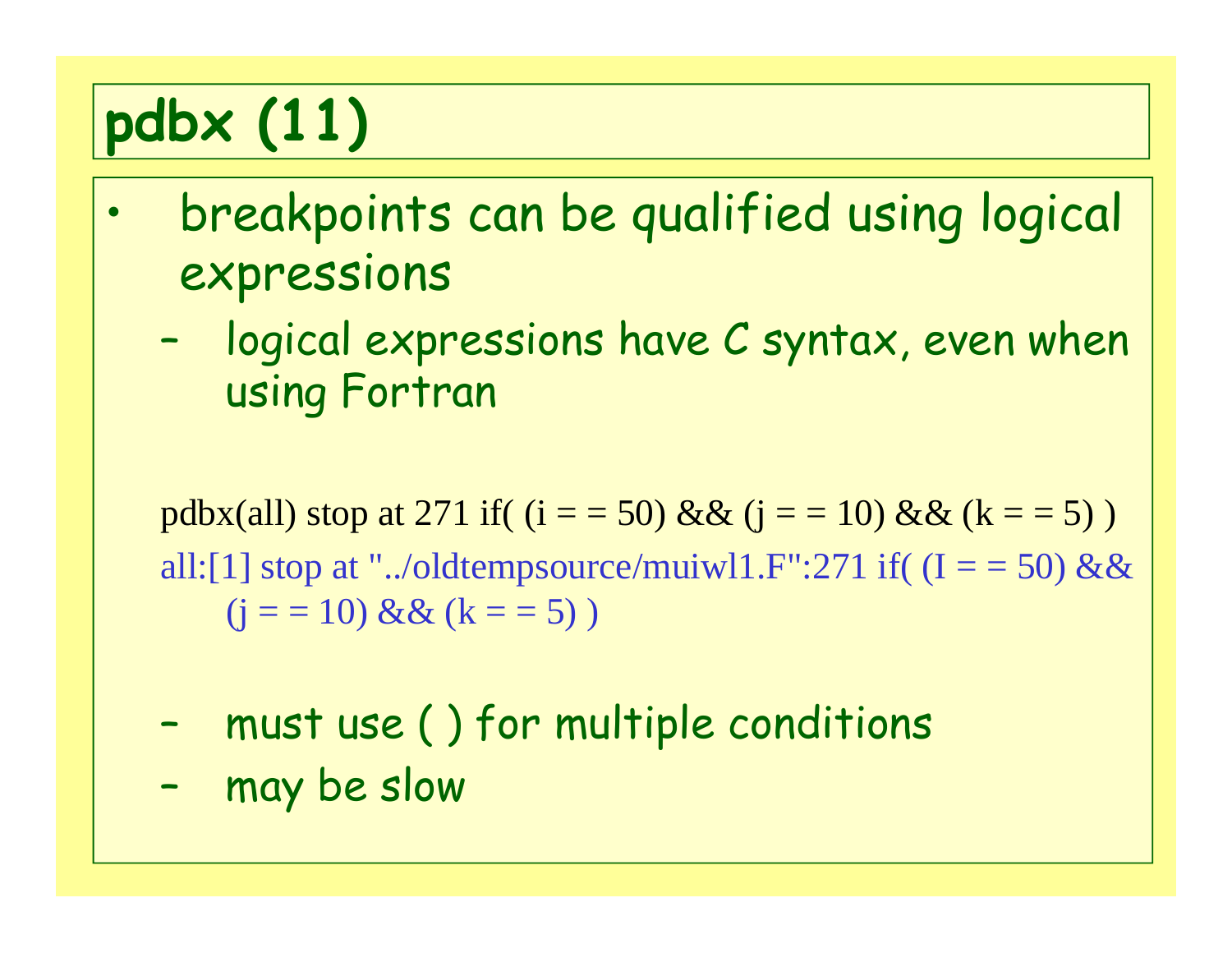# pdbx (11)

- breakpoints can be qualified using logical expressions
  - logical expressions have C syntax, even when using Fortran

```
pdbx(all) stop at 271 if( (i = = 50) && (j = = 10) && (k = = 5) )
all:[1] stop at "../oldtempsource/muiwl1.F":271 if( (I = = 50) &&
    (j = = 10) && (k = = 5) )
```

  - must use ( ) for multiple conditions
  - may be slow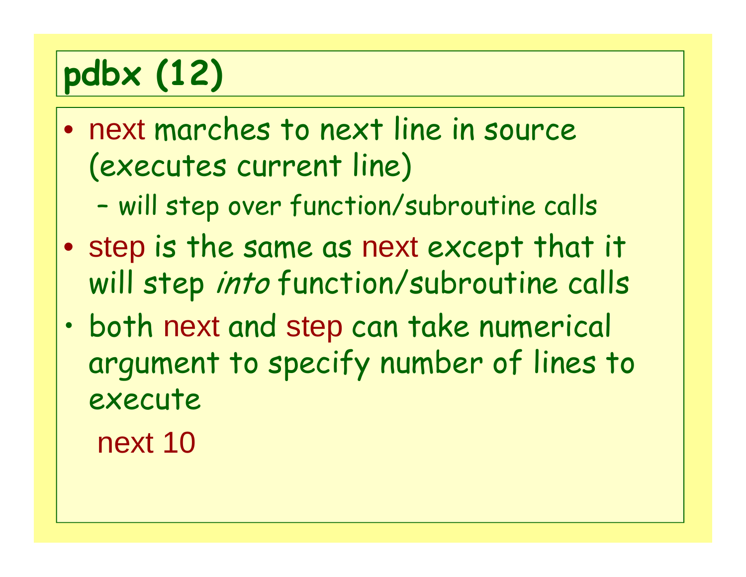# pdbx (12)

- next marches to next line in source (executes current line)
  - will step over function/subroutine calls
- step is the same as next except that it will step *into* function/subroutine calls
- both next and step can take numerical argument to specify number of lines to execute

```
next 10
```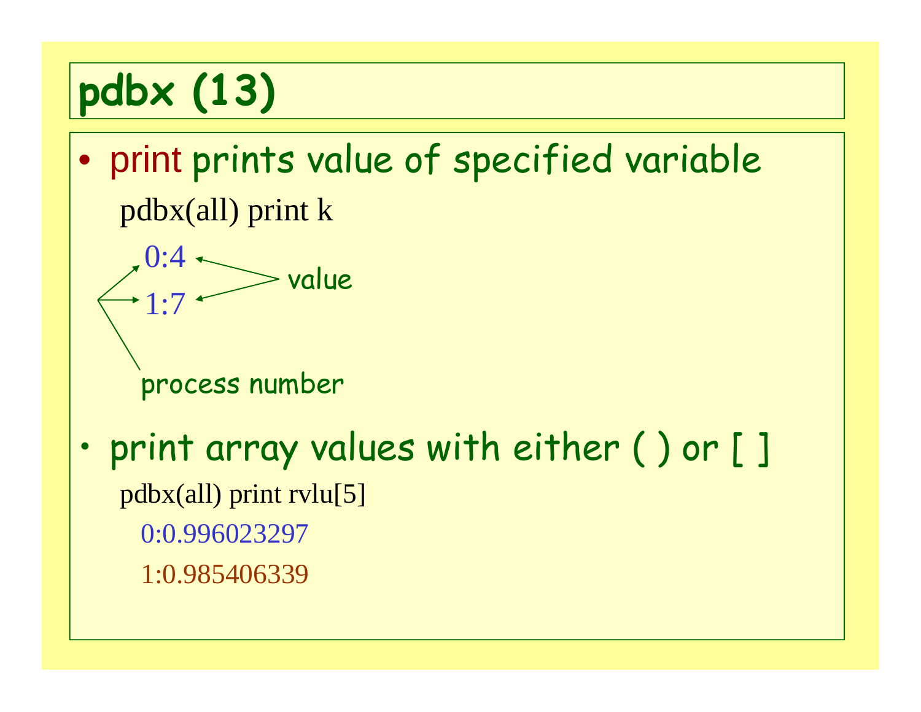# pdbx (13)

- print prints value of specified variable

```
pdbx(all) print k
0:4
1:7
```

(annotations: "0", "1" = process number; "4", "7" = value)

- print array values with either ( ) or [ ]

```
pdbx(all) print rvlu[5]
0:0.996023297
1:0.985406339
```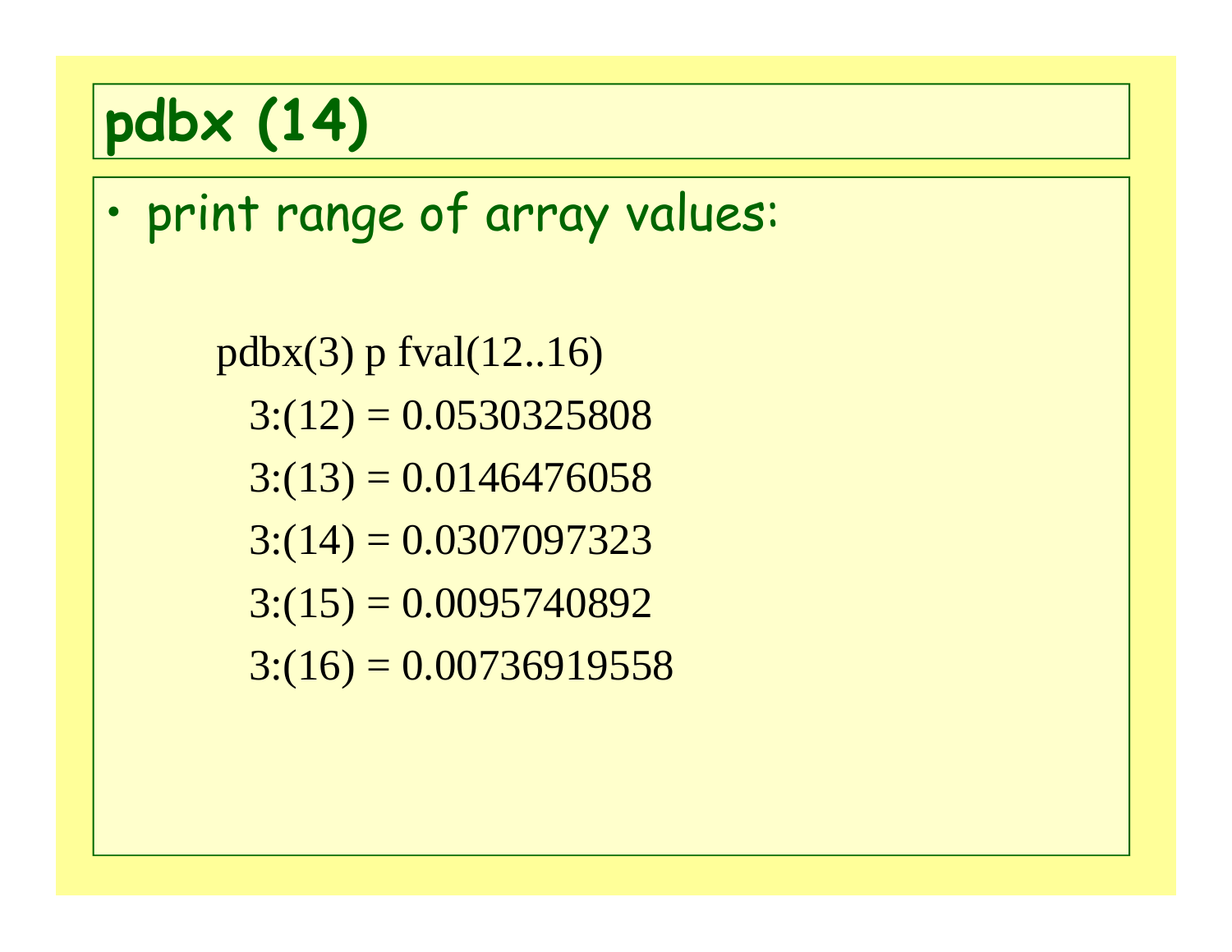# pdbx (14)

- print range of array values:

```
pdbx(3) p fval(12..16)
   3:(12) = 0.0530325808
   3:(13) = 0.0146476058
   3:(14) = 0.0307097323
   3:(15) = 0.0095740892
   3:(16) = 0.00736919558
```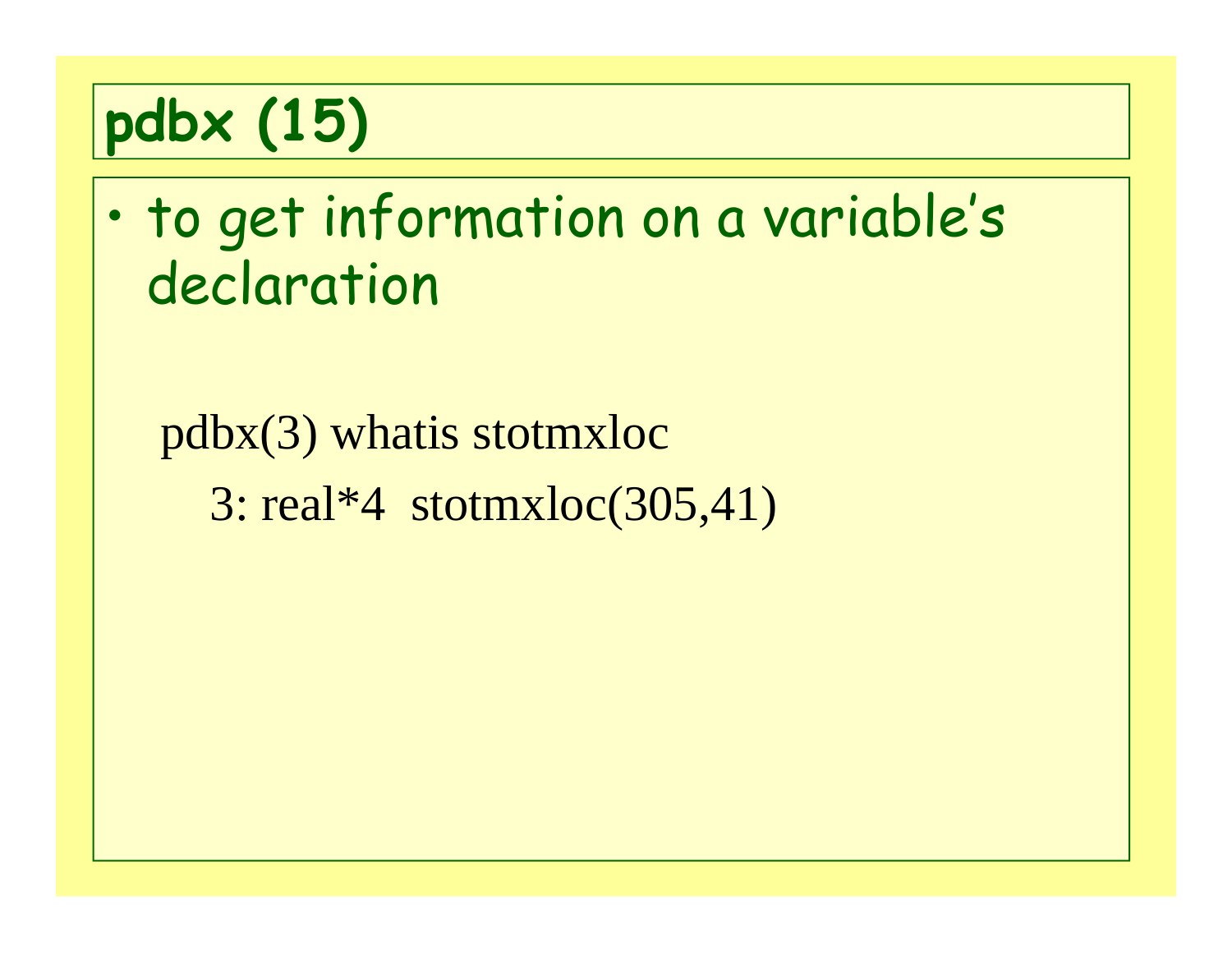# pdbx (15)

- to get information on a variable's declaration

```
pdbx(3) whatis stotmxloc
   3: real*4  stotmxloc(305,41)
```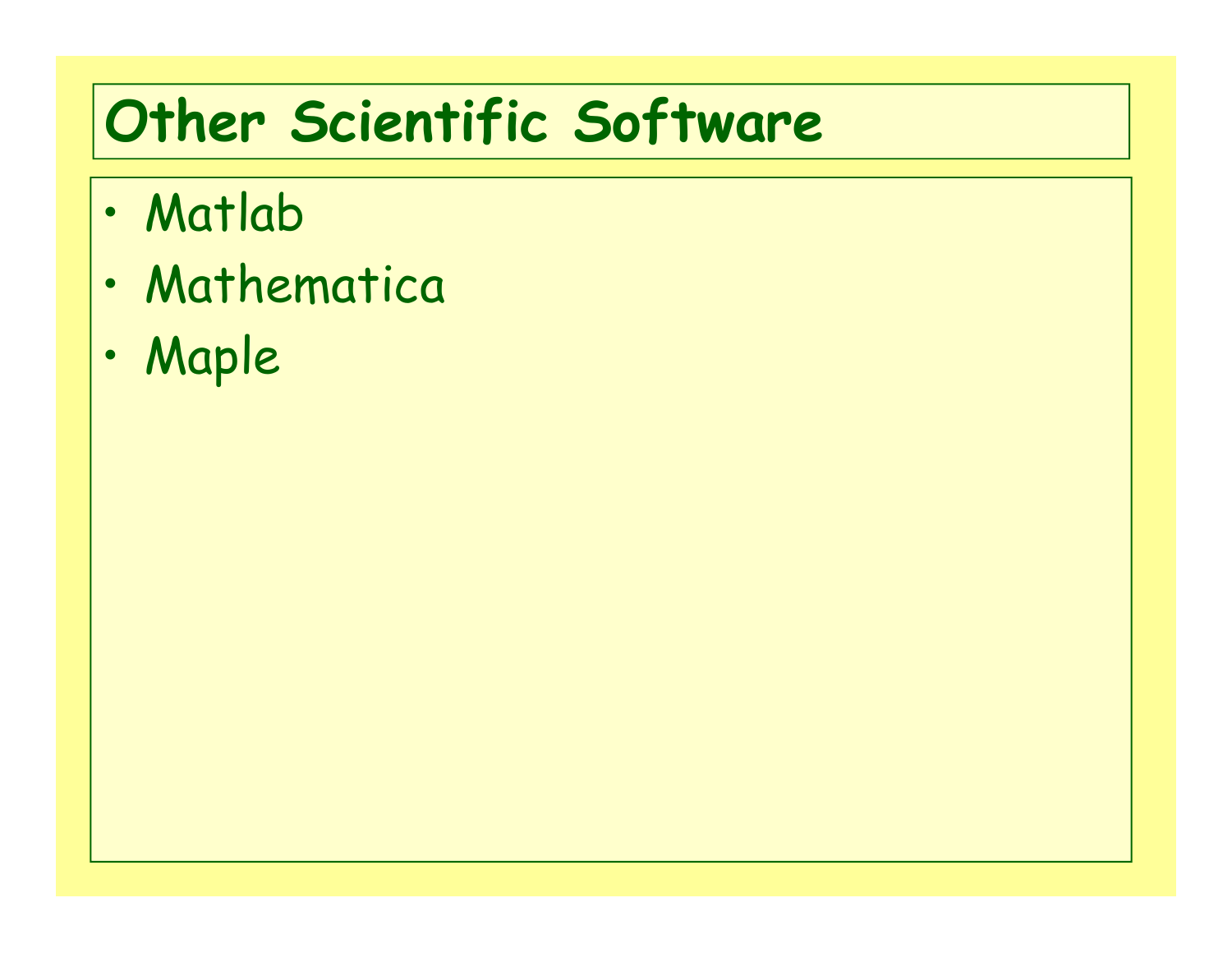# Other Scientific Software

- Matlab
- Mathematica
- Maple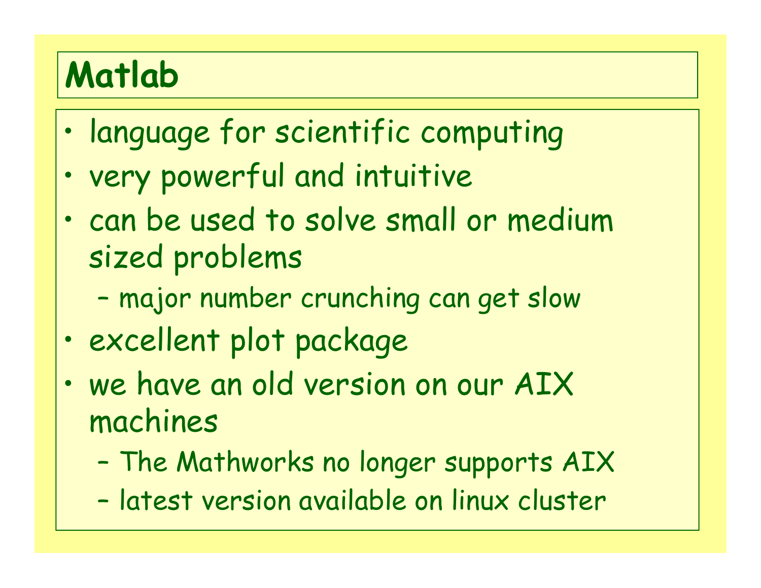# Matlab

- language for scientific computing
- very powerful and intuitive
- can be used to solve small or medium sized problems
  - major number crunching can get slow
- excellent plot package
- we have an old version on our AIX machines
  - The Mathworks no longer supports AIX
  - latest version available on linux cluster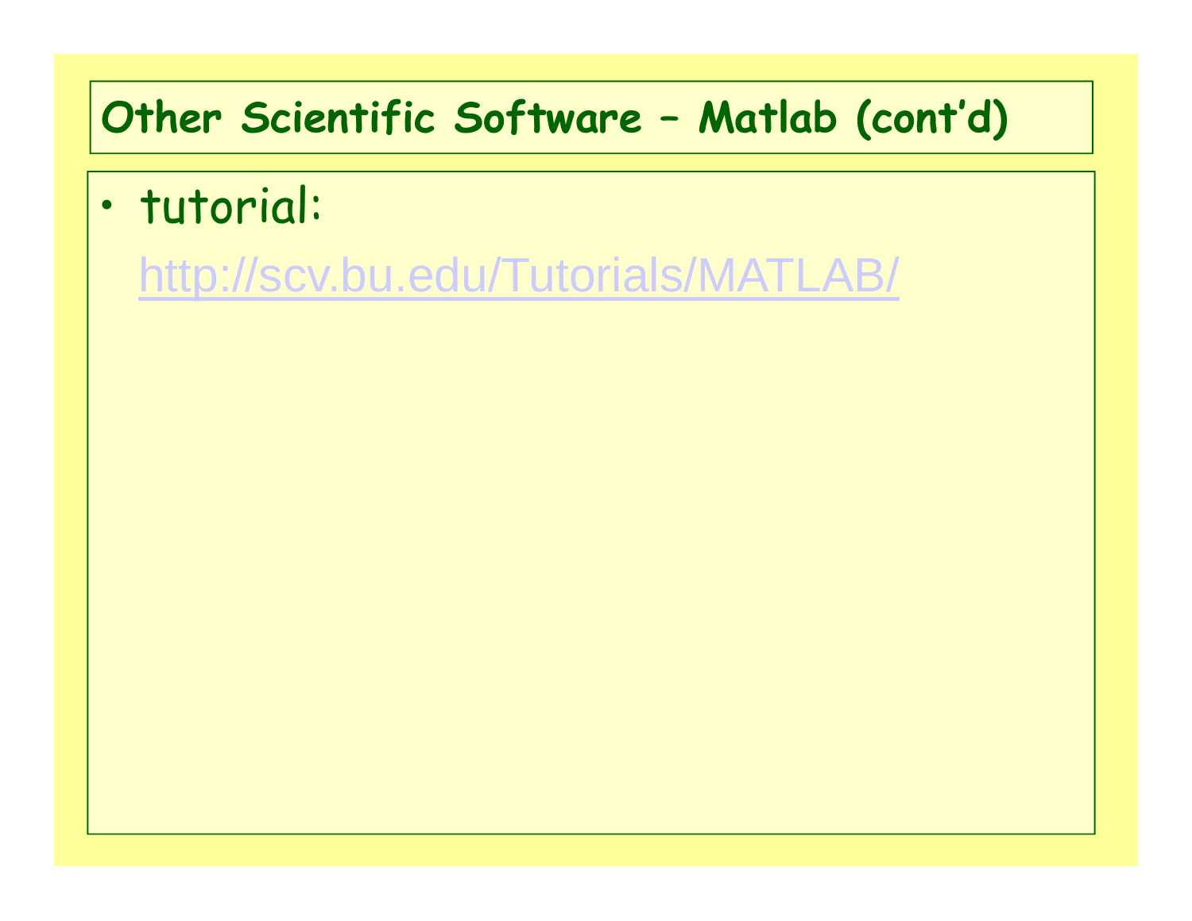# Other Scientific Software – Matlab (cont'd)

- tutorial:

  http://scv.bu.edu/Tutorials/MATLAB/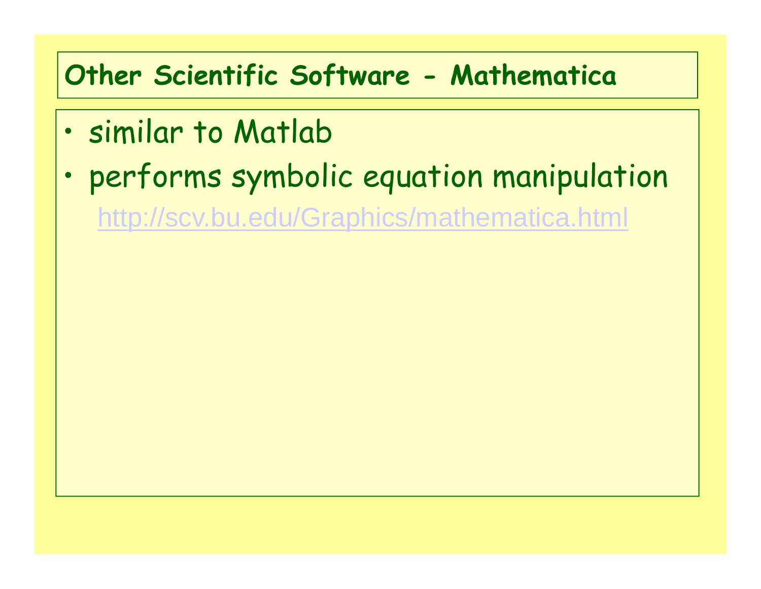## Other Scientific Software - Mathematica

- similar to Matlab
- performs symbolic equation manipulation

http://scv.bu.edu/Graphics/mathematica.html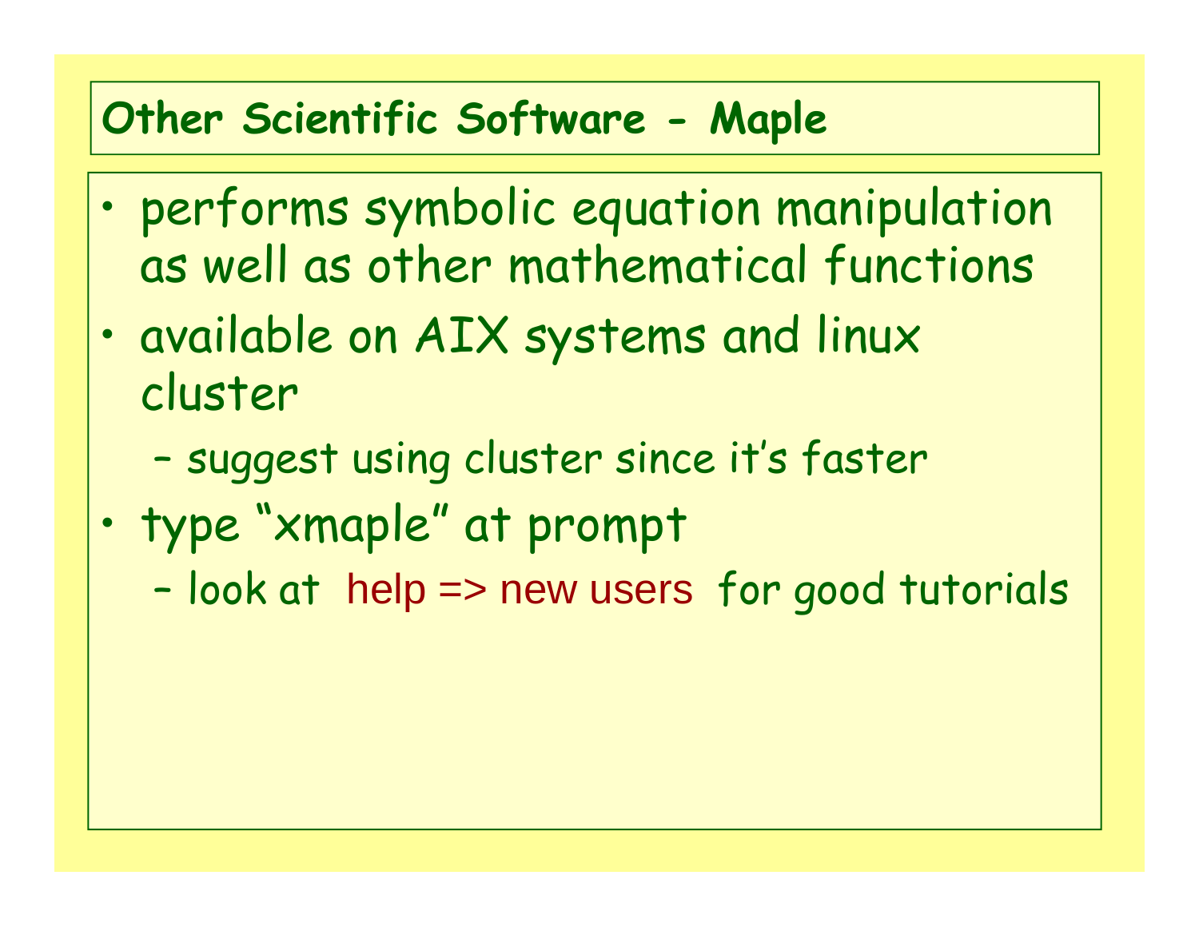## Other Scientific Software - Maple

- performs symbolic equation manipulation as well as other mathematical functions
- available on AIX systems and linux cluster
  - suggest using cluster since it's faster
- type "xmaple" at prompt
  - look at help => new users for good tutorials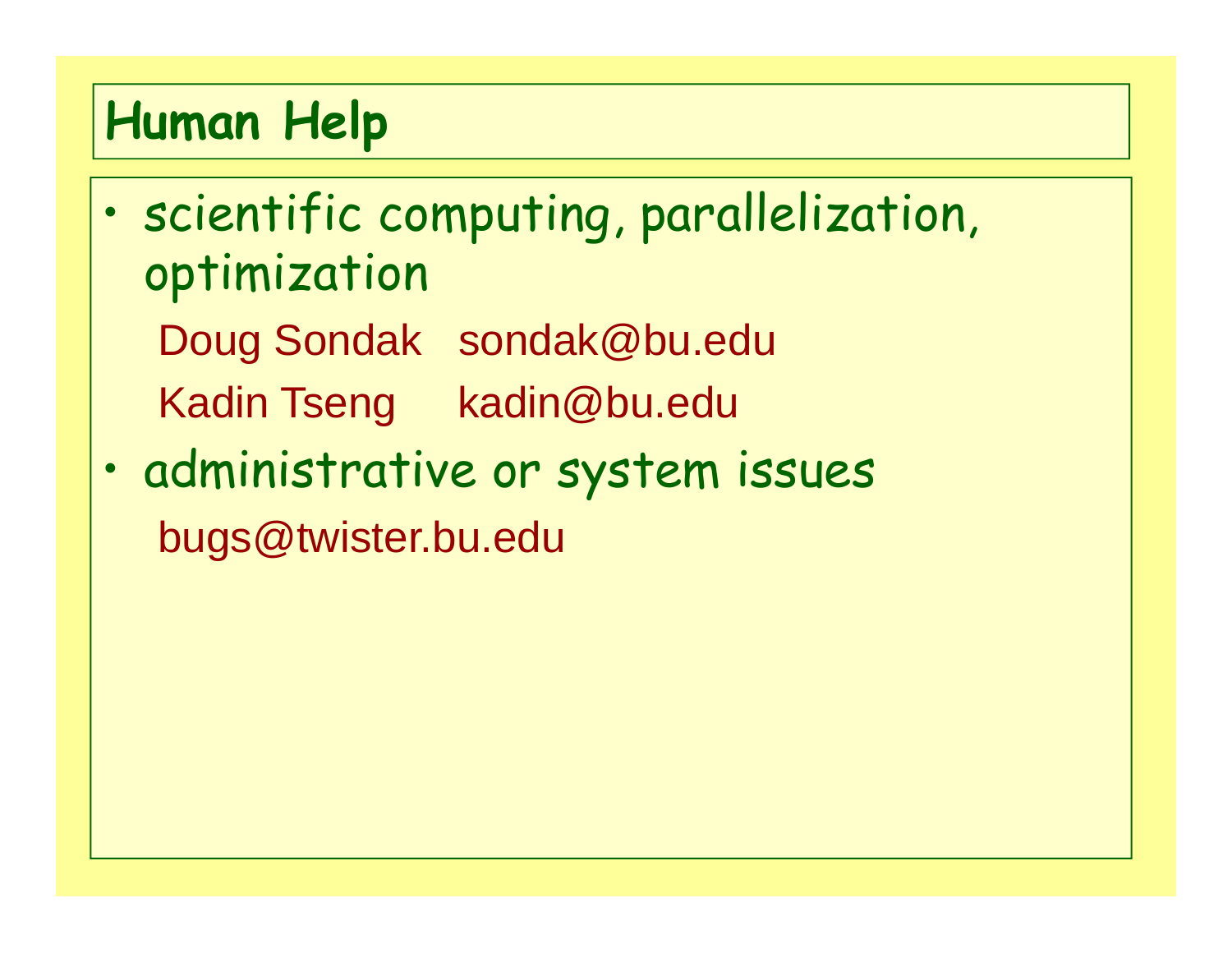# Human Help

- scientific computing, parallelization, optimization

  Doug Sondak   sondak@bu.edu

  Kadin Tseng   kadin@bu.edu

- administrative or system issues

  bugs@twister.bu.edu